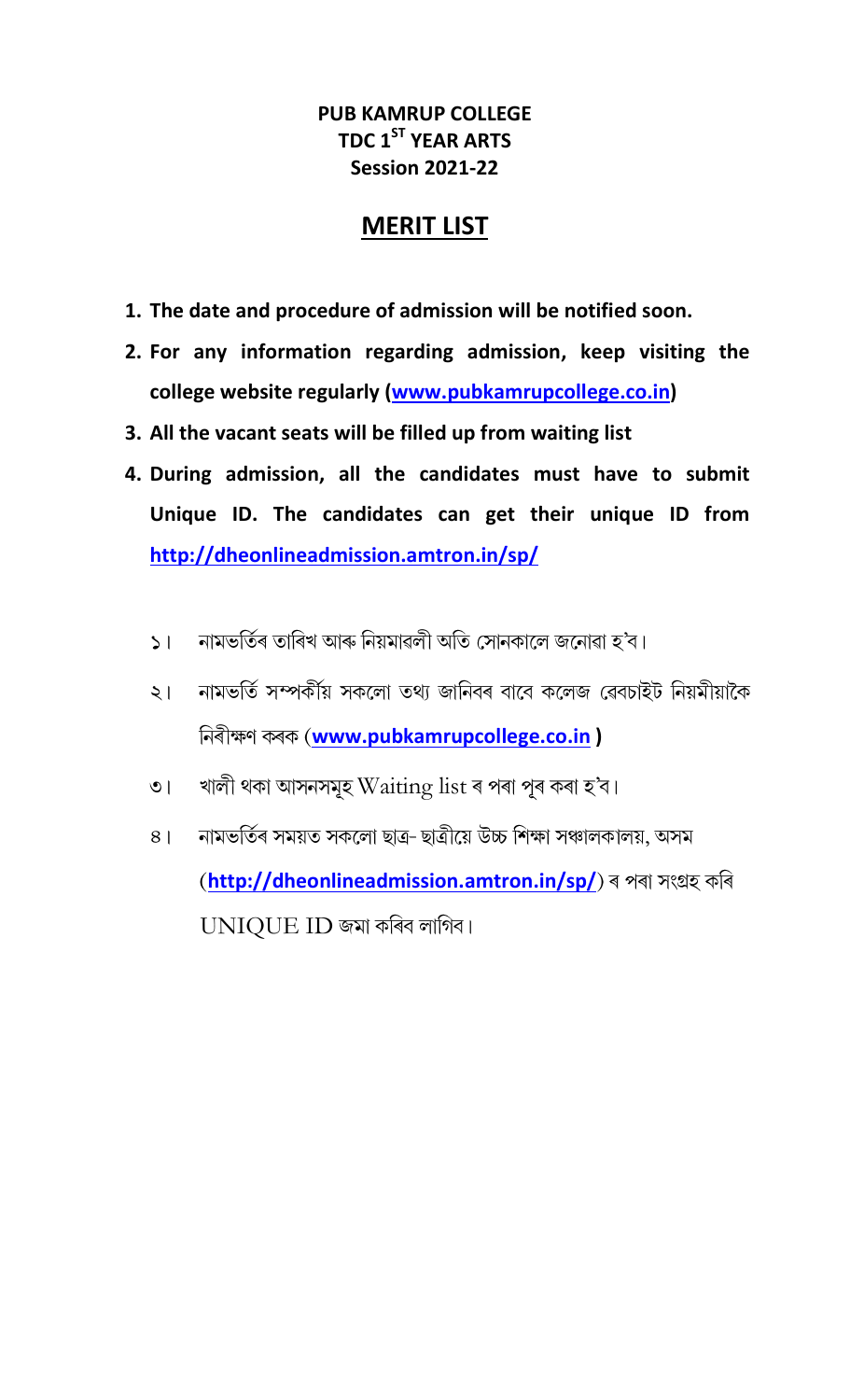**PUB KAMRUP COLLEGE**
**TDC 1ST YEAR ARTS**
**Session 2021-22**

# MERIT LIST

1. **The date and procedure of admission will be notified soon.**
2. **For any information regarding admission, keep visiting the college website regularly ([www.pubkamrupcollege.co.in](http://www.pubkamrupcollege.co.in))**
3. **All the vacant seats will be filled up from waiting list**
4. **During admission, all the candidates must have to submit Unique ID. The candidates can get their unique ID from [http://dheonlineadmission.amtron.in/sp/](http://dheonlineadmission.amtron.in/sp/)**

১। নামভৰ্তিৰ তাৰিখ আৰু নিয়মাৱলী অতি সোনকালে জনোৱা হ'ব।

২। নামভৰ্তি সম্পৰ্কীয় সকলো তথ্য জানিবৰ বাবে কলেজ ৱেবচাইট নিয়মীয়াকৈ নিৰীক্ষণ কৰক (**www.pubkamrupcollege.co.in** )

৩। খালী থকা আসনসমূহ Waiting list ৰ পৰা পূৰ কৰা হ'ব।

৪। নামভৰ্তিৰ সময়ত সকলো ছাত্ৰ- ছাত্ৰীয়ে উচ্চ শিক্ষা সঞ্চালকালয়, অসম (**http://dheonlineadmission.amtron.in/sp/**) ৰ পৰা সংগ্ৰহ কৰি UNIQUE ID জমা কৰিব লাগিব।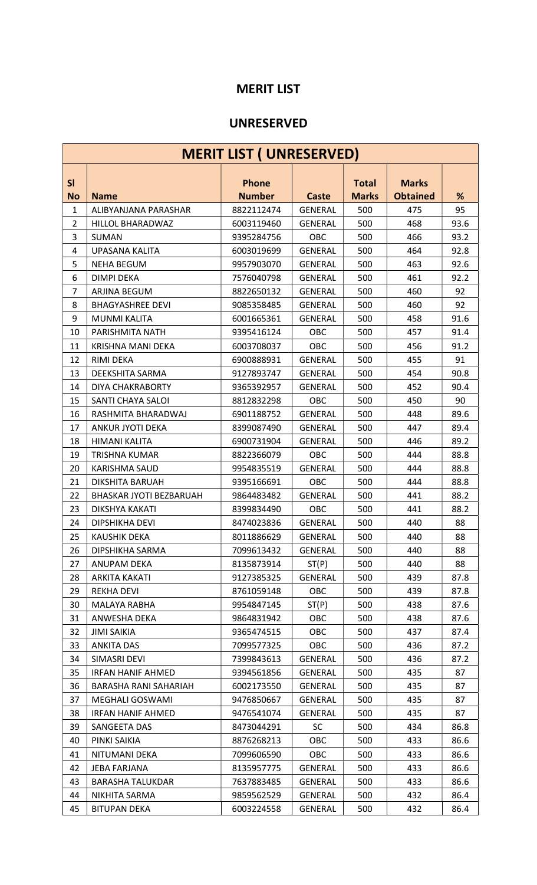# MERIT LIST

## UNRESERVED

| MERIT LIST ( UNRESERVED) | | | | | | |
|---|---|---|---|---|---|---|
| **Sl No** | **Name** | **Phone Number** | **Caste** | **Total Marks** | **Marks Obtained** | **%** |
| 1 | ALIBYANJANA PARASHAR | 8822112474 | GENERAL | 500 | 475 | 95 |
| 2 | HILLOL BHARADWAZ | 6003119460 | GENERAL | 500 | 468 | 93.6 |
| 3 | SUMAN | 9395284756 | OBC | 500 | 466 | 93.2 |
| 4 | UPASANA KALITA | 6003019699 | GENERAL | 500 | 464 | 92.8 |
| 5 | NEHA BEGUM | 9957903070 | GENERAL | 500 | 463 | 92.6 |
| 6 | DIMPI DEKA | 7576040798 | GENERAL | 500 | 461 | 92.2 |
| 7 | ARJINA BEGUM | 8822650132 | GENERAL | 500 | 460 | 92 |
| 8 | BHAGYASHREE DEVI | 9085358485 | GENERAL | 500 | 460 | 92 |
| 9 | MUNMI KALITA | 6001665361 | GENERAL | 500 | 458 | 91.6 |
| 10 | PARISHMITA NATH | 9395416124 | OBC | 500 | 457 | 91.4 |
| 11 | KRISHNA MANI DEKA | 6003708037 | OBC | 500 | 456 | 91.2 |
| 12 | RIMI DEKA | 6900888931 | GENERAL | 500 | 455 | 91 |
| 13 | DEEKSHITA SARMA | 9127893747 | GENERAL | 500 | 454 | 90.8 |
| 14 | DIYA CHAKRABORTY | 9365392957 | GENERAL | 500 | 452 | 90.4 |
| 15 | SANTI CHAYA SALOI | 8812832298 | OBC | 500 | 450 | 90 |
| 16 | RASHMITA BHARADWAJ | 6901188752 | GENERAL | 500 | 448 | 89.6 |
| 17 | ANKUR JYOTI DEKA | 8399087490 | GENERAL | 500 | 447 | 89.4 |
| 18 | HIMANI KALITA | 6900731904 | GENERAL | 500 | 446 | 89.2 |
| 19 | TRISHNA KUMAR | 8822366079 | OBC | 500 | 444 | 88.8 |
| 20 | KARISHMA SAUD | 9954835519 | GENERAL | 500 | 444 | 88.8 |
| 21 | DIKSHITA BARUAH | 9395166691 | OBC | 500 | 444 | 88.8 |
| 22 | BHASKAR JYOTI BEZBARUAH | 9864483482 | GENERAL | 500 | 441 | 88.2 |
| 23 | DIKSHYA KAKATI | 8399834490 | OBC | 500 | 441 | 88.2 |
| 24 | DIPSHIKHA DEVI | 8474023836 | GENERAL | 500 | 440 | 88 |
| 25 | KAUSHIK DEKA | 8011886629 | GENERAL | 500 | 440 | 88 |
| 26 | DIPSHIKHA SARMA | 7099613432 | GENERAL | 500 | 440 | 88 |
| 27 | ANUPAM DEKA | 8135873914 | ST(P) | 500 | 440 | 88 |
| 28 | ARKITA KAKATI | 9127385325 | GENERAL | 500 | 439 | 87.8 |
| 29 | REKHA DEVI | 8761059148 | OBC | 500 | 439 | 87.8 |
| 30 | MALAYA RABHA | 9954847145 | ST(P) | 500 | 438 | 87.6 |
| 31 | ANWESHA DEKA | 9864831942 | OBC | 500 | 438 | 87.6 |
| 32 | JIMI SAIKIA | 9365474515 | OBC | 500 | 437 | 87.4 |
| 33 | ANKITA DAS | 7099577325 | OBC | 500 | 436 | 87.2 |
| 34 | SIMASRI DEVI | 7399843613 | GENERAL | 500 | 436 | 87.2 |
| 35 | IRFAN HANIF AHMED | 9394561856 | GENERAL | 500 | 435 | 87 |
| 36 | BARASHA RANI SAHARIAH | 6002173550 | GENERAL | 500 | 435 | 87 |
| 37 | MEGHALI GOSWAMI | 9476850667 | GENERAL | 500 | 435 | 87 |
| 38 | IRFAN HANIF AHMED | 9476541074 | GENERAL | 500 | 435 | 87 |
| 39 | SANGEETA DAS | 8473044291 | SC | 500 | 434 | 86.8 |
| 40 | PINKI SAIKIA | 8876268213 | OBC | 500 | 433 | 86.6 |
| 41 | NITUMANI DEKA | 7099606590 | OBC | 500 | 433 | 86.6 |
| 42 | JEBA FARJANA | 8135957775 | GENERAL | 500 | 433 | 86.6 |
| 43 | BARASHA TALUKDAR | 7637883485 | GENERAL | 500 | 433 | 86.6 |
| 44 | NIKHITA SARMA | 9859562529 | GENERAL | 500 | 432 | 86.4 |
| 45 | BITUPAN DEKA | 6003224558 | GENERAL | 500 | 432 | 86.4 |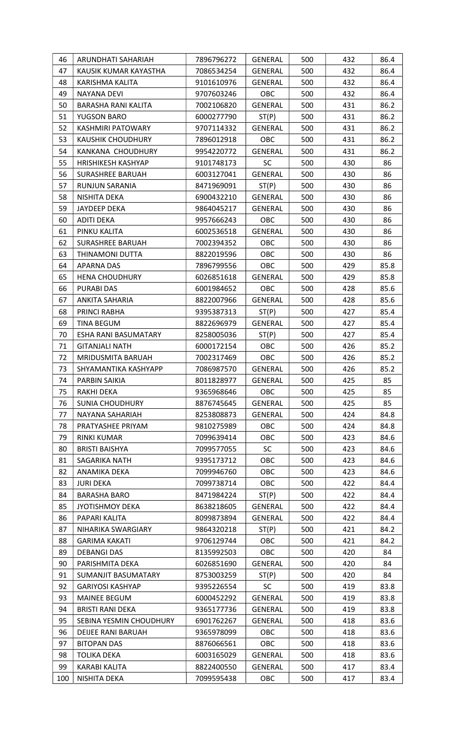| 46 | ARUNDHATI SAHARIAH | 7896796272 | GENERAL | 500 | 432 | 86.4 |
|---|---|---|---|---|---|---|
| 47 | KAUSIK KUMAR KAYASTHA | 7086534254 | GENERAL | 500 | 432 | 86.4 |
| 48 | KARISHMA KALITA | 9101610976 | GENERAL | 500 | 432 | 86.4 |
| 49 | NAYANA DEVI | 9707603246 | OBC | 500 | 432 | 86.4 |
| 50 | BARASHA RANI KALITA | 7002106820 | GENERAL | 500 | 431 | 86.2 |
| 51 | YUGSON BARO | 6000277790 | ST(P) | 500 | 431 | 86.2 |
| 52 | KASHMIRI PATOWARY | 9707114332 | GENERAL | 500 | 431 | 86.2 |
| 53 | KAUSHIK CHOUDHURY | 7896012918 | OBC | 500 | 431 | 86.2 |
| 54 | KANKANA CHOUDHURY | 9954220772 | GENERAL | 500 | 431 | 86.2 |
| 55 | HRISHIKESH KASHYAP | 9101748173 | SC | 500 | 430 | 86 |
| 56 | SURASHREE BARUAH | 6003127041 | GENERAL | 500 | 430 | 86 |
| 57 | RUNJUN SARANIA | 8471969091 | ST(P) | 500 | 430 | 86 |
| 58 | NISHITA DEKA | 6900432210 | GENERAL | 500 | 430 | 86 |
| 59 | JAYDEEP DEKA | 9864045217 | GENERAL | 500 | 430 | 86 |
| 60 | ADITI DEKA | 9957666243 | OBC | 500 | 430 | 86 |
| 61 | PINKU KALITA | 6002536518 | GENERAL | 500 | 430 | 86 |
| 62 | SURASHREE BARUAH | 7002394352 | OBC | 500 | 430 | 86 |
| 63 | THINAMONI DUTTA | 8822019596 | OBC | 500 | 430 | 86 |
| 64 | APARNA DAS | 7896799556 | OBC | 500 | 429 | 85.8 |
| 65 | HENA CHOUDHURY | 6026851618 | GENERAL | 500 | 429 | 85.8 |
| 66 | PURABI DAS | 6001984652 | OBC | 500 | 428 | 85.6 |
| 67 | ANKITA SAHARIA | 8822007966 | GENERAL | 500 | 428 | 85.6 |
| 68 | PRINCI RABHA | 9395387313 | ST(P) | 500 | 427 | 85.4 |
| 69 | TINA BEGUM | 8822696979 | GENERAL | 500 | 427 | 85.4 |
| 70 | ESHA RANI BASUMATARY | 8258005036 | ST(P) | 500 | 427 | 85.4 |
| 71 | GITANJALI NATH | 6000172154 | OBC | 500 | 426 | 85.2 |
| 72 | MRIDUSMITA BARUAH | 7002317469 | OBC | 500 | 426 | 85.2 |
| 73 | SHYAMANTIKA KASHYAPP | 7086987570 | GENERAL | 500 | 426 | 85.2 |
| 74 | PARBIN SAIKIA | 8011828977 | GENERAL | 500 | 425 | 85 |
| 75 | RAKHI DEKA | 9365968646 | OBC | 500 | 425 | 85 |
| 76 | SUNIA CHOUDHURY | 8876745645 | GENERAL | 500 | 425 | 85 |
| 77 | NAYANA SAHARIAH | 8253808873 | GENERAL | 500 | 424 | 84.8 |
| 78 | PRATYASHEE PRIYAM | 9810275989 | OBC | 500 | 424 | 84.8 |
| 79 | RINKI KUMAR | 7099639414 | OBC | 500 | 423 | 84.6 |
| 80 | BRISTI BAISHYA | 7099577055 | SC | 500 | 423 | 84.6 |
| 81 | SAGARIKA NATH | 9395173712 | OBC | 500 | 423 | 84.6 |
| 82 | ANAMIKA DEKA | 7099946760 | OBC | 500 | 423 | 84.6 |
| 83 | JURI DEKA | 7099738714 | OBC | 500 | 422 | 84.4 |
| 84 | BARASHA BARO | 8471984224 | ST(P) | 500 | 422 | 84.4 |
| 85 | JYOTISHMOY DEKA | 8638218605 | GENERAL | 500 | 422 | 84.4 |
| 86 | PAPARI KALITA | 8099873894 | GENERAL | 500 | 422 | 84.4 |
| 87 | NIHARIKA SWARGIARY | 9864320218 | ST(P) | 500 | 421 | 84.2 |
| 88 | GARIMA KAKATI | 9706129744 | OBC | 500 | 421 | 84.2 |
| 89 | DEBANGI DAS | 8135992503 | OBC | 500 | 420 | 84 |
| 90 | PARISHMITA DEKA | 6026851690 | GENERAL | 500 | 420 | 84 |
| 91 | SUMANJIT BASUMATARY | 8753003259 | ST(P) | 500 | 420 | 84 |
| 92 | GARIYOSI KASHYAP | 9395226554 | SC | 500 | 419 | 83.8 |
| 93 | MAINEE BEGUM | 6000452292 | GENERAL | 500 | 419 | 83.8 |
| 94 | BRISTI RANI DEKA | 9365177736 | GENERAL | 500 | 419 | 83.8 |
| 95 | SEBINA YESMIN CHOUDHURY | 6901762267 | GENERAL | 500 | 418 | 83.6 |
| 96 | DEIJEE RANI BARUAH | 9365978099 | OBC | 500 | 418 | 83.6 |
| 97 | BITOPAN DAS | 8876066561 | OBC | 500 | 418 | 83.6 |
| 98 | TOLIKA DEKA | 6003165029 | GENERAL | 500 | 418 | 83.6 |
| 99 | KARABI KALITA | 8822400550 | GENERAL | 500 | 417 | 83.4 |
| 100 | NISHITA DEKA | 7099595438 | OBC | 500 | 417 | 83.4 |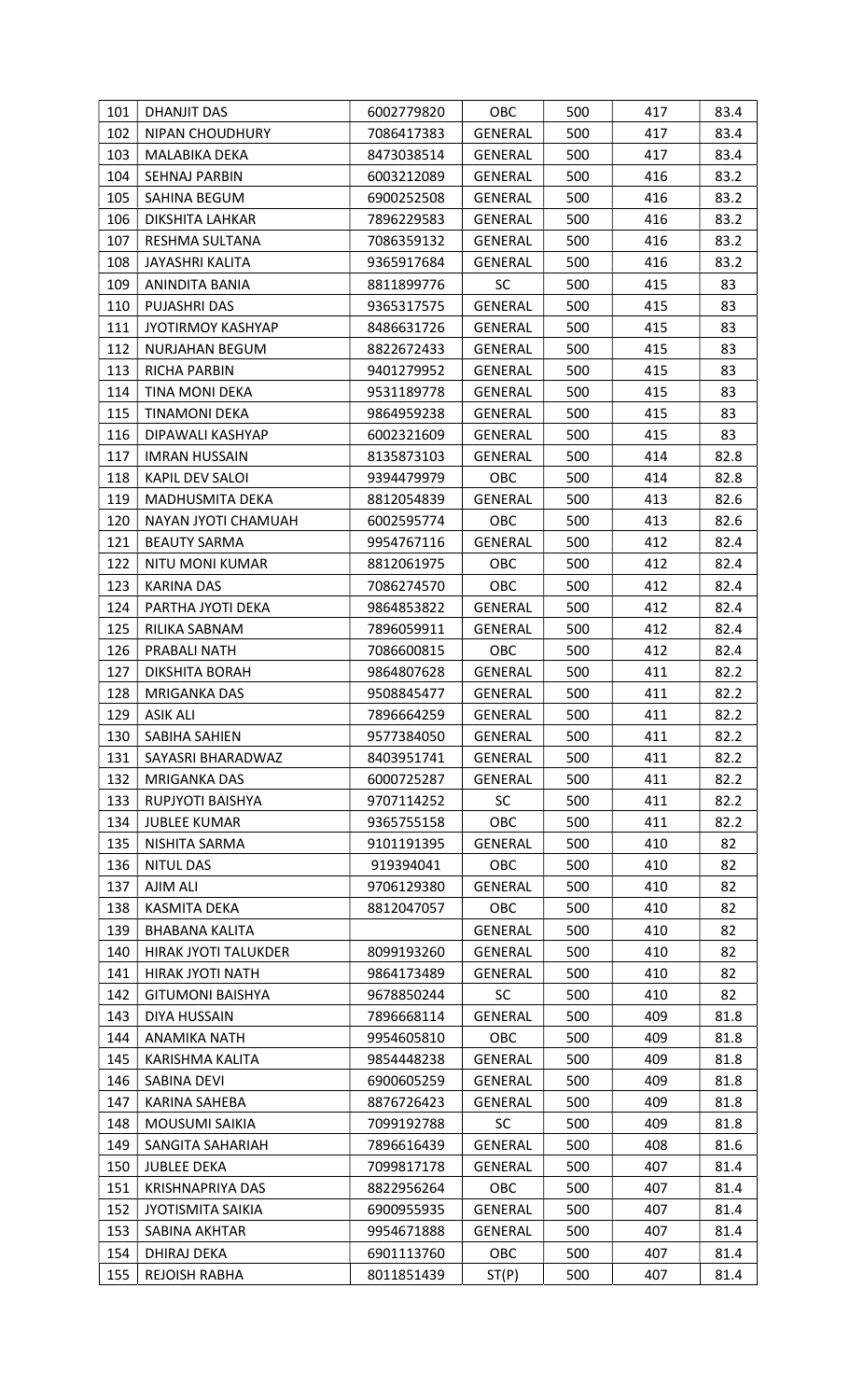| 101 | DHANJIT DAS | 6002779820 | OBC | 500 | 417 | 83.4 |
|---|---|---|---|---|---|---|
| 102 | NIPAN CHOUDHURY | 7086417383 | GENERAL | 500 | 417 | 83.4 |
| 103 | MALABIKA DEKA | 8473038514 | GENERAL | 500 | 417 | 83.4 |
| 104 | SEHNAJ PARBIN | 6003212089 | GENERAL | 500 | 416 | 83.2 |
| 105 | SAHINA BEGUM | 6900252508 | GENERAL | 500 | 416 | 83.2 |
| 106 | DIKSHITA LAHKAR | 7896229583 | GENERAL | 500 | 416 | 83.2 |
| 107 | RESHMA SULTANA | 7086359132 | GENERAL | 500 | 416 | 83.2 |
| 108 | JAYASHRI KALITA | 9365917684 | GENERAL | 500 | 416 | 83.2 |
| 109 | ANINDITA BANIA | 8811899776 | SC | 500 | 415 | 83 |
| 110 | PUJASHRI DAS | 9365317575 | GENERAL | 500 | 415 | 83 |
| 111 | JYOTIRMOY KASHYAP | 8486631726 | GENERAL | 500 | 415 | 83 |
| 112 | NURJAHAN BEGUM | 8822672433 | GENERAL | 500 | 415 | 83 |
| 113 | RICHA PARBIN | 9401279952 | GENERAL | 500 | 415 | 83 |
| 114 | TINA MONI DEKA | 9531189778 | GENERAL | 500 | 415 | 83 |
| 115 | TINAMONI DEKA | 9864959238 | GENERAL | 500 | 415 | 83 |
| 116 | DIPAWALI KASHYAP | 6002321609 | GENERAL | 500 | 415 | 83 |
| 117 | IMRAN HUSSAIN | 8135873103 | GENERAL | 500 | 414 | 82.8 |
| 118 | KAPIL DEV SALOI | 9394479979 | OBC | 500 | 414 | 82.8 |
| 119 | MADHUSMITA DEKA | 8812054839 | GENERAL | 500 | 413 | 82.6 |
| 120 | NAYAN JYOTI CHAMUAH | 6002595774 | OBC | 500 | 413 | 82.6 |
| 121 | BEAUTY SARMA | 9954767116 | GENERAL | 500 | 412 | 82.4 |
| 122 | NITU MONI KUMAR | 8812061975 | OBC | 500 | 412 | 82.4 |
| 123 | KARINA DAS | 7086274570 | OBC | 500 | 412 | 82.4 |
| 124 | PARTHA JYOTI DEKA | 9864853822 | GENERAL | 500 | 412 | 82.4 |
| 125 | RILIKA SABNAM | 7896059911 | GENERAL | 500 | 412 | 82.4 |
| 126 | PRABALI NATH | 7086600815 | OBC | 500 | 412 | 82.4 |
| 127 | DIKSHITA BORAH | 9864807628 | GENERAL | 500 | 411 | 82.2 |
| 128 | MRIGANKA DAS | 9508845477 | GENERAL | 500 | 411 | 82.2 |
| 129 | ASIK ALI | 7896664259 | GENERAL | 500 | 411 | 82.2 |
| 130 | SABIHA SAHIEN | 9577384050 | GENERAL | 500 | 411 | 82.2 |
| 131 | SAYASRI BHARADWAZ | 8403951741 | GENERAL | 500 | 411 | 82.2 |
| 132 | MRIGANKA DAS | 6000725287 | GENERAL | 500 | 411 | 82.2 |
| 133 | RUPJYOTI BAISHYA | 9707114252 | SC | 500 | 411 | 82.2 |
| 134 | JUBLEE KUMAR | 9365755158 | OBC | 500 | 411 | 82.2 |
| 135 | NISHITA SARMA | 9101191395 | GENERAL | 500 | 410 | 82 |
| 136 | NITUL DAS | 919394041 | OBC | 500 | 410 | 82 |
| 137 | AJIM ALI | 9706129380 | GENERAL | 500 | 410 | 82 |
| 138 | KASMITA DEKA | 8812047057 | OBC | 500 | 410 | 82 |
| 139 | BHABANA KALITA | | GENERAL | 500 | 410 | 82 |
| 140 | HIRAK JYOTI TALUKDER | 8099193260 | GENERAL | 500 | 410 | 82 |
| 141 | HIRAK JYOTI NATH | 9864173489 | GENERAL | 500 | 410 | 82 |
| 142 | GITUMONI BAISHYA | 9678850244 | SC | 500 | 410 | 82 |
| 143 | DIYA HUSSAIN | 7896668114 | GENERAL | 500 | 409 | 81.8 |
| 144 | ANAMIKA NATH | 9954605810 | OBC | 500 | 409 | 81.8 |
| 145 | KARISHMA KALITA | 9854448238 | GENERAL | 500 | 409 | 81.8 |
| 146 | SABINA DEVI | 6900605259 | GENERAL | 500 | 409 | 81.8 |
| 147 | KARINA SAHEBA | 8876726423 | GENERAL | 500 | 409 | 81.8 |
| 148 | MOUSUMI SAIKIA | 7099192788 | SC | 500 | 409 | 81.8 |
| 149 | SANGITA SAHARIAH | 7896616439 | GENERAL | 500 | 408 | 81.6 |
| 150 | JUBLEE DEKA | 7099817178 | GENERAL | 500 | 407 | 81.4 |
| 151 | KRISHNAPRIYA DAS | 8822956264 | OBC | 500 | 407 | 81.4 |
| 152 | JYOTISMITA SAIKIA | 6900955935 | GENERAL | 500 | 407 | 81.4 |
| 153 | SABINA AKHTAR | 9954671888 | GENERAL | 500 | 407 | 81.4 |
| 154 | DHIRAJ DEKA | 6901113760 | OBC | 500 | 407 | 81.4 |
| 155 | REJOISH RABHA | 8011851439 | ST(P) | 500 | 407 | 81.4 |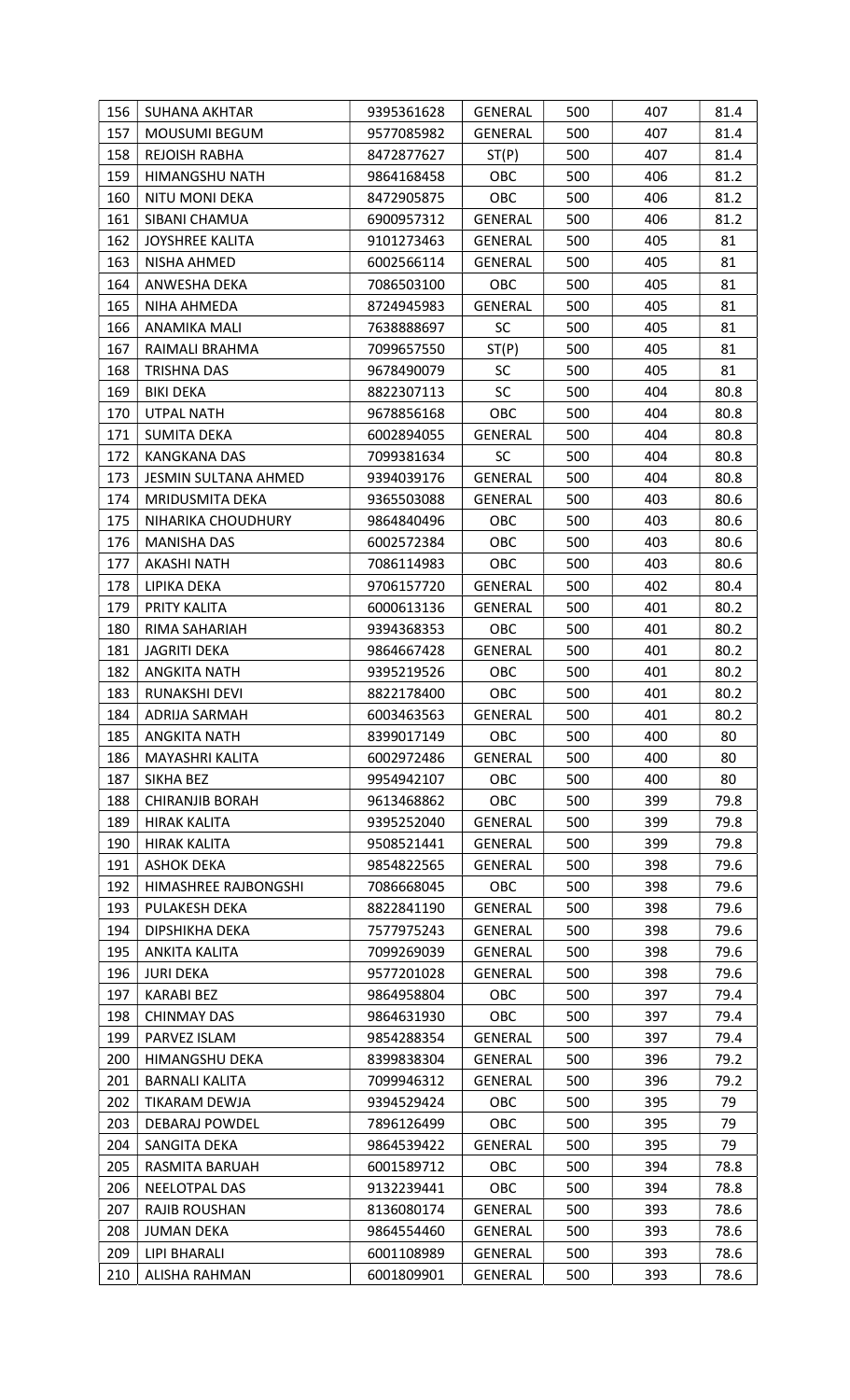| 156 | SUHANA AKHTAR | 9395361628 | GENERAL | 500 | 407 | 81.4 |
|---|---|---|---|---|---|---|
| 157 | MOUSUMI BEGUM | 9577085982 | GENERAL | 500 | 407 | 81.4 |
| 158 | REJOISH RABHA | 8472877627 | ST(P) | 500 | 407 | 81.4 |
| 159 | HIMANGSHU NATH | 9864168458 | OBC | 500 | 406 | 81.2 |
| 160 | NITU MONI DEKA | 8472905875 | OBC | 500 | 406 | 81.2 |
| 161 | SIBANI CHAMUA | 6900957312 | GENERAL | 500 | 406 | 81.2 |
| 162 | JOYSHREE KALITA | 9101273463 | GENERAL | 500 | 405 | 81 |
| 163 | NISHA AHMED | 6002566114 | GENERAL | 500 | 405 | 81 |
| 164 | ANWESHA DEKA | 7086503100 | OBC | 500 | 405 | 81 |
| 165 | NIHA AHMEDA | 8724945983 | GENERAL | 500 | 405 | 81 |
| 166 | ANAMIKA MALI | 7638888697 | SC | 500 | 405 | 81 |
| 167 | RAIMALI BRAHMA | 7099657550 | ST(P) | 500 | 405 | 81 |
| 168 | TRISHNA DAS | 9678490079 | SC | 500 | 405 | 81 |
| 169 | BIKI DEKA | 8822307113 | SC | 500 | 404 | 80.8 |
| 170 | UTPAL NATH | 9678856168 | OBC | 500 | 404 | 80.8 |
| 171 | SUMITA DEKA | 6002894055 | GENERAL | 500 | 404 | 80.8 |
| 172 | KANGKANA DAS | 7099381634 | SC | 500 | 404 | 80.8 |
| 173 | JESMIN SULTANA AHMED | 9394039176 | GENERAL | 500 | 404 | 80.8 |
| 174 | MRIDUSMITA DEKA | 9365503088 | GENERAL | 500 | 403 | 80.6 |
| 175 | NIHARIKA CHOUDHURY | 9864840496 | OBC | 500 | 403 | 80.6 |
| 176 | MANISHA DAS | 6002572384 | OBC | 500 | 403 | 80.6 |
| 177 | AKASHI NATH | 7086114983 | OBC | 500 | 403 | 80.6 |
| 178 | LIPIKA DEKA | 9706157720 | GENERAL | 500 | 402 | 80.4 |
| 179 | PRITY KALITA | 6000613136 | GENERAL | 500 | 401 | 80.2 |
| 180 | RIMA SAHARIAH | 9394368353 | OBC | 500 | 401 | 80.2 |
| 181 | JAGRITI DEKA | 9864667428 | GENERAL | 500 | 401 | 80.2 |
| 182 | ANGKITA NATH | 9395219526 | OBC | 500 | 401 | 80.2 |
| 183 | RUNAKSHI DEVI | 8822178400 | OBC | 500 | 401 | 80.2 |
| 184 | ADRIJA SARMAH | 6003463563 | GENERAL | 500 | 401 | 80.2 |
| 185 | ANGKITA NATH | 8399017149 | OBC | 500 | 400 | 80 |
| 186 | MAYASHRI KALITA | 6002972486 | GENERAL | 500 | 400 | 80 |
| 187 | SIKHA BEZ | 9954942107 | OBC | 500 | 400 | 80 |
| 188 | CHIRANJIB BORAH | 9613468862 | OBC | 500 | 399 | 79.8 |
| 189 | HIRAK KALITA | 9395252040 | GENERAL | 500 | 399 | 79.8 |
| 190 | HIRAK KALITA | 9508521441 | GENERAL | 500 | 399 | 79.8 |
| 191 | ASHOK DEKA | 9854822565 | GENERAL | 500 | 398 | 79.6 |
| 192 | HIMASHREE RAJBONGSHI | 7086668045 | OBC | 500 | 398 | 79.6 |
| 193 | PULAKESH DEKA | 8822841190 | GENERAL | 500 | 398 | 79.6 |
| 194 | DIPSHIKHA DEKA | 7577975243 | GENERAL | 500 | 398 | 79.6 |
| 195 | ANKITA KALITA | 7099269039 | GENERAL | 500 | 398 | 79.6 |
| 196 | JURI DEKA | 9577201028 | GENERAL | 500 | 398 | 79.6 |
| 197 | KARABI BEZ | 9864958804 | OBC | 500 | 397 | 79.4 |
| 198 | CHINMAY DAS | 9864631930 | OBC | 500 | 397 | 79.4 |
| 199 | PARVEZ ISLAM | 9854288354 | GENERAL | 500 | 397 | 79.4 |
| 200 | HIMANGSHU DEKA | 8399838304 | GENERAL | 500 | 396 | 79.2 |
| 201 | BARNALI KALITA | 7099946312 | GENERAL | 500 | 396 | 79.2 |
| 202 | TIKARAM DEWJA | 9394529424 | OBC | 500 | 395 | 79 |
| 203 | DEBARAJ POWDEL | 7896126499 | OBC | 500 | 395 | 79 |
| 204 | SANGITA DEKA | 9864539422 | GENERAL | 500 | 395 | 79 |
| 205 | RASMITA BARUAH | 6001589712 | OBC | 500 | 394 | 78.8 |
| 206 | NEELOTPAL DAS | 9132239441 | OBC | 500 | 394 | 78.8 |
| 207 | RAJIB ROUSHAN | 8136080174 | GENERAL | 500 | 393 | 78.6 |
| 208 | JUMAN DEKA | 9864554460 | GENERAL | 500 | 393 | 78.6 |
| 209 | LIPI BHARALI | 6001108989 | GENERAL | 500 | 393 | 78.6 |
| 210 | ALISHA RAHMAN | 6001809901 | GENERAL | 500 | 393 | 78.6 |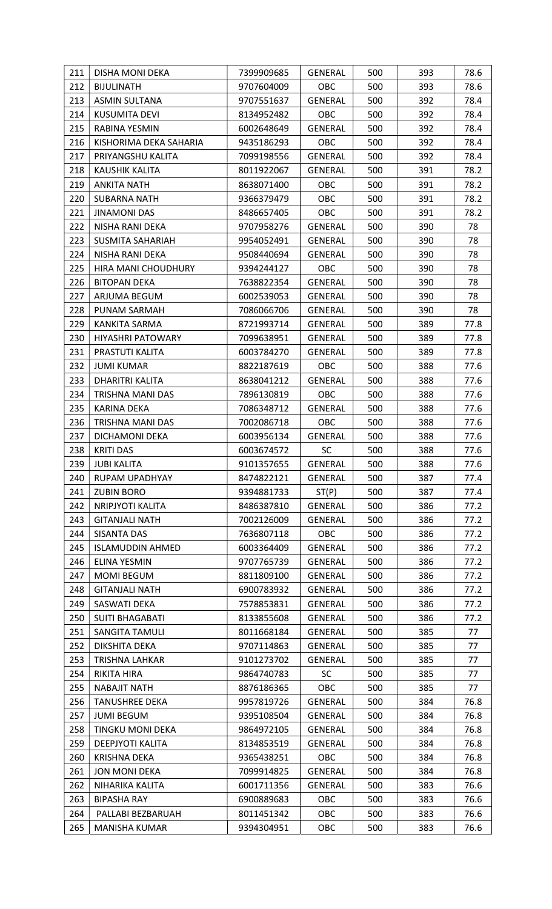| | | | | | | |
|---|---|---|---|---|---|---|
| 211 | DISHA MONI DEKA | 7399909685 | GENERAL | 500 | 393 | 78.6 |
| 212 | BIJULINATH | 9707604009 | OBC | 500 | 393 | 78.6 |
| 213 | ASMIN SULTANA | 9707551637 | GENERAL | 500 | 392 | 78.4 |
| 214 | KUSUMITA DEVI | 8134952482 | OBC | 500 | 392 | 78.4 |
| 215 | RABINA YESMIN | 6002648649 | GENERAL | 500 | 392 | 78.4 |
| 216 | KISHORIMA DEKA SAHARIA | 9435186293 | OBC | 500 | 392 | 78.4 |
| 217 | PRIYANGSHU KALITA | 7099198556 | GENERAL | 500 | 392 | 78.4 |
| 218 | KAUSHIK KALITA | 8011922067 | GENERAL | 500 | 391 | 78.2 |
| 219 | ANKITA NATH | 8638071400 | OBC | 500 | 391 | 78.2 |
| 220 | SUBARNA NATH | 9366379479 | OBC | 500 | 391 | 78.2 |
| 221 | JINAMONI DAS | 8486657405 | OBC | 500 | 391 | 78.2 |
| 222 | NISHA RANI DEKA | 9707958276 | GENERAL | 500 | 390 | 78 |
| 223 | SUSMITA SAHARIAH | 9954052491 | GENERAL | 500 | 390 | 78 |
| 224 | NISHA RANI DEKA | 9508440694 | GENERAL | 500 | 390 | 78 |
| 225 | HIRA MANI CHOUDHURY | 9394244127 | OBC | 500 | 390 | 78 |
| 226 | BITOPAN DEKA | 7638822354 | GENERAL | 500 | 390 | 78 |
| 227 | ARJUMA BEGUM | 6002539053 | GENERAL | 500 | 390 | 78 |
| 228 | PUNAM SARMAH | 7086066706 | GENERAL | 500 | 390 | 78 |
| 229 | KANKITA SARMA | 8721993714 | GENERAL | 500 | 389 | 77.8 |
| 230 | HIYASHRI PATOWARY | 7099638951 | GENERAL | 500 | 389 | 77.8 |
| 231 | PRASTUTI KALITA | 6003784270 | GENERAL | 500 | 389 | 77.8 |
| 232 | JUMI KUMAR | 8822187619 | OBC | 500 | 388 | 77.6 |
| 233 | DHARITRI KALITA | 8638041212 | GENERAL | 500 | 388 | 77.6 |
| 234 | TRISHNA MANI DAS | 7896130819 | OBC | 500 | 388 | 77.6 |
| 235 | KARINA DEKA | 7086348712 | GENERAL | 500 | 388 | 77.6 |
| 236 | TRISHNA MANI DAS | 7002086718 | OBC | 500 | 388 | 77.6 |
| 237 | DICHAMONI DEKA | 6003956134 | GENERAL | 500 | 388 | 77.6 |
| 238 | KRITI DAS | 6003674572 | SC | 500 | 388 | 77.6 |
| 239 | JUBI KALITA | 9101357655 | GENERAL | 500 | 388 | 77.6 |
| 240 | RUPAM UPADHYAY | 8474822121 | GENERAL | 500 | 387 | 77.4 |
| 241 | ZUBIN BORO | 9394881733 | ST(P) | 500 | 387 | 77.4 |
| 242 | NRIPJYOTI KALITA | 8486387810 | GENERAL | 500 | 386 | 77.2 |
| 243 | GITANJALI NATH | 7002126009 | GENERAL | 500 | 386 | 77.2 |
| 244 | SISANTA DAS | 7636807118 | OBC | 500 | 386 | 77.2 |
| 245 | ISLAMUDDIN AHMED | 6003364409 | GENERAL | 500 | 386 | 77.2 |
| 246 | ELINA YESMIN | 9707765739 | GENERAL | 500 | 386 | 77.2 |
| 247 | MOMI BEGUM | 8811809100 | GENERAL | 500 | 386 | 77.2 |
| 248 | GITANJALI NATH | 6900783932 | GENERAL | 500 | 386 | 77.2 |
| 249 | SASWATI DEKA | 7578853831 | GENERAL | 500 | 386 | 77.2 |
| 250 | SUITI BHAGABATI | 8133855608 | GENERAL | 500 | 386 | 77.2 |
| 251 | SANGITA TAMULI | 8011668184 | GENERAL | 500 | 385 | 77 |
| 252 | DIKSHITA DEKA | 9707114863 | GENERAL | 500 | 385 | 77 |
| 253 | TRISHNA LAHKAR | 9101273702 | GENERAL | 500 | 385 | 77 |
| 254 | RIKITA HIRA | 9864740783 | SC | 500 | 385 | 77 |
| 255 | NABAJIT NATH | 8876186365 | OBC | 500 | 385 | 77 |
| 256 | TANUSHREE DEKA | 9957819726 | GENERAL | 500 | 384 | 76.8 |
| 257 | JUMI BEGUM | 9395108504 | GENERAL | 500 | 384 | 76.8 |
| 258 | TINGKU MONI DEKA | 9864972105 | GENERAL | 500 | 384 | 76.8 |
| 259 | DEEPJYOTI KALITA | 8134853519 | GENERAL | 500 | 384 | 76.8 |
| 260 | KRISHNA DEKA | 9365438251 | OBC | 500 | 384 | 76.8 |
| 261 | JON MONI DEKA | 7099914825 | GENERAL | 500 | 384 | 76.8 |
| 262 | NIHARIKA KALITA | 6001711356 | GENERAL | 500 | 383 | 76.6 |
| 263 | BIPASHA RAY | 6900889683 | OBC | 500 | 383 | 76.6 |
| 264 | PALLABI BEZBARUAH | 8011451342 | OBC | 500 | 383 | 76.6 |
| 265 | MANISHA KUMAR | 9394304951 | OBC | 500 | 383 | 76.6 |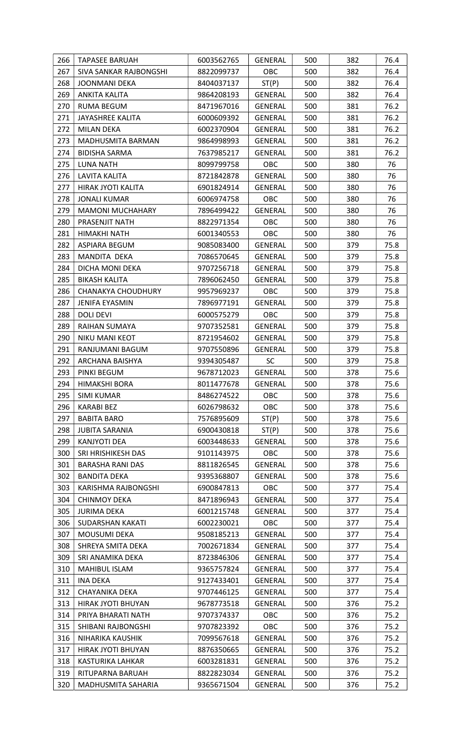| 266 | TAPASEE BARUAH | 6003562765 | GENERAL | 500 | 382 | 76.4 |
|---|---|---|---|---|---|---|
| 267 | SIVA SANKAR RAJBONGSHI | 8822099737 | OBC | 500 | 382 | 76.4 |
| 268 | JOONMANI DEKA | 8404037137 | ST(P) | 500 | 382 | 76.4 |
| 269 | ANKITA KALITA | 9864208193 | GENERAL | 500 | 382 | 76.4 |
| 270 | RUMA BEGUM | 8471967016 | GENERAL | 500 | 381 | 76.2 |
| 271 | JAYASHREE KALITA | 6000609392 | GENERAL | 500 | 381 | 76.2 |
| 272 | MILAN DEKA | 6002370904 | GENERAL | 500 | 381 | 76.2 |
| 273 | MADHUSMITA BARMAN | 9864998993 | GENERAL | 500 | 381 | 76.2 |
| 274 | BIDISHA SARMA | 7637985217 | GENERAL | 500 | 381 | 76.2 |
| 275 | LUNA NATH | 8099799758 | OBC | 500 | 380 | 76 |
| 276 | LAVITA KALITA | 8721842878 | GENERAL | 500 | 380 | 76 |
| 277 | HIRAK JYOTI KALITA | 6901824914 | GENERAL | 500 | 380 | 76 |
| 278 | JONALI KUMAR | 6006974758 | OBC | 500 | 380 | 76 |
| 279 | MAMONI MUCHAHARY | 7896499422 | GENERAL | 500 | 380 | 76 |
| 280 | PRASENJIT NATH | 8822971354 | OBC | 500 | 380 | 76 |
| 281 | HIMAKHI NATH | 6001340553 | OBC | 500 | 380 | 76 |
| 282 | ASPIARA BEGUM | 9085083400 | GENERAL | 500 | 379 | 75.8 |
| 283 | MANDITA DEKA | 7086570645 | GENERAL | 500 | 379 | 75.8 |
| 284 | DICHA MONI DEKA | 9707256718 | GENERAL | 500 | 379 | 75.8 |
| 285 | BIKASH KALITA | 7896062450 | GENERAL | 500 | 379 | 75.8 |
| 286 | CHANAKYA CHOUDHURY | 9957969237 | OBC | 500 | 379 | 75.8 |
| 287 | JENIFA EYASMIN | 7896977191 | GENERAL | 500 | 379 | 75.8 |
| 288 | DOLI DEVI | 6000575279 | OBC | 500 | 379 | 75.8 |
| 289 | RAIHAN SUMAYA | 9707352581 | GENERAL | 500 | 379 | 75.8 |
| 290 | NIKU MANI KEOT | 8721954602 | GENERAL | 500 | 379 | 75.8 |
| 291 | RANJUMANI BAGUM | 9707550896 | GENERAL | 500 | 379 | 75.8 |
| 292 | ARCHANA BAISHYA | 9394305487 | SC | 500 | 379 | 75.8 |
| 293 | PINKI BEGUM | 9678712023 | GENERAL | 500 | 378 | 75.6 |
| 294 | HIMAKSHI BORA | 8011477678 | GENERAL | 500 | 378 | 75.6 |
| 295 | SIMI KUMAR | 8486274522 | OBC | 500 | 378 | 75.6 |
| 296 | KARABI BEZ | 6026798632 | OBC | 500 | 378 | 75.6 |
| 297 | BABITA BARO | 7576895609 | ST(P) | 500 | 378 | 75.6 |
| 298 | JUBITA SARANIA | 6900430818 | ST(P) | 500 | 378 | 75.6 |
| 299 | KANJYOTI DEA | 6003448633 | GENERAL | 500 | 378 | 75.6 |
| 300 | SRI HRISHIKESH DAS | 9101143975 | OBC | 500 | 378 | 75.6 |
| 301 | BARASHA RANI DAS | 8811826545 | GENERAL | 500 | 378 | 75.6 |
| 302 | BANDITA DEKA | 9395368807 | GENERAL | 500 | 378 | 75.6 |
| 303 | KARISHMA RAJBONGSHI | 6900847813 | OBC | 500 | 377 | 75.4 |
| 304 | CHINMOY DEKA | 8471896943 | GENERAL | 500 | 377 | 75.4 |
| 305 | JURIMA DEKA | 6001215748 | GENERAL | 500 | 377 | 75.4 |
| 306 | SUDARSHAN KAKATI | 6002230021 | OBC | 500 | 377 | 75.4 |
| 307 | MOUSUMI DEKA | 9508185213 | GENERAL | 500 | 377 | 75.4 |
| 308 | SHREYA SMITA DEKA | 7002671834 | GENERAL | 500 | 377 | 75.4 |
| 309 | SRI ANAMIKA DEKA | 8723846306 | GENERAL | 500 | 377 | 75.4 |
| 310 | MAHIBUL ISLAM | 9365757824 | GENERAL | 500 | 377 | 75.4 |
| 311 | INA DEKA | 9127433401 | GENERAL | 500 | 377 | 75.4 |
| 312 | CHAYANIKA DEKA | 9707446125 | GENERAL | 500 | 377 | 75.4 |
| 313 | HIRAK JYOTI BHUYAN | 9678773518 | GENERAL | 500 | 376 | 75.2 |
| 314 | PRIYA BHARATI NATH | 9707374337 | OBC | 500 | 376 | 75.2 |
| 315 | SHIBANI RAJBONGSHI | 9707823392 | OBC | 500 | 376 | 75.2 |
| 316 | NIHARIKA KAUSHIK | 7099567618 | GENERAL | 500 | 376 | 75.2 |
| 317 | HIRAK JYOTI BHUYAN | 8876350665 | GENERAL | 500 | 376 | 75.2 |
| 318 | KASTURIKA LAHKAR | 6003281831 | GENERAL | 500 | 376 | 75.2 |
| 319 | RITUPARNA BARUAH | 8822823034 | GENERAL | 500 | 376 | 75.2 |
| 320 | MADHUSMITA SAHARIA | 9365671504 | GENERAL | 500 | 376 | 75.2 |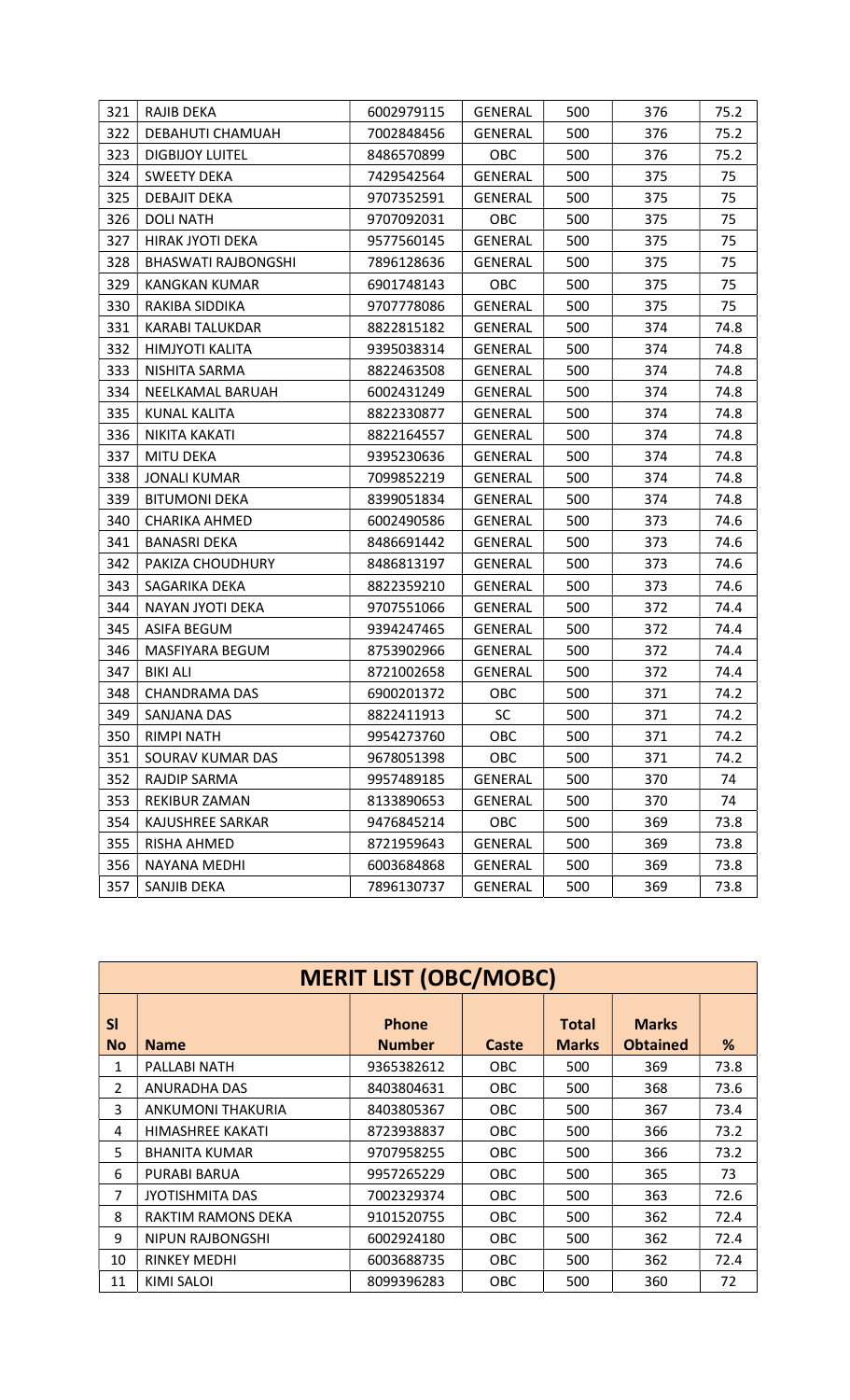| 321 | RAJIB DEKA | 6002979115 | GENERAL | 500 | 376 | 75.2 |
|---|---|---|---|---|---|---|
| 322 | DEBAHUTI CHAMUAH | 7002848456 | GENERAL | 500 | 376 | 75.2 |
| 323 | DIGBIJOY LUITEL | 8486570899 | OBC | 500 | 376 | 75.2 |
| 324 | SWEETY DEKA | 7429542564 | GENERAL | 500 | 375 | 75 |
| 325 | DEBAJIT DEKA | 9707352591 | GENERAL | 500 | 375 | 75 |
| 326 | DOLI NATH | 9707092031 | OBC | 500 | 375 | 75 |
| 327 | HIRAK JYOTI DEKA | 9577560145 | GENERAL | 500 | 375 | 75 |
| 328 | BHASWATI RAJBONGSHI | 7896128636 | GENERAL | 500 | 375 | 75 |
| 329 | KANGKAN KUMAR | 6901748143 | OBC | 500 | 375 | 75 |
| 330 | RAKIBA SIDDIKA | 9707778086 | GENERAL | 500 | 375 | 75 |
| 331 | KARABI TALUKDAR | 8822815182 | GENERAL | 500 | 374 | 74.8 |
| 332 | HIMJYOTI KALITA | 9395038314 | GENERAL | 500 | 374 | 74.8 |
| 333 | NISHITA SARMA | 8822463508 | GENERAL | 500 | 374 | 74.8 |
| 334 | NEELKAMAL BARUAH | 6002431249 | GENERAL | 500 | 374 | 74.8 |
| 335 | KUNAL KALITA | 8822330877 | GENERAL | 500 | 374 | 74.8 |
| 336 | NIKITA KAKATI | 8822164557 | GENERAL | 500 | 374 | 74.8 |
| 337 | MITU DEKA | 9395230636 | GENERAL | 500 | 374 | 74.8 |
| 338 | JONALI KUMAR | 7099852219 | GENERAL | 500 | 374 | 74.8 |
| 339 | BITUMONI DEKA | 8399051834 | GENERAL | 500 | 374 | 74.8 |
| 340 | CHARIKA AHMED | 6002490586 | GENERAL | 500 | 373 | 74.6 |
| 341 | BANASRI DEKA | 8486691442 | GENERAL | 500 | 373 | 74.6 |
| 342 | PAKIZA CHOUDHURY | 8486813197 | GENERAL | 500 | 373 | 74.6 |
| 343 | SAGARIKA DEKA | 8822359210 | GENERAL | 500 | 373 | 74.6 |
| 344 | NAYAN JYOTI DEKA | 9707551066 | GENERAL | 500 | 372 | 74.4 |
| 345 | ASIFA BEGUM | 9394247465 | GENERAL | 500 | 372 | 74.4 |
| 346 | MASFIYARA BEGUM | 8753902966 | GENERAL | 500 | 372 | 74.4 |
| 347 | BIKI ALI | 8721002658 | GENERAL | 500 | 372 | 74.4 |
| 348 | CHANDRAMA DAS | 6900201372 | OBC | 500 | 371 | 74.2 |
| 349 | SANJANA DAS | 8822411913 | SC | 500 | 371 | 74.2 |
| 350 | RIMPI NATH | 9954273760 | OBC | 500 | 371 | 74.2 |
| 351 | SOURAV KUMAR DAS | 9678051398 | OBC | 500 | 371 | 74.2 |
| 352 | RAJDIP SARMA | 9957489185 | GENERAL | 500 | 370 | 74 |
| 353 | REKIBUR ZAMAN | 8133890653 | GENERAL | 500 | 370 | 74 |
| 354 | KAJUSHREE SARKAR | 9476845214 | OBC | 500 | 369 | 73.8 |
| 355 | RISHA AHMED | 8721959643 | GENERAL | 500 | 369 | 73.8 |
| 356 | NAYANA MEDHI | 6003684868 | GENERAL | 500 | 369 | 73.8 |
| 357 | SANJIB DEKA | 7896130737 | GENERAL | 500 | 369 | 73.8 |

## MERIT LIST (OBC/MOBC)

| Sl No | Name | Phone Number | Caste | Total Marks | Marks Obtained | % |
|---|---|---|---|---|---|---|
| 1 | PALLABI NATH | 9365382612 | OBC | 500 | 369 | 73.8 |
| 2 | ANURADHA DAS | 8403804631 | OBC | 500 | 368 | 73.6 |
| 3 | ANKUMONI THAKURIA | 8403805367 | OBC | 500 | 367 | 73.4 |
| 4 | HIMASHREE KAKATI | 8723938837 | OBC | 500 | 366 | 73.2 |
| 5 | BHANITA KUMAR | 9707958255 | OBC | 500 | 366 | 73.2 |
| 6 | PURABI BARUA | 9957265229 | OBC | 500 | 365 | 73 |
| 7 | JYOTISHMITA DAS | 7002329374 | OBC | 500 | 363 | 72.6 |
| 8 | RAKTIM RAMONS DEKA | 9101520755 | OBC | 500 | 362 | 72.4 |
| 9 | NIPUN RAJBONGSHI | 6002924180 | OBC | 500 | 362 | 72.4 |
| 10 | RINKEY MEDHI | 6003688735 | OBC | 500 | 362 | 72.4 |
| 11 | KIMI SALOI | 8099396283 | OBC | 500 | 360 | 72 |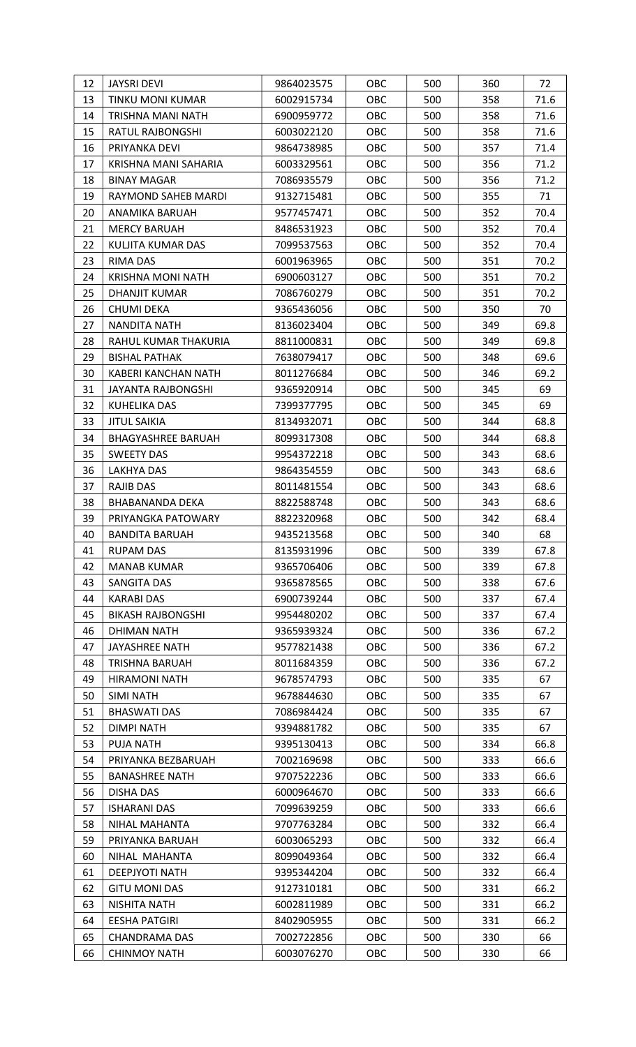| 12 | JAYSRI DEVI | 9864023575 | OBC | 500 | 360 | 72 |
|---|---|---|---|---|---|---|
| 13 | TINKU MONI KUMAR | 6002915734 | OBC | 500 | 358 | 71.6 |
| 14 | TRISHNA MANI NATH | 6900959772 | OBC | 500 | 358 | 71.6 |
| 15 | RATUL RAJBONGSHI | 6003022120 | OBC | 500 | 358 | 71.6 |
| 16 | PRIYANKA DEVI | 9864738985 | OBC | 500 | 357 | 71.4 |
| 17 | KRISHNA MANI SAHARIA | 6003329561 | OBC | 500 | 356 | 71.2 |
| 18 | BINAY MAGAR | 7086935579 | OBC | 500 | 356 | 71.2 |
| 19 | RAYMOND SAHEB MARDI | 9132715481 | OBC | 500 | 355 | 71 |
| 20 | ANAMIKA BARUAH | 9577457471 | OBC | 500 | 352 | 70.4 |
| 21 | MERCY BARUAH | 8486531923 | OBC | 500 | 352 | 70.4 |
| 22 | KULJITA KUMAR DAS | 7099537563 | OBC | 500 | 352 | 70.4 |
| 23 | RIMA DAS | 6001963965 | OBC | 500 | 351 | 70.2 |
| 24 | KRISHNA MONI NATH | 6900603127 | OBC | 500 | 351 | 70.2 |
| 25 | DHANJIT KUMAR | 7086760279 | OBC | 500 | 351 | 70.2 |
| 26 | CHUMI DEKA | 9365436056 | OBC | 500 | 350 | 70 |
| 27 | NANDITA NATH | 8136023404 | OBC | 500 | 349 | 69.8 |
| 28 | RAHUL KUMAR THAKURIA | 8811000831 | OBC | 500 | 349 | 69.8 |
| 29 | BISHAL PATHAK | 7638079417 | OBC | 500 | 348 | 69.6 |
| 30 | KABERI KANCHAN NATH | 8011276684 | OBC | 500 | 346 | 69.2 |
| 31 | JAYANTA RAJBONGSHI | 9365920914 | OBC | 500 | 345 | 69 |
| 32 | KUHELIKA DAS | 7399377795 | OBC | 500 | 345 | 69 |
| 33 | JITUL SAIKIA | 8134932071 | OBC | 500 | 344 | 68.8 |
| 34 | BHAGYASHREE BARUAH | 8099317308 | OBC | 500 | 344 | 68.8 |
| 35 | SWEETY DAS | 9954372218 | OBC | 500 | 343 | 68.6 |
| 36 | LAKHYA DAS | 9864354559 | OBC | 500 | 343 | 68.6 |
| 37 | RAJIB DAS | 8011481554 | OBC | 500 | 343 | 68.6 |
| 38 | BHABANANDA DEKA | 8822588748 | OBC | 500 | 343 | 68.6 |
| 39 | PRIYANGKA PATOWARY | 8822320968 | OBC | 500 | 342 | 68.4 |
| 40 | BANDITA BARUAH | 9435213568 | OBC | 500 | 340 | 68 |
| 41 | RUPAM DAS | 8135931996 | OBC | 500 | 339 | 67.8 |
| 42 | MANAB KUMAR | 9365706406 | OBC | 500 | 339 | 67.8 |
| 43 | SANGITA DAS | 9365878565 | OBC | 500 | 338 | 67.6 |
| 44 | KARABI DAS | 6900739244 | OBC | 500 | 337 | 67.4 |
| 45 | BIKASH RAJBONGSHI | 9954480202 | OBC | 500 | 337 | 67.4 |
| 46 | DHIMAN NATH | 9365939324 | OBC | 500 | 336 | 67.2 |
| 47 | JAYASHREE NATH | 9577821438 | OBC | 500 | 336 | 67.2 |
| 48 | TRISHNA BARUAH | 8011684359 | OBC | 500 | 336 | 67.2 |
| 49 | HIRAMONI NATH | 9678574793 | OBC | 500 | 335 | 67 |
| 50 | SIMI NATH | 9678844630 | OBC | 500 | 335 | 67 |
| 51 | BHASWATI DAS | 7086984424 | OBC | 500 | 335 | 67 |
| 52 | DIMPI NATH | 9394881782 | OBC | 500 | 335 | 67 |
| 53 | PUJA NATH | 9395130413 | OBC | 500 | 334 | 66.8 |
| 54 | PRIYANKA BEZBARUAH | 7002169698 | OBC | 500 | 333 | 66.6 |
| 55 | BANASHREE NATH | 9707522236 | OBC | 500 | 333 | 66.6 |
| 56 | DISHA DAS | 6000964670 | OBC | 500 | 333 | 66.6 |
| 57 | ISHARANI DAS | 7099639259 | OBC | 500 | 333 | 66.6 |
| 58 | NIHAL MAHANTA | 9707763284 | OBC | 500 | 332 | 66.4 |
| 59 | PRIYANKA BARUAH | 6003065293 | OBC | 500 | 332 | 66.4 |
| 60 | NIHAL MAHANTA | 8099049364 | OBC | 500 | 332 | 66.4 |
| 61 | DEEPJYOTI NATH | 9395344204 | OBC | 500 | 332 | 66.4 |
| 62 | GITU MONI DAS | 9127310181 | OBC | 500 | 331 | 66.2 |
| 63 | NISHITA NATH | 6002811989 | OBC | 500 | 331 | 66.2 |
| 64 | EESHA PATGIRI | 8402905955 | OBC | 500 | 331 | 66.2 |
| 65 | CHANDRAMA DAS | 7002722856 | OBC | 500 | 330 | 66 |
| 66 | CHINMOY NATH | 6003076270 | OBC | 500 | 330 | 66 |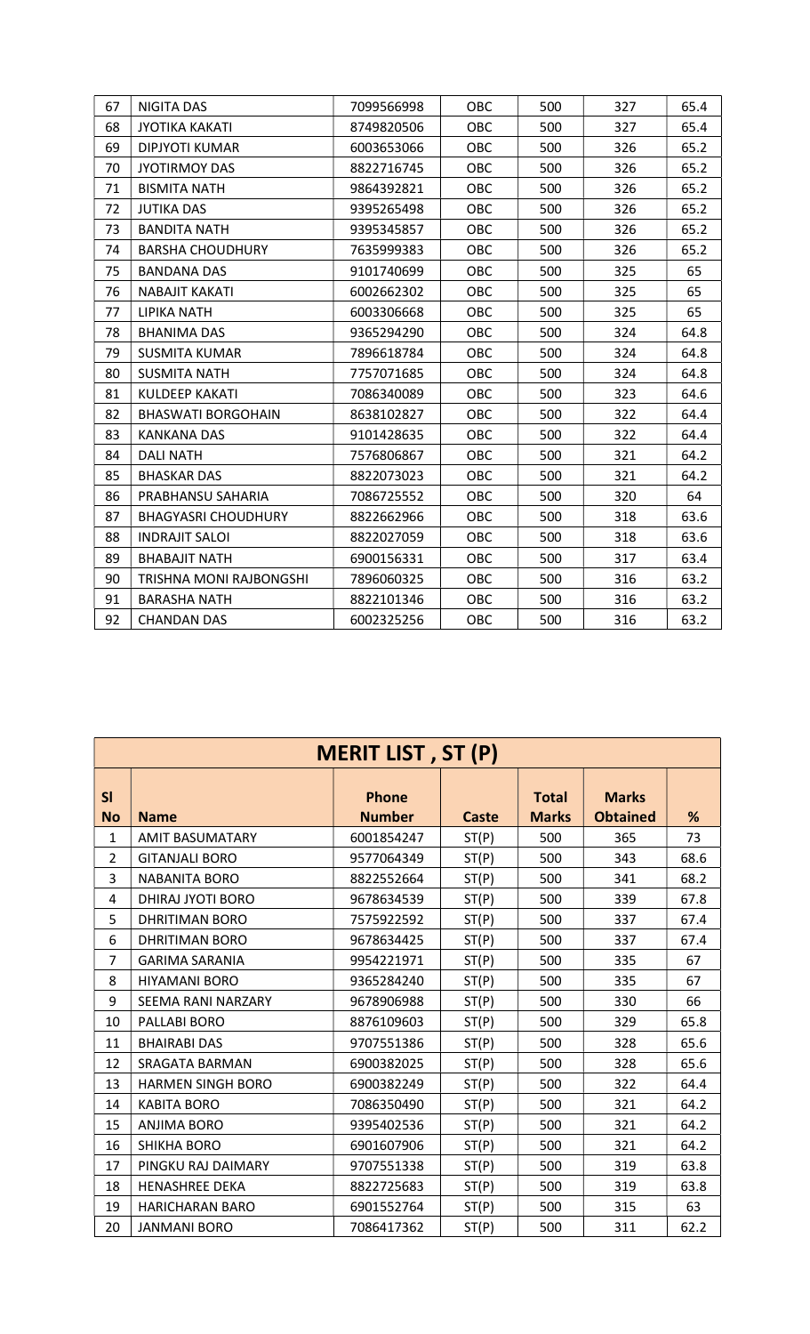| 67 | NIGITA DAS | 7099566998 | OBC | 500 | 327 | 65.4 |
|---|---|---|---|---|---|---|
| 68 | JYOTIKA KAKATI | 8749820506 | OBC | 500 | 327 | 65.4 |
| 69 | DIPJYOTI KUMAR | 6003653066 | OBC | 500 | 326 | 65.2 |
| 70 | JYOTIRMOY DAS | 8822716745 | OBC | 500 | 326 | 65.2 |
| 71 | BISMITA NATH | 9864392821 | OBC | 500 | 326 | 65.2 |
| 72 | JUTIKA DAS | 9395265498 | OBC | 500 | 326 | 65.2 |
| 73 | BANDITA NATH | 9395345857 | OBC | 500 | 326 | 65.2 |
| 74 | BARSHA CHOUDHURY | 7635999383 | OBC | 500 | 326 | 65.2 |
| 75 | BANDANA DAS | 9101740699 | OBC | 500 | 325 | 65 |
| 76 | NABAJIT KAKATI | 6002662302 | OBC | 500 | 325 | 65 |
| 77 | LIPIKA NATH | 6003306668 | OBC | 500 | 325 | 65 |
| 78 | BHANIMA DAS | 9365294290 | OBC | 500 | 324 | 64.8 |
| 79 | SUSMITA KUMAR | 7896618784 | OBC | 500 | 324 | 64.8 |
| 80 | SUSMITA NATH | 7757071685 | OBC | 500 | 324 | 64.8 |
| 81 | KULDEEP KAKATI | 7086340089 | OBC | 500 | 323 | 64.6 |
| 82 | BHASWATI BORGOHAIN | 8638102827 | OBC | 500 | 322 | 64.4 |
| 83 | KANKANA DAS | 9101428635 | OBC | 500 | 322 | 64.4 |
| 84 | DALI NATH | 7576806867 | OBC | 500 | 321 | 64.2 |
| 85 | BHASKAR DAS | 8822073023 | OBC | 500 | 321 | 64.2 |
| 86 | PRABHANSU SAHARIA | 7086725552 | OBC | 500 | 320 | 64 |
| 87 | BHAGYASRI CHOUDHURY | 8822662966 | OBC | 500 | 318 | 63.6 |
| 88 | INDRAJIT SALOI | 8822027059 | OBC | 500 | 318 | 63.6 |
| 89 | BHABAJIT NATH | 6900156331 | OBC | 500 | 317 | 63.4 |
| 90 | TRISHNA MONI RAJBONGSHI | 7896060325 | OBC | 500 | 316 | 63.2 |
| 91 | BARASHA NATH | 8822101346 | OBC | 500 | 316 | 63.2 |
| 92 | CHANDAN DAS | 6002325256 | OBC | 500 | 316 | 63.2 |

## MERIT LIST , ST (P)

| Sl No | Name | Phone Number | Caste | Total Marks | Marks Obtained | % |
|---|---|---|---|---|---|---|
| 1 | AMIT BASUMATARY | 6001854247 | ST(P) | 500 | 365 | 73 |
| 2 | GITANJALI BORO | 9577064349 | ST(P) | 500 | 343 | 68.6 |
| 3 | NABANITA BORO | 8822552664 | ST(P) | 500 | 341 | 68.2 |
| 4 | DHIRAJ JYOTI BORO | 9678634539 | ST(P) | 500 | 339 | 67.8 |
| 5 | DHRITIMAN BORO | 7575922592 | ST(P) | 500 | 337 | 67.4 |
| 6 | DHRITIMAN BORO | 9678634425 | ST(P) | 500 | 337 | 67.4 |
| 7 | GARIMA SARANIA | 9954221971 | ST(P) | 500 | 335 | 67 |
| 8 | HIYAMANI BORO | 9365284240 | ST(P) | 500 | 335 | 67 |
| 9 | SEEMA RANI NARZARY | 9678906988 | ST(P) | 500 | 330 | 66 |
| 10 | PALLABI BORO | 8876109603 | ST(P) | 500 | 329 | 65.8 |
| 11 | BHAIRABI DAS | 9707551386 | ST(P) | 500 | 328 | 65.6 |
| 12 | SRAGATA BARMAN | 6900382025 | ST(P) | 500 | 328 | 65.6 |
| 13 | HARMEN SINGH BORO | 6900382249 | ST(P) | 500 | 322 | 64.4 |
| 14 | KABITA BORO | 7086350490 | ST(P) | 500 | 321 | 64.2 |
| 15 | ANJIMA BORO | 9395402536 | ST(P) | 500 | 321 | 64.2 |
| 16 | SHIKHA BORO | 6901607906 | ST(P) | 500 | 321 | 64.2 |
| 17 | PINGKU RAJ DAIMARY | 9707551338 | ST(P) | 500 | 319 | 63.8 |
| 18 | HENASHREE DEKA | 8822725683 | ST(P) | 500 | 319 | 63.8 |
| 19 | HARICHARAN BARO | 6901552764 | ST(P) | 500 | 315 | 63 |
| 20 | JANMANI BORO | 7086417362 | ST(P) | 500 | 311 | 62.2 |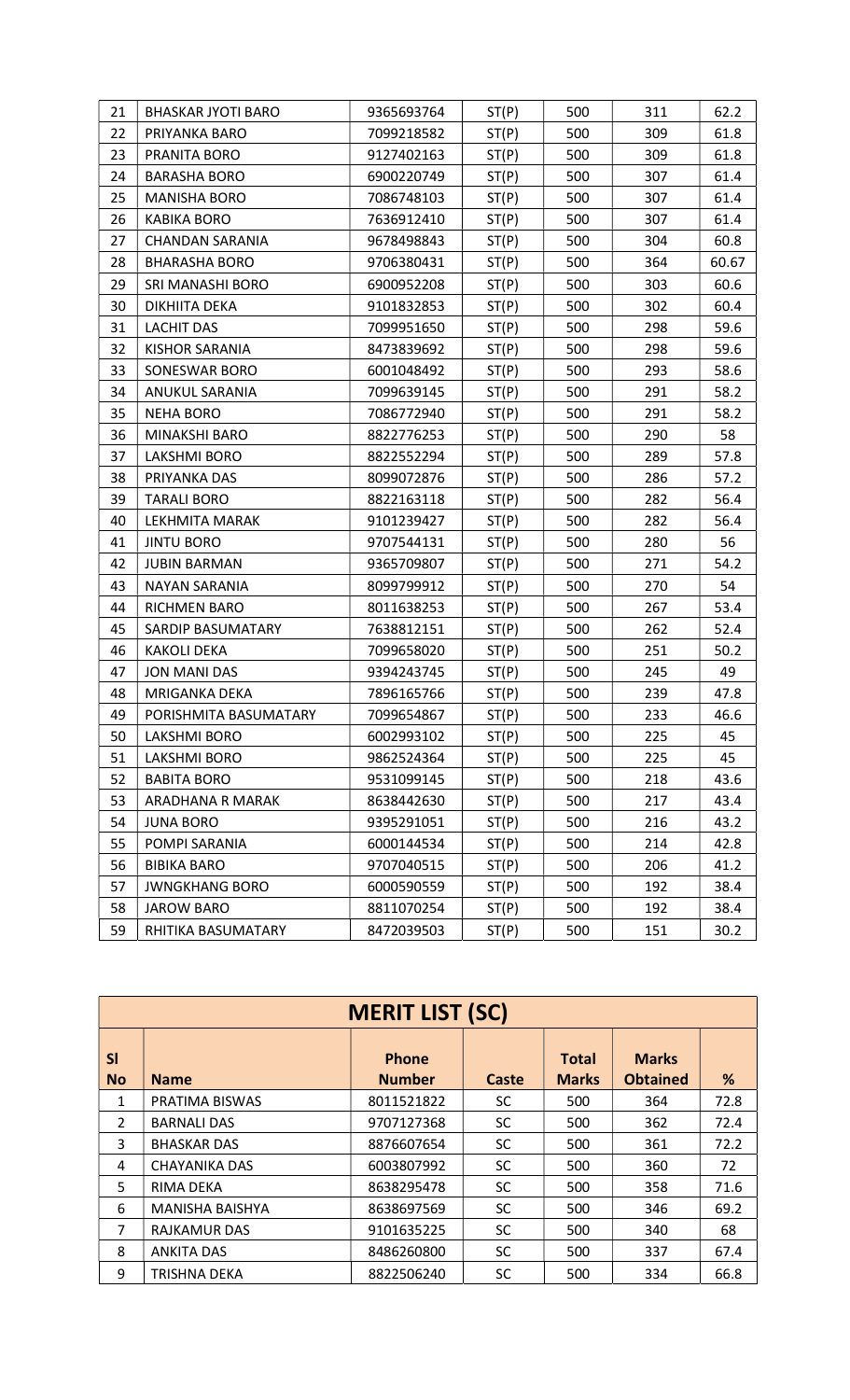| 21 | BHASKAR JYOTI BARO | 9365693764 | ST(P) | 500 | 311 | 62.2 |
|---|---|---|---|---|---|---|
| 22 | PRIYANKA BARO | 7099218582 | ST(P) | 500 | 309 | 61.8 |
| 23 | PRANITA BORO | 9127402163 | ST(P) | 500 | 309 | 61.8 |
| 24 | BARASHA BORO | 6900220749 | ST(P) | 500 | 307 | 61.4 |
| 25 | MANISHA BORO | 7086748103 | ST(P) | 500 | 307 | 61.4 |
| 26 | KABIKA BORO | 7636912410 | ST(P) | 500 | 307 | 61.4 |
| 27 | CHANDAN SARANIA | 9678498843 | ST(P) | 500 | 304 | 60.8 |
| 28 | BHARASHA BORO | 9706380431 | ST(P) | 500 | 364 | 60.67 |
| 29 | SRI MANASHI BORO | 6900952208 | ST(P) | 500 | 303 | 60.6 |
| 30 | DIKHIITA DEKA | 9101832853 | ST(P) | 500 | 302 | 60.4 |
| 31 | LACHIT DAS | 7099951650 | ST(P) | 500 | 298 | 59.6 |
| 32 | KISHOR SARANIA | 8473839692 | ST(P) | 500 | 298 | 59.6 |
| 33 | SONESWAR BORO | 6001048492 | ST(P) | 500 | 293 | 58.6 |
| 34 | ANUKUL SARANIA | 7099639145 | ST(P) | 500 | 291 | 58.2 |
| 35 | NEHA BORO | 7086772940 | ST(P) | 500 | 291 | 58.2 |
| 36 | MINAKSHI BARO | 8822776253 | ST(P) | 500 | 290 | 58 |
| 37 | LAKSHMI BORO | 8822552294 | ST(P) | 500 | 289 | 57.8 |
| 38 | PRIYANKA DAS | 8099072876 | ST(P) | 500 | 286 | 57.2 |
| 39 | TARALI BORO | 8822163118 | ST(P) | 500 | 282 | 56.4 |
| 40 | LEKHMITA MARAK | 9101239427 | ST(P) | 500 | 282 | 56.4 |
| 41 | JINTU BORO | 9707544131 | ST(P) | 500 | 280 | 56 |
| 42 | JUBIN BARMAN | 9365709807 | ST(P) | 500 | 271 | 54.2 |
| 43 | NAYAN SARANIA | 8099799912 | ST(P) | 500 | 270 | 54 |
| 44 | RICHMEN BARO | 8011638253 | ST(P) | 500 | 267 | 53.4 |
| 45 | SARDIP BASUMATARY | 7638812151 | ST(P) | 500 | 262 | 52.4 |
| 46 | KAKOLI DEKA | 7099658020 | ST(P) | 500 | 251 | 50.2 |
| 47 | JON MANI DAS | 9394243745 | ST(P) | 500 | 245 | 49 |
| 48 | MRIGANKA DEKA | 7896165766 | ST(P) | 500 | 239 | 47.8 |
| 49 | PORISHMITA BASUMATARY | 7099654867 | ST(P) | 500 | 233 | 46.6 |
| 50 | LAKSHMI BORO | 6002993102 | ST(P) | 500 | 225 | 45 |
| 51 | LAKSHMI BORO | 9862524364 | ST(P) | 500 | 225 | 45 |
| 52 | BABITA BORO | 9531099145 | ST(P) | 500 | 218 | 43.6 |
| 53 | ARADHANA R MARAK | 8638442630 | ST(P) | 500 | 217 | 43.4 |
| 54 | JUNA BORO | 9395291051 | ST(P) | 500 | 216 | 43.2 |
| 55 | POMPI SARANIA | 6000144534 | ST(P) | 500 | 214 | 42.8 |
| 56 | BIBIKA BARO | 9707040515 | ST(P) | 500 | 206 | 41.2 |
| 57 | JWNGKHANG BORO | 6000590559 | ST(P) | 500 | 192 | 38.4 |
| 58 | JAROW BARO | 8811070254 | ST(P) | 500 | 192 | 38.4 |
| 59 | RHITIKA BASUMATARY | 8472039503 | ST(P) | 500 | 151 | 30.2 |

## MERIT LIST (SC)

| Sl No | Name | Phone Number | Caste | Total Marks | Marks Obtained | % |
|---|---|---|---|---|---|---|
| 1 | PRATIMA BISWAS | 8011521822 | SC | 500 | 364 | 72.8 |
| 2 | BARNALI DAS | 9707127368 | SC | 500 | 362 | 72.4 |
| 3 | BHASKAR DAS | 8876607654 | SC | 500 | 361 | 72.2 |
| 4 | CHAYANIKA DAS | 6003807992 | SC | 500 | 360 | 72 |
| 5 | RIMA DEKA | 8638295478 | SC | 500 | 358 | 71.6 |
| 6 | MANISHA BAISHYA | 8638697569 | SC | 500 | 346 | 69.2 |
| 7 | RAJKAMUR DAS | 9101635225 | SC | 500 | 340 | 68 |
| 8 | ANKITA DAS | 8486260800 | SC | 500 | 337 | 67.4 |
| 9 | TRISHNA DEKA | 8822506240 | SC | 500 | 334 | 66.8 |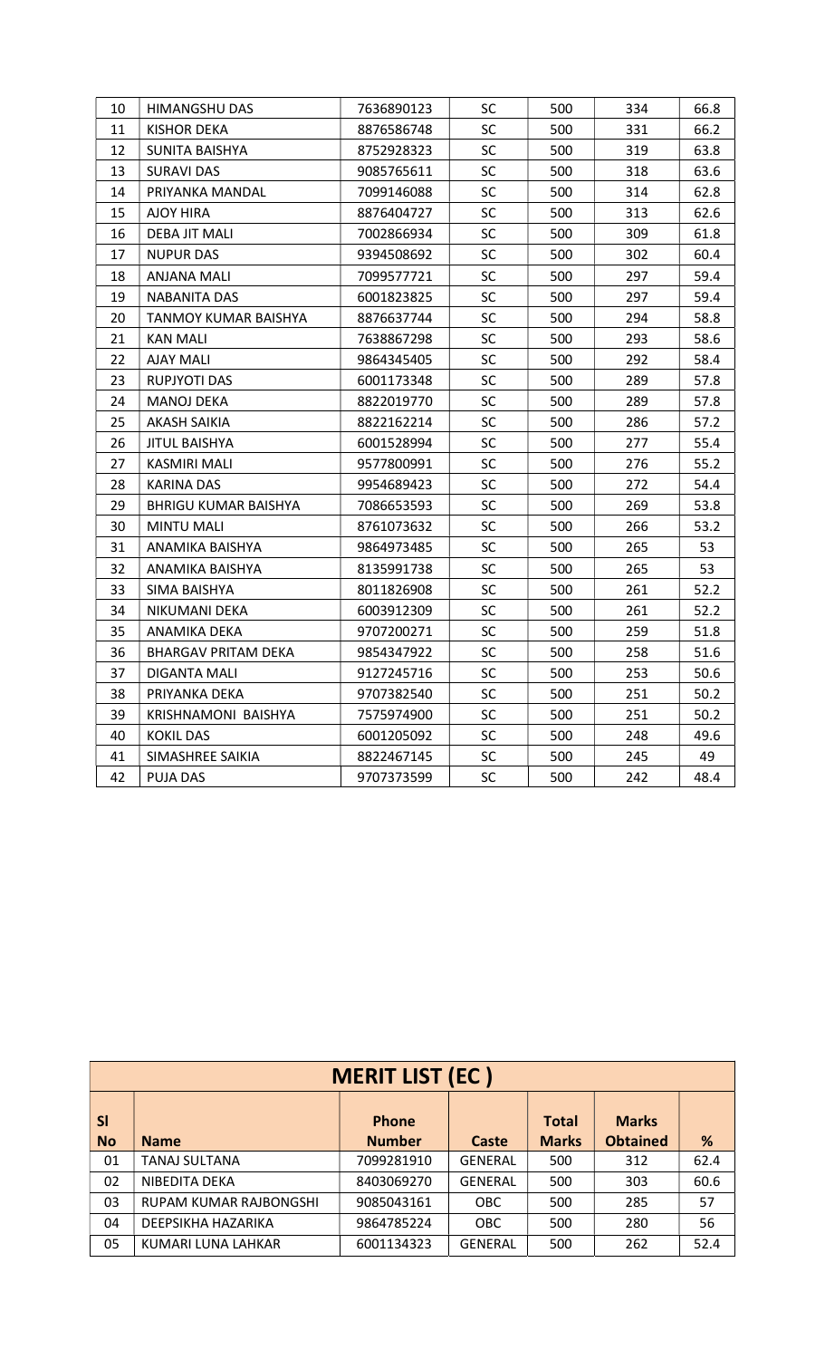| | | | | | | |
|---|---|---|---|---|---|---|
| 10 | HIMANGSHU DAS | 7636890123 | SC | 500 | 334 | 66.8 |
| 11 | KISHOR DEKA | 8876586748 | SC | 500 | 331 | 66.2 |
| 12 | SUNITA BAISHYA | 8752928323 | SC | 500 | 319 | 63.8 |
| 13 | SURAVI DAS | 9085765611 | SC | 500 | 318 | 63.6 |
| 14 | PRIYANKA MANDAL | 7099146088 | SC | 500 | 314 | 62.8 |
| 15 | AJOY HIRA | 8876404727 | SC | 500 | 313 | 62.6 |
| 16 | DEBA JIT MALI | 7002866934 | SC | 500 | 309 | 61.8 |
| 17 | NUPUR DAS | 9394508692 | SC | 500 | 302 | 60.4 |
| 18 | ANJANA MALI | 7099577721 | SC | 500 | 297 | 59.4 |
| 19 | NABANITA DAS | 6001823825 | SC | 500 | 297 | 59.4 |
| 20 | TANMOY KUMAR BAISHYA | 8876637744 | SC | 500 | 294 | 58.8 |
| 21 | KAN MALI | 7638867298 | SC | 500 | 293 | 58.6 |
| 22 | AJAY MALI | 9864345405 | SC | 500 | 292 | 58.4 |
| 23 | RUPJYOTI DAS | 6001173348 | SC | 500 | 289 | 57.8 |
| 24 | MANOJ DEKA | 8822019770 | SC | 500 | 289 | 57.8 |
| 25 | AKASH SAIKIA | 8822162214 | SC | 500 | 286 | 57.2 |
| 26 | JITUL BAISHYA | 6001528994 | SC | 500 | 277 | 55.4 |
| 27 | KASMIRI MALI | 9577800991 | SC | 500 | 276 | 55.2 |
| 28 | KARINA DAS | 9954689423 | SC | 500 | 272 | 54.4 |
| 29 | BHRIGU KUMAR BAISHYA | 7086653593 | SC | 500 | 269 | 53.8 |
| 30 | MINTU MALI | 8761073632 | SC | 500 | 266 | 53.2 |
| 31 | ANAMIKA BAISHYA | 9864973485 | SC | 500 | 265 | 53 |
| 32 | ANAMIKA BAISHYA | 8135991738 | SC | 500 | 265 | 53 |
| 33 | SIMA BAISHYA | 8011826908 | SC | 500 | 261 | 52.2 |
| 34 | NIKUMANI DEKA | 6003912309 | SC | 500 | 261 | 52.2 |
| 35 | ANAMIKA DEKA | 9707200271 | SC | 500 | 259 | 51.8 |
| 36 | BHARGAV PRITAM DEKA | 9854347922 | SC | 500 | 258 | 51.6 |
| 37 | DIGANTA MALI | 9127245716 | SC | 500 | 253 | 50.6 |
| 38 | PRIYANKA DEKA | 9707382540 | SC | 500 | 251 | 50.2 |
| 39 | KRISHNAMONI BAISHYA | 7575974900 | SC | 500 | 251 | 50.2 |
| 40 | KOKIL DAS | 6001205092 | SC | 500 | 248 | 49.6 |
| 41 | SIMASHREE SAIKIA | 8822467145 | SC | 500 | 245 | 49 |
| 42 | PUJA DAS | 9707373599 | SC | 500 | 242 | 48.4 |

## MERIT LIST (EC )

| Sl No | Name | Phone Number | Caste | Total Marks | Marks Obtained | % |
|---|---|---|---|---|---|---|
| 01 | TANAJ SULTANA | 7099281910 | GENERAL | 500 | 312 | 62.4 |
| 02 | NIBEDITA DEKA | 8403069270 | GENERAL | 500 | 303 | 60.6 |
| 03 | RUPAM KUMAR RAJBONGSHI | 9085043161 | OBC | 500 | 285 | 57 |
| 04 | DEEPSIKHA HAZARIKA | 9864785224 | OBC | 500 | 280 | 56 |
| 05 | KUMARI LUNA LAHKAR | 6001134323 | GENERAL | 500 | 262 | 52.4 |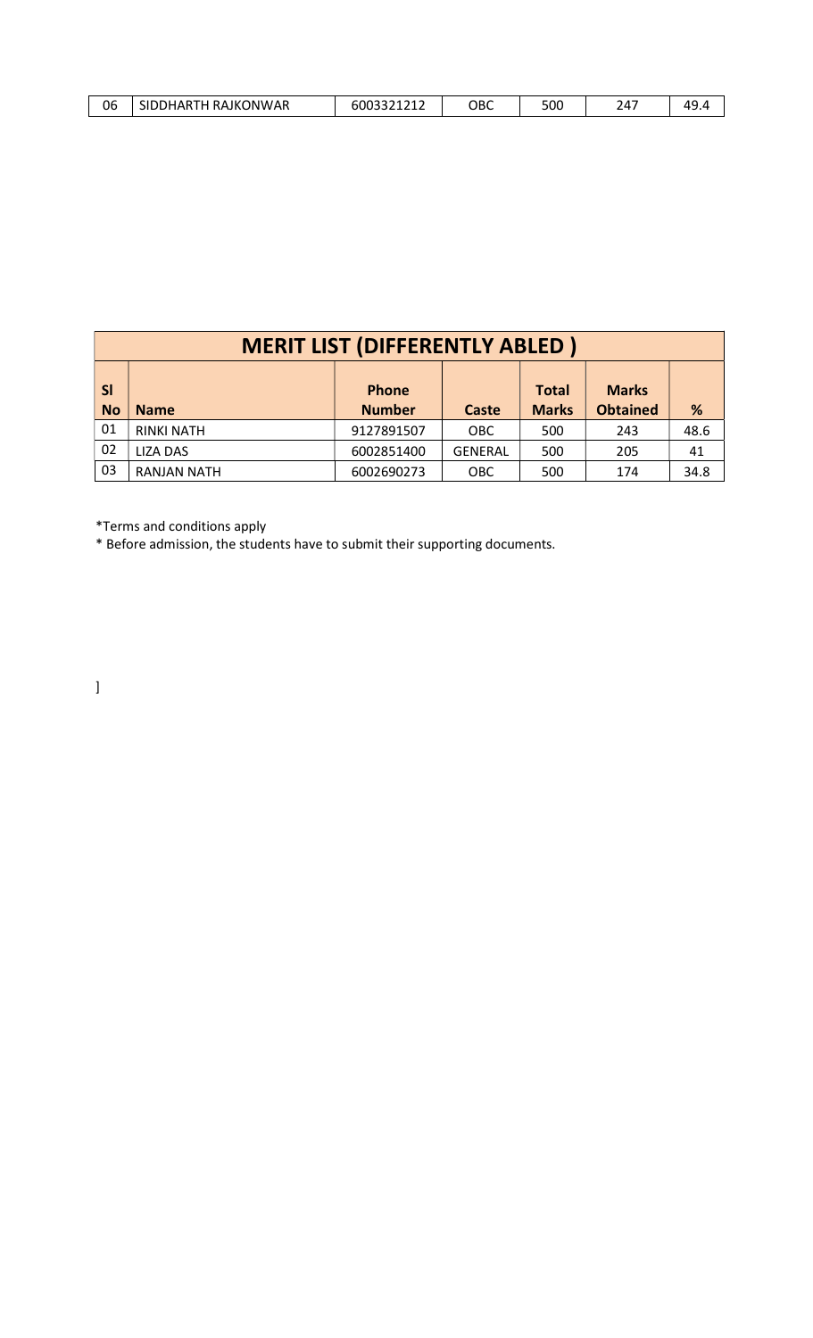| 06 | SIDDHARTH RAJKONWAR | 6003321212 | OBC | 500 | 247 | 49.4 |
|---|---|---|---|---|---|---|

## MERIT LIST (DIFFERENTLY ABLED )

| Sl No | Name | Phone Number | Caste | Total Marks | Marks Obtained | % |
|---|---|---|---|---|---|---|
| 01 | RINKI NATH | 9127891507 | OBC | 500 | 243 | 48.6 |
| 02 | LIZA DAS | 6002851400 | GENERAL | 500 | 205 | 41 |
| 03 | RANJAN NATH | 6002690273 | OBC | 500 | 174 | 34.8 |

*Terms and conditions apply

* Before admission, the students have to submit their supporting documents.

]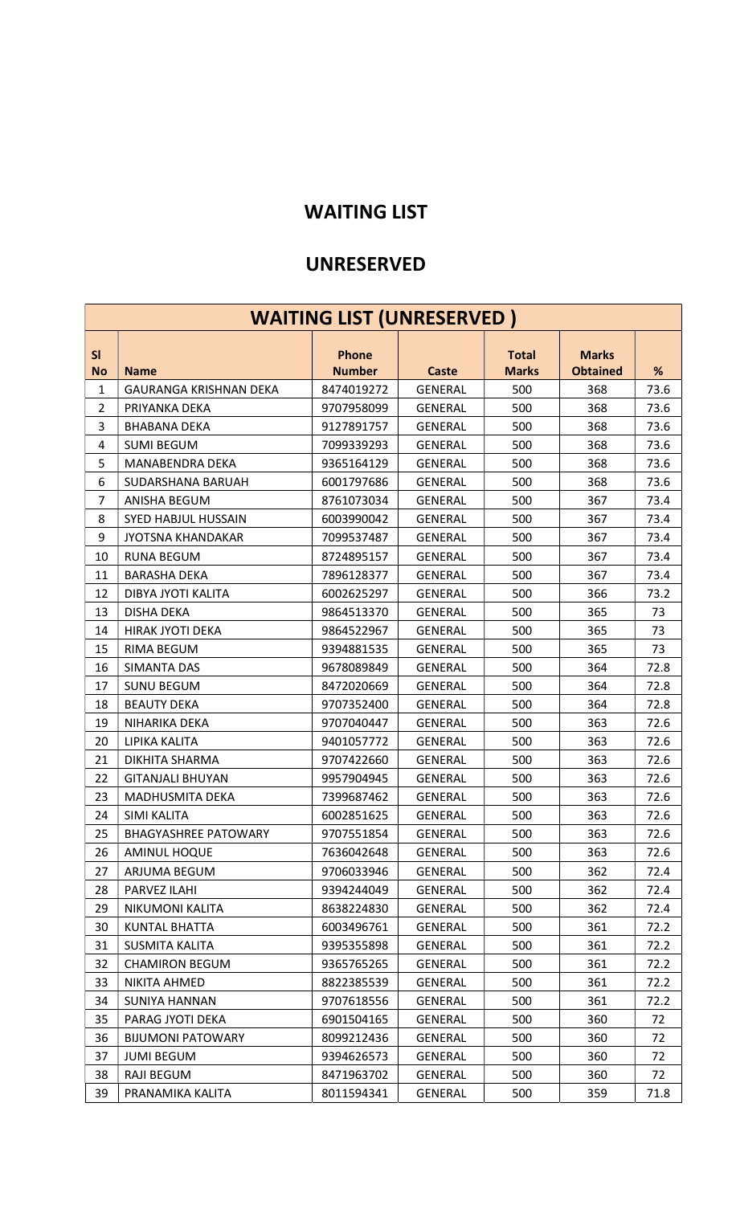## WAITING LIST

## UNRESERVED

| WAITING LIST (UNRESERVED ) | | | | | | |
|---|---|---|---|---|---|---|
| Sl No | Name | Phone Number | Caste | Total Marks | Marks Obtained | % |
| 1 | GAURANGA KRISHNAN DEKA | 8474019272 | GENERAL | 500 | 368 | 73.6 |
| 2 | PRIYANKA DEKA | 9707958099 | GENERAL | 500 | 368 | 73.6 |
| 3 | BHABANA DEKA | 9127891757 | GENERAL | 500 | 368 | 73.6 |
| 4 | SUMI BEGUM | 7099339293 | GENERAL | 500 | 368 | 73.6 |
| 5 | MANABENDRA DEKA | 9365164129 | GENERAL | 500 | 368 | 73.6 |
| 6 | SUDARSHANA BARUAH | 6001797686 | GENERAL | 500 | 368 | 73.6 |
| 7 | ANISHA BEGUM | 8761073034 | GENERAL | 500 | 367 | 73.4 |
| 8 | SYED HABJUL HUSSAIN | 6003990042 | GENERAL | 500 | 367 | 73.4 |
| 9 | JYOTSNA KHANDAKAR | 7099537487 | GENERAL | 500 | 367 | 73.4 |
| 10 | RUNA BEGUM | 8724895157 | GENERAL | 500 | 367 | 73.4 |
| 11 | BARASHA DEKA | 7896128377 | GENERAL | 500 | 367 | 73.4 |
| 12 | DIBYA JYOTI KALITA | 6002625297 | GENERAL | 500 | 366 | 73.2 |
| 13 | DISHA DEKA | 9864513370 | GENERAL | 500 | 365 | 73 |
| 14 | HIRAK JYOTI DEKA | 9864522967 | GENERAL | 500 | 365 | 73 |
| 15 | RIMA BEGUM | 9394881535 | GENERAL | 500 | 365 | 73 |
| 16 | SIMANTA DAS | 9678089849 | GENERAL | 500 | 364 | 72.8 |
| 17 | SUNU BEGUM | 8472020669 | GENERAL | 500 | 364 | 72.8 |
| 18 | BEAUTY DEKA | 9707352400 | GENERAL | 500 | 364 | 72.8 |
| 19 | NIHARIKA DEKA | 9707040447 | GENERAL | 500 | 363 | 72.6 |
| 20 | LIPIKA KALITA | 9401057772 | GENERAL | 500 | 363 | 72.6 |
| 21 | DIKHITA SHARMA | 9707422660 | GENERAL | 500 | 363 | 72.6 |
| 22 | GITANJALI BHUYAN | 9957904945 | GENERAL | 500 | 363 | 72.6 |
| 23 | MADHUSMITA DEKA | 7399687462 | GENERAL | 500 | 363 | 72.6 |
| 24 | SIMI KALITA | 6002851625 | GENERAL | 500 | 363 | 72.6 |
| 25 | BHAGYASHREE PATOWARY | 9707551854 | GENERAL | 500 | 363 | 72.6 |
| 26 | AMINUL HOQUE | 7636042648 | GENERAL | 500 | 363 | 72.6 |
| 27 | ARJUMA BEGUM | 9706033946 | GENERAL | 500 | 362 | 72.4 |
| 28 | PARVEZ ILAHI | 9394244049 | GENERAL | 500 | 362 | 72.4 |
| 29 | NIKUMONI KALITA | 8638224830 | GENERAL | 500 | 362 | 72.4 |
| 30 | KUNTAL BHATTA | 6003496761 | GENERAL | 500 | 361 | 72.2 |
| 31 | SUSMITA KALITA | 9395355898 | GENERAL | 500 | 361 | 72.2 |
| 32 | CHAMIRON BEGUM | 9365765265 | GENERAL | 500 | 361 | 72.2 |
| 33 | NIKITA AHMED | 8822385539 | GENERAL | 500 | 361 | 72.2 |
| 34 | SUNIYA HANNAN | 9707618556 | GENERAL | 500 | 361 | 72.2 |
| 35 | PARAG JYOTI DEKA | 6901504165 | GENERAL | 500 | 360 | 72 |
| 36 | BIJUMONI PATOWARY | 8099212436 | GENERAL | 500 | 360 | 72 |
| 37 | JUMI BEGUM | 9394626573 | GENERAL | 500 | 360 | 72 |
| 38 | RAJI BEGUM | 8471963702 | GENERAL | 500 | 360 | 72 |
| 39 | PRANAMIKA KALITA | 8011594341 | GENERAL | 500 | 359 | 71.8 |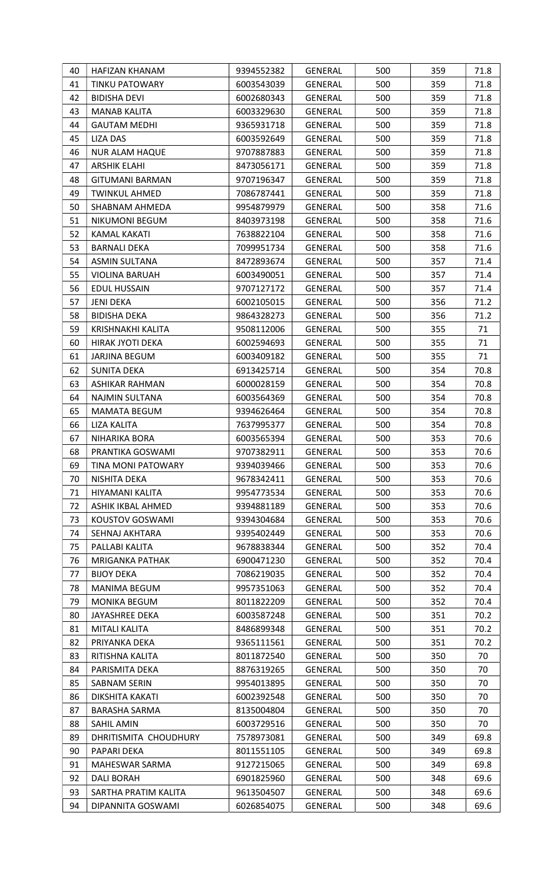| 40 | HAFIZAN KHANAM | 9394552382 | GENERAL | 500 | 359 | 71.8 |
|---|---|---|---|---|---|---|
| 41 | TINKU PATOWARY | 6003543039 | GENERAL | 500 | 359 | 71.8 |
| 42 | BIDISHA DEVI | 6002680343 | GENERAL | 500 | 359 | 71.8 |
| 43 | MANAB KALITA | 6003329630 | GENERAL | 500 | 359 | 71.8 |
| 44 | GAUTAM MEDHI | 9365931718 | GENERAL | 500 | 359 | 71.8 |
| 45 | LIZA DAS | 6003592649 | GENERAL | 500 | 359 | 71.8 |
| 46 | NUR ALAM HAQUE | 9707887883 | GENERAL | 500 | 359 | 71.8 |
| 47 | ARSHIK ELAHI | 8473056171 | GENERAL | 500 | 359 | 71.8 |
| 48 | GITUMANI BARMAN | 9707196347 | GENERAL | 500 | 359 | 71.8 |
| 49 | TWINKUL AHMED | 7086787441 | GENERAL | 500 | 359 | 71.8 |
| 50 | SHABNAM AHMEDA | 9954879979 | GENERAL | 500 | 358 | 71.6 |
| 51 | NIKUMONI BEGUM | 8403973198 | GENERAL | 500 | 358 | 71.6 |
| 52 | KAMAL KAKATI | 7638822104 | GENERAL | 500 | 358 | 71.6 |
| 53 | BARNALI DEKA | 7099951734 | GENERAL | 500 | 358 | 71.6 |
| 54 | ASMIN SULTANA | 8472893674 | GENERAL | 500 | 357 | 71.4 |
| 55 | VIOLINA BARUAH | 6003490051 | GENERAL | 500 | 357 | 71.4 |
| 56 | EDUL HUSSAIN | 9707127172 | GENERAL | 500 | 357 | 71.4 |
| 57 | JENI DEKA | 6002105015 | GENERAL | 500 | 356 | 71.2 |
| 58 | BIDISHA DEKA | 9864328273 | GENERAL | 500 | 356 | 71.2 |
| 59 | KRISHNAKHI KALITA | 9508112006 | GENERAL | 500 | 355 | 71 |
| 60 | HIRAK JYOTI DEKA | 6002594693 | GENERAL | 500 | 355 | 71 |
| 61 | JARJINA BEGUM | 6003409182 | GENERAL | 500 | 355 | 71 |
| 62 | SUNITA DEKA | 6913425714 | GENERAL | 500 | 354 | 70.8 |
| 63 | ASHIKAR RAHMAN | 6000028159 | GENERAL | 500 | 354 | 70.8 |
| 64 | NAJMIN SULTANA | 6003564369 | GENERAL | 500 | 354 | 70.8 |
| 65 | MAMATA BEGUM | 9394626464 | GENERAL | 500 | 354 | 70.8 |
| 66 | LIZA KALITA | 7637995377 | GENERAL | 500 | 354 | 70.8 |
| 67 | NIHARIKA BORA | 6003565394 | GENERAL | 500 | 353 | 70.6 |
| 68 | PRANTIKA GOSWAMI | 9707382911 | GENERAL | 500 | 353 | 70.6 |
| 69 | TINA MONI PATOWARY | 9394039466 | GENERAL | 500 | 353 | 70.6 |
| 70 | NISHITA DEKA | 9678342411 | GENERAL | 500 | 353 | 70.6 |
| 71 | HIYAMANI KALITA | 9954773534 | GENERAL | 500 | 353 | 70.6 |
| 72 | ASHIK IKBAL AHMED | 9394881189 | GENERAL | 500 | 353 | 70.6 |
| 73 | KOUSTOV GOSWAMI | 9394304684 | GENERAL | 500 | 353 | 70.6 |
| 74 | SEHNAJ AKHTARA | 9395402449 | GENERAL | 500 | 353 | 70.6 |
| 75 | PALLABI KALITA | 9678838344 | GENERAL | 500 | 352 | 70.4 |
| 76 | MRIGANKA PATHAK | 6900471230 | GENERAL | 500 | 352 | 70.4 |
| 77 | BIJOY DEKA | 7086219035 | GENERAL | 500 | 352 | 70.4 |
| 78 | MANIMA BEGUM | 9957351063 | GENERAL | 500 | 352 | 70.4 |
| 79 | MONIKA BEGUM | 8011822209 | GENERAL | 500 | 352 | 70.4 |
| 80 | JAYASHREE DEKA | 6003587248 | GENERAL | 500 | 351 | 70.2 |
| 81 | MITALI KALITA | 8486899348 | GENERAL | 500 | 351 | 70.2 |
| 82 | PRIYANKA DEKA | 9365111561 | GENERAL | 500 | 351 | 70.2 |
| 83 | RITISHNA KALITA | 8011872540 | GENERAL | 500 | 350 | 70 |
| 84 | PARISMITA DEKA | 8876319265 | GENERAL | 500 | 350 | 70 |
| 85 | SABNAM SERIN | 9954013895 | GENERAL | 500 | 350 | 70 |
| 86 | DIKSHITA KAKATI | 6002392548 | GENERAL | 500 | 350 | 70 |
| 87 | BARASHA SARMA | 8135004804 | GENERAL | 500 | 350 | 70 |
| 88 | SAHIL AMIN | 6003729516 | GENERAL | 500 | 350 | 70 |
| 89 | DHRITISMITA CHOUDHURY | 7578973081 | GENERAL | 500 | 349 | 69.8 |
| 90 | PAPARI DEKA | 8011551105 | GENERAL | 500 | 349 | 69.8 |
| 91 | MAHESWAR SARMA | 9127215065 | GENERAL | 500 | 349 | 69.8 |
| 92 | DALI BORAH | 6901825960 | GENERAL | 500 | 348 | 69.6 |
| 93 | SARTHA PRATIM KALITA | 9613504507 | GENERAL | 500 | 348 | 69.6 |
| 94 | DIPANNITA GOSWAMI | 6026854075 | GENERAL | 500 | 348 | 69.6 |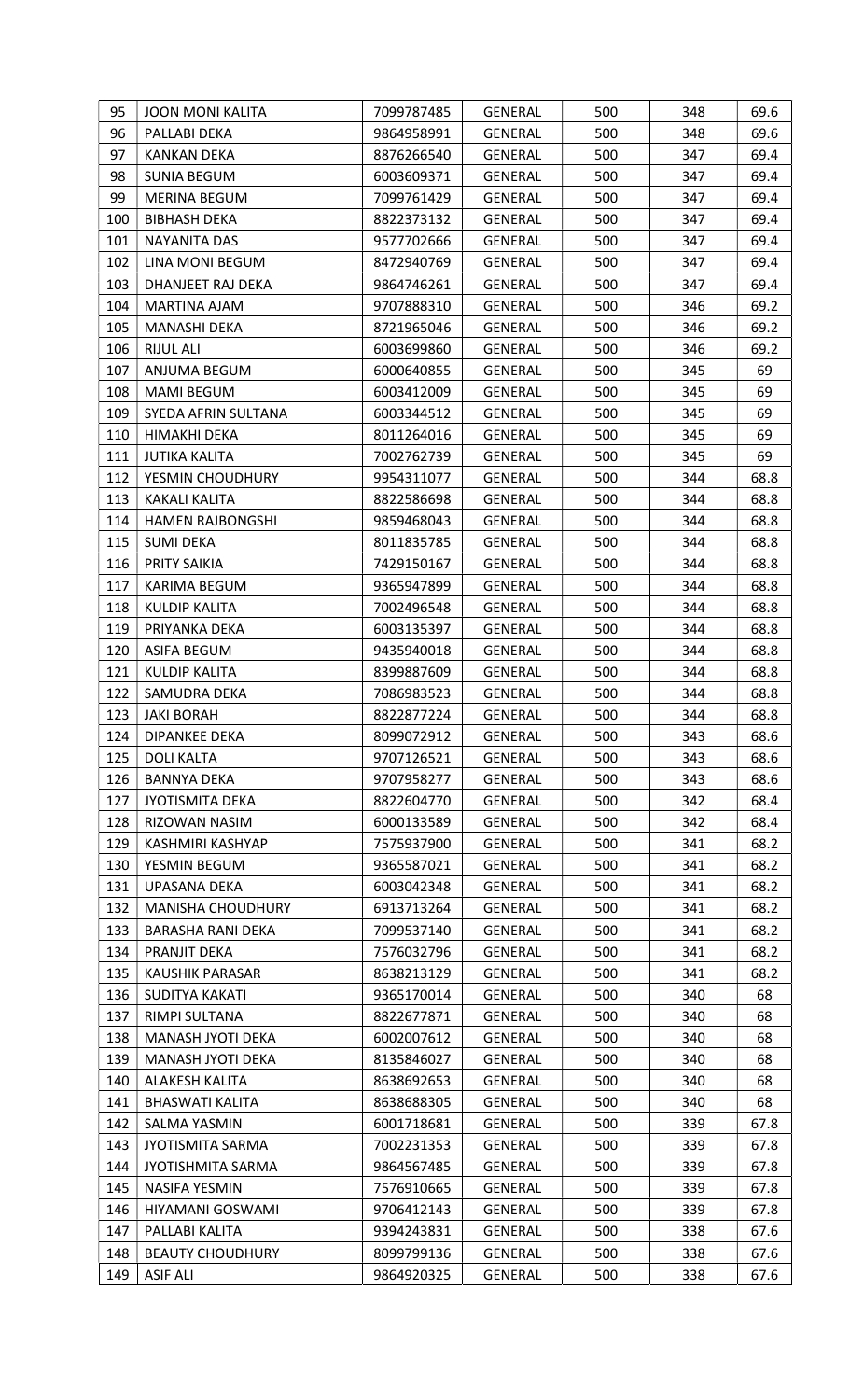| 95 | JOON MONI KALITA | 7099787485 | GENERAL | 500 | 348 | 69.6 |
|---|---|---|---|---|---|---|
| 96 | PALLABI DEKA | 9864958991 | GENERAL | 500 | 348 | 69.6 |
| 97 | KANKAN DEKA | 8876266540 | GENERAL | 500 | 347 | 69.4 |
| 98 | SUNIA BEGUM | 6003609371 | GENERAL | 500 | 347 | 69.4 |
| 99 | MERINA BEGUM | 7099761429 | GENERAL | 500 | 347 | 69.4 |
| 100 | BIBHASH DEKA | 8822373132 | GENERAL | 500 | 347 | 69.4 |
| 101 | NAYANITA DAS | 9577702666 | GENERAL | 500 | 347 | 69.4 |
| 102 | LINA MONI BEGUM | 8472940769 | GENERAL | 500 | 347 | 69.4 |
| 103 | DHANJEET RAJ DEKA | 9864746261 | GENERAL | 500 | 347 | 69.4 |
| 104 | MARTINA AJAM | 9707888310 | GENERAL | 500 | 346 | 69.2 |
| 105 | MANASHI DEKA | 8721965046 | GENERAL | 500 | 346 | 69.2 |
| 106 | RIJUL ALI | 6003699860 | GENERAL | 500 | 346 | 69.2 |
| 107 | ANJUMA BEGUM | 6000640855 | GENERAL | 500 | 345 | 69 |
| 108 | MAMI BEGUM | 6003412009 | GENERAL | 500 | 345 | 69 |
| 109 | SYEDA AFRIN SULTANA | 6003344512 | GENERAL | 500 | 345 | 69 |
| 110 | HIMAKHI DEKA | 8011264016 | GENERAL | 500 | 345 | 69 |
| 111 | JUTIKA KALITA | 7002762739 | GENERAL | 500 | 345 | 69 |
| 112 | YESMIN CHOUDHURY | 9954311077 | GENERAL | 500 | 344 | 68.8 |
| 113 | KAKALI KALITA | 8822586698 | GENERAL | 500 | 344 | 68.8 |
| 114 | HAMEN RAJBONGSHI | 9859468043 | GENERAL | 500 | 344 | 68.8 |
| 115 | SUMI DEKA | 8011835785 | GENERAL | 500 | 344 | 68.8 |
| 116 | PRITY SAIKIA | 7429150167 | GENERAL | 500 | 344 | 68.8 |
| 117 | KARIMA BEGUM | 9365947899 | GENERAL | 500 | 344 | 68.8 |
| 118 | KULDIP KALITA | 7002496548 | GENERAL | 500 | 344 | 68.8 |
| 119 | PRIYANKA DEKA | 6003135397 | GENERAL | 500 | 344 | 68.8 |
| 120 | ASIFA BEGUM | 9435940018 | GENERAL | 500 | 344 | 68.8 |
| 121 | KULDIP KALITA | 8399887609 | GENERAL | 500 | 344 | 68.8 |
| 122 | SAMUDRA DEKA | 7086983523 | GENERAL | 500 | 344 | 68.8 |
| 123 | JAKI BORAH | 8822877224 | GENERAL | 500 | 344 | 68.8 |
| 124 | DIPANKEE DEKA | 8099072912 | GENERAL | 500 | 343 | 68.6 |
| 125 | DOLI KALTA | 9707126521 | GENERAL | 500 | 343 | 68.6 |
| 126 | BANNYA DEKA | 9707958277 | GENERAL | 500 | 343 | 68.6 |
| 127 | JYOTISMITA DEKA | 8822604770 | GENERAL | 500 | 342 | 68.4 |
| 128 | RIZOWAN NASIM | 6000133589 | GENERAL | 500 | 342 | 68.4 |
| 129 | KASHMIRI KASHYAP | 7575937900 | GENERAL | 500 | 341 | 68.2 |
| 130 | YESMIN BEGUM | 9365587021 | GENERAL | 500 | 341 | 68.2 |
| 131 | UPASANA DEKA | 6003042348 | GENERAL | 500 | 341 | 68.2 |
| 132 | MANISHA CHOUDHURY | 6913713264 | GENERAL | 500 | 341 | 68.2 |
| 133 | BARASHA RANI DEKA | 7099537140 | GENERAL | 500 | 341 | 68.2 |
| 134 | PRANJIT DEKA | 7576032796 | GENERAL | 500 | 341 | 68.2 |
| 135 | KAUSHIK PARASAR | 8638213129 | GENERAL | 500 | 341 | 68.2 |
| 136 | SUDITYA KAKATI | 9365170014 | GENERAL | 500 | 340 | 68 |
| 137 | RIMPI SULTANA | 8822677871 | GENERAL | 500 | 340 | 68 |
| 138 | MANASH JYOTI DEKA | 6002007612 | GENERAL | 500 | 340 | 68 |
| 139 | MANASH JYOTI DEKA | 8135846027 | GENERAL | 500 | 340 | 68 |
| 140 | ALAKESH KALITA | 8638692653 | GENERAL | 500 | 340 | 68 |
| 141 | BHASWATI KALITA | 8638688305 | GENERAL | 500 | 340 | 68 |
| 142 | SALMA YASMIN | 6001718681 | GENERAL | 500 | 339 | 67.8 |
| 143 | JYOTISMITA SARMA | 7002231353 | GENERAL | 500 | 339 | 67.8 |
| 144 | JYOTISHMITA SARMA | 9864567485 | GENERAL | 500 | 339 | 67.8 |
| 145 | NASIFA YESMIN | 7576910665 | GENERAL | 500 | 339 | 67.8 |
| 146 | HIYAMANI GOSWAMI | 9706412143 | GENERAL | 500 | 339 | 67.8 |
| 147 | PALLABI KALITA | 9394243831 | GENERAL | 500 | 338 | 67.6 |
| 148 | BEAUTY CHOUDHURY | 8099799136 | GENERAL | 500 | 338 | 67.6 |
| 149 | ASIF ALI | 9864920325 | GENERAL | 500 | 338 | 67.6 |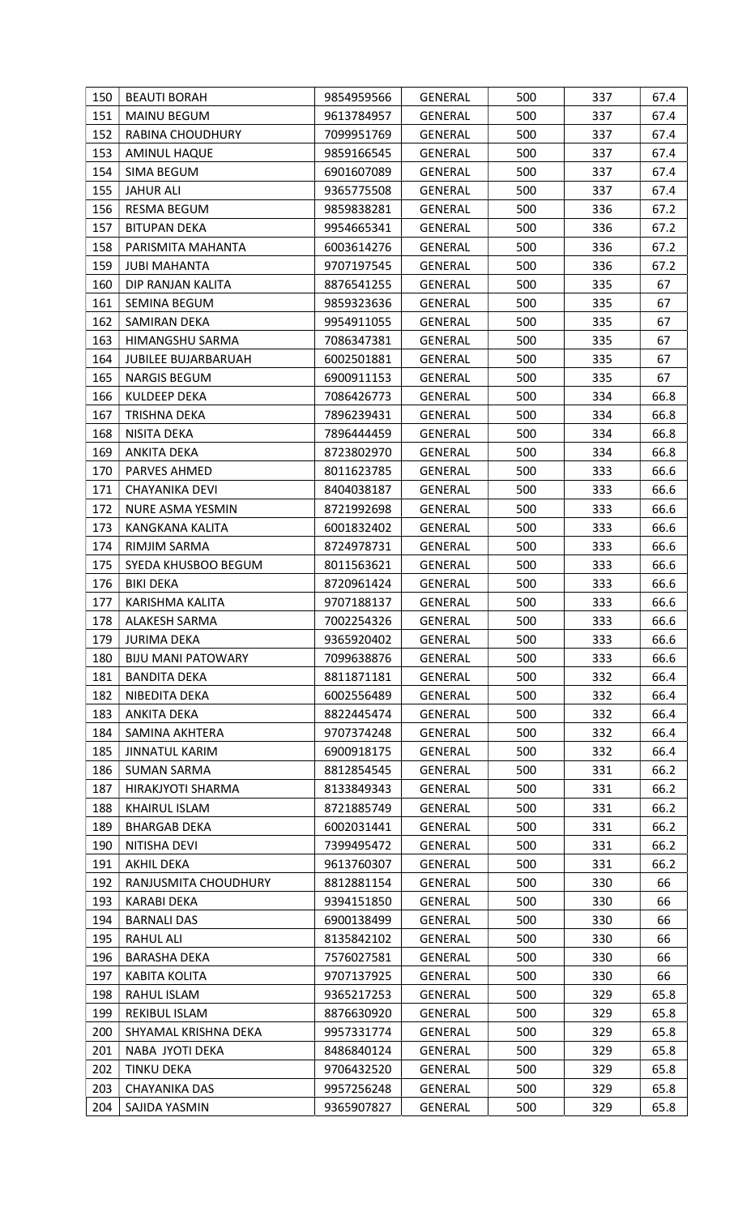| 150 | BEAUTI BORAH | 9854959566 | GENERAL | 500 | 337 | 67.4 |
|---|---|---|---|---|---|---|
| 151 | MAINU BEGUM | 9613784957 | GENERAL | 500 | 337 | 67.4 |
| 152 | RABINA CHOUDHURY | 7099951769 | GENERAL | 500 | 337 | 67.4 |
| 153 | AMINUL HAQUE | 9859166545 | GENERAL | 500 | 337 | 67.4 |
| 154 | SIMA BEGUM | 6901607089 | GENERAL | 500 | 337 | 67.4 |
| 155 | JAHUR ALI | 9365775508 | GENERAL | 500 | 337 | 67.4 |
| 156 | RESMA BEGUM | 9859838281 | GENERAL | 500 | 336 | 67.2 |
| 157 | BITUPAN DEKA | 9954665341 | GENERAL | 500 | 336 | 67.2 |
| 158 | PARISMITA MAHANTA | 6003614276 | GENERAL | 500 | 336 | 67.2 |
| 159 | JUBI MAHANTA | 9707197545 | GENERAL | 500 | 336 | 67.2 |
| 160 | DIP RANJAN KALITA | 8876541255 | GENERAL | 500 | 335 | 67 |
| 161 | SEMINA BEGUM | 9859323636 | GENERAL | 500 | 335 | 67 |
| 162 | SAMIRAN DEKA | 9954911055 | GENERAL | 500 | 335 | 67 |
| 163 | HIMANGSHU SARMA | 7086347381 | GENERAL | 500 | 335 | 67 |
| 164 | JUBILEE BUJARBARUAH | 6002501881 | GENERAL | 500 | 335 | 67 |
| 165 | NARGIS BEGUM | 6900911153 | GENERAL | 500 | 335 | 67 |
| 166 | KULDEEP DEKA | 7086426773 | GENERAL | 500 | 334 | 66.8 |
| 167 | TRISHNA DEKA | 7896239431 | GENERAL | 500 | 334 | 66.8 |
| 168 | NISITA DEKA | 7896444459 | GENERAL | 500 | 334 | 66.8 |
| 169 | ANKITA DEKA | 8723802970 | GENERAL | 500 | 334 | 66.8 |
| 170 | PARVES AHMED | 8011623785 | GENERAL | 500 | 333 | 66.6 |
| 171 | CHAYANIKA DEVI | 8404038187 | GENERAL | 500 | 333 | 66.6 |
| 172 | NURE ASMA YESMIN | 8721992698 | GENERAL | 500 | 333 | 66.6 |
| 173 | KANGKANA KALITA | 6001832402 | GENERAL | 500 | 333 | 66.6 |
| 174 | RIMJIM SARMA | 8724978731 | GENERAL | 500 | 333 | 66.6 |
| 175 | SYEDA KHUSBOO BEGUM | 8011563621 | GENERAL | 500 | 333 | 66.6 |
| 176 | BIKI DEKA | 8720961424 | GENERAL | 500 | 333 | 66.6 |
| 177 | KARISHMA KALITA | 9707188137 | GENERAL | 500 | 333 | 66.6 |
| 178 | ALAKESH SARMA | 7002254326 | GENERAL | 500 | 333 | 66.6 |
| 179 | JURIMA DEKA | 9365920402 | GENERAL | 500 | 333 | 66.6 |
| 180 | BIJU MANI PATOWARY | 7099638876 | GENERAL | 500 | 333 | 66.6 |
| 181 | BANDITA DEKA | 8811871181 | GENERAL | 500 | 332 | 66.4 |
| 182 | NIBEDITA DEKA | 6002556489 | GENERAL | 500 | 332 | 66.4 |
| 183 | ANKITA DEKA | 8822445474 | GENERAL | 500 | 332 | 66.4 |
| 184 | SAMINA AKHTERA | 9707374248 | GENERAL | 500 | 332 | 66.4 |
| 185 | JINNATUL KARIM | 6900918175 | GENERAL | 500 | 332 | 66.4 |
| 186 | SUMAN SARMA | 8812854545 | GENERAL | 500 | 331 | 66.2 |
| 187 | HIRAKJYOTI SHARMA | 8133849343 | GENERAL | 500 | 331 | 66.2 |
| 188 | KHAIRUL ISLAM | 8721885749 | GENERAL | 500 | 331 | 66.2 |
| 189 | BHARGAB DEKA | 6002031441 | GENERAL | 500 | 331 | 66.2 |
| 190 | NITISHA DEVI | 7399495472 | GENERAL | 500 | 331 | 66.2 |
| 191 | AKHIL DEKA | 9613760307 | GENERAL | 500 | 331 | 66.2 |
| 192 | RANJUSMITA CHOUDHURY | 8812881154 | GENERAL | 500 | 330 | 66 |
| 193 | KARABI DEKA | 9394151850 | GENERAL | 500 | 330 | 66 |
| 194 | BARNALI DAS | 6900138499 | GENERAL | 500 | 330 | 66 |
| 195 | RAHUL ALI | 8135842102 | GENERAL | 500 | 330 | 66 |
| 196 | BARASHA DEKA | 7576027581 | GENERAL | 500 | 330 | 66 |
| 197 | KABITA KOLITA | 9707137925 | GENERAL | 500 | 330 | 66 |
| 198 | RAHUL ISLAM | 9365217253 | GENERAL | 500 | 329 | 65.8 |
| 199 | REKIBUL ISLAM | 8876630920 | GENERAL | 500 | 329 | 65.8 |
| 200 | SHYAMAL KRISHNA DEKA | 9957331774 | GENERAL | 500 | 329 | 65.8 |
| 201 | NABA JYOTI DEKA | 8486840124 | GENERAL | 500 | 329 | 65.8 |
| 202 | TINKU DEKA | 9706432520 | GENERAL | 500 | 329 | 65.8 |
| 203 | CHAYANIKA DAS | 9957256248 | GENERAL | 500 | 329 | 65.8 |
| 204 | SAJIDA YASMIN | 9365907827 | GENERAL | 500 | 329 | 65.8 |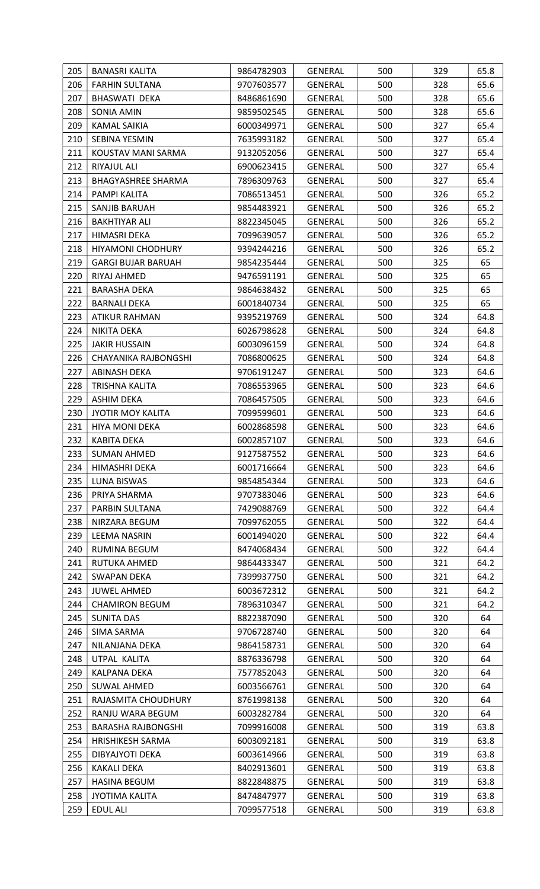| 205 | BANASRI KALITA | 9864782903 | GENERAL | 500 | 329 | 65.8 |
|---|---|---|---|---|---|---|
| 206 | FARHIN SULTANA | 9707603577 | GENERAL | 500 | 328 | 65.6 |
| 207 | BHASWATI DEKA | 8486861690 | GENERAL | 500 | 328 | 65.6 |
| 208 | SONIA AMIN | 9859502545 | GENERAL | 500 | 328 | 65.6 |
| 209 | KAMAL SAIKIA | 6000349971 | GENERAL | 500 | 327 | 65.4 |
| 210 | SEBINA YESMIN | 7635993182 | GENERAL | 500 | 327 | 65.4 |
| 211 | KOUSTAV MANI SARMA | 9132052056 | GENERAL | 500 | 327 | 65.4 |
| 212 | RIYAJUL ALI | 6900623415 | GENERAL | 500 | 327 | 65.4 |
| 213 | BHAGYASHREE SHARMA | 7896309763 | GENERAL | 500 | 327 | 65.4 |
| 214 | PAMPI KALITA | 7086513451 | GENERAL | 500 | 326 | 65.2 |
| 215 | SANJIB BARUAH | 9854483921 | GENERAL | 500 | 326 | 65.2 |
| 216 | BAKHTIYAR ALI | 8822345045 | GENERAL | 500 | 326 | 65.2 |
| 217 | HIMASRI DEKA | 7099639057 | GENERAL | 500 | 326 | 65.2 |
| 218 | HIYAMONI CHODHURY | 9394244216 | GENERAL | 500 | 326 | 65.2 |
| 219 | GARGI BUJAR BARUAH | 9854235444 | GENERAL | 500 | 325 | 65 |
| 220 | RIYAJ AHMED | 9476591191 | GENERAL | 500 | 325 | 65 |
| 221 | BARASHA DEKA | 9864638432 | GENERAL | 500 | 325 | 65 |
| 222 | BARNALI DEKA | 6001840734 | GENERAL | 500 | 325 | 65 |
| 223 | ATIKUR RAHMAN | 9395219769 | GENERAL | 500 | 324 | 64.8 |
| 224 | NIKITA DEKA | 6026798628 | GENERAL | 500 | 324 | 64.8 |
| 225 | JAKIR HUSSAIN | 6003096159 | GENERAL | 500 | 324 | 64.8 |
| 226 | CHAYANIKA RAJBONGSHI | 7086800625 | GENERAL | 500 | 324 | 64.8 |
| 227 | ABINASH DEKA | 9706191247 | GENERAL | 500 | 323 | 64.6 |
| 228 | TRISHNA KALITA | 7086553965 | GENERAL | 500 | 323 | 64.6 |
| 229 | ASHIM DEKA | 7086457505 | GENERAL | 500 | 323 | 64.6 |
| 230 | JYOTIR MOY KALITA | 7099599601 | GENERAL | 500 | 323 | 64.6 |
| 231 | HIYA MONI DEKA | 6002868598 | GENERAL | 500 | 323 | 64.6 |
| 232 | KABITA DEKA | 6002857107 | GENERAL | 500 | 323 | 64.6 |
| 233 | SUMAN AHMED | 9127587552 | GENERAL | 500 | 323 | 64.6 |
| 234 | HIMASHRI DEKA | 6001716664 | GENERAL | 500 | 323 | 64.6 |
| 235 | LUNA BISWAS | 9854854344 | GENERAL | 500 | 323 | 64.6 |
| 236 | PRIYA SHARMA | 9707383046 | GENERAL | 500 | 323 | 64.6 |
| 237 | PARBIN SULTANA | 7429088769 | GENERAL | 500 | 322 | 64.4 |
| 238 | NIRZARA BEGUM | 7099762055 | GENERAL | 500 | 322 | 64.4 |
| 239 | LEEMA NASRIN | 6001494020 | GENERAL | 500 | 322 | 64.4 |
| 240 | RUMINA BEGUM | 8474068434 | GENERAL | 500 | 322 | 64.4 |
| 241 | RUTUKA AHMED | 9864433347 | GENERAL | 500 | 321 | 64.2 |
| 242 | SWAPAN DEKA | 7399937750 | GENERAL | 500 | 321 | 64.2 |
| 243 | JUWEL AHMED | 6003672312 | GENERAL | 500 | 321 | 64.2 |
| 244 | CHAMIRON BEGUM | 7896310347 | GENERAL | 500 | 321 | 64.2 |
| 245 | SUNITA DAS | 8822387090 | GENERAL | 500 | 320 | 64 |
| 246 | SIMA SARMA | 9706728740 | GENERAL | 500 | 320 | 64 |
| 247 | NILANJANA DEKA | 9864158731 | GENERAL | 500 | 320 | 64 |
| 248 | UTPAL KALITA | 8876336798 | GENERAL | 500 | 320 | 64 |
| 249 | KALPANA DEKA | 7577852043 | GENERAL | 500 | 320 | 64 |
| 250 | SUWAL AHMED | 6003566761 | GENERAL | 500 | 320 | 64 |
| 251 | RAJASMITA CHOUDHURY | 8761998138 | GENERAL | 500 | 320 | 64 |
| 252 | RANJU WARA BEGUM | 6003282784 | GENERAL | 500 | 320 | 64 |
| 253 | BARASHA RAJBONGSHI | 7099916008 | GENERAL | 500 | 319 | 63.8 |
| 254 | HRISHIKESH SARMA | 6003092181 | GENERAL | 500 | 319 | 63.8 |
| 255 | DIBYAJYOTI DEKA | 6003614966 | GENERAL | 500 | 319 | 63.8 |
| 256 | KAKALI DEKA | 8402913601 | GENERAL | 500 | 319 | 63.8 |
| 257 | HASINA BEGUM | 8822848875 | GENERAL | 500 | 319 | 63.8 |
| 258 | JYOTIMA KALITA | 8474847977 | GENERAL | 500 | 319 | 63.8 |
| 259 | EDUL ALI | 7099577518 | GENERAL | 500 | 319 | 63.8 |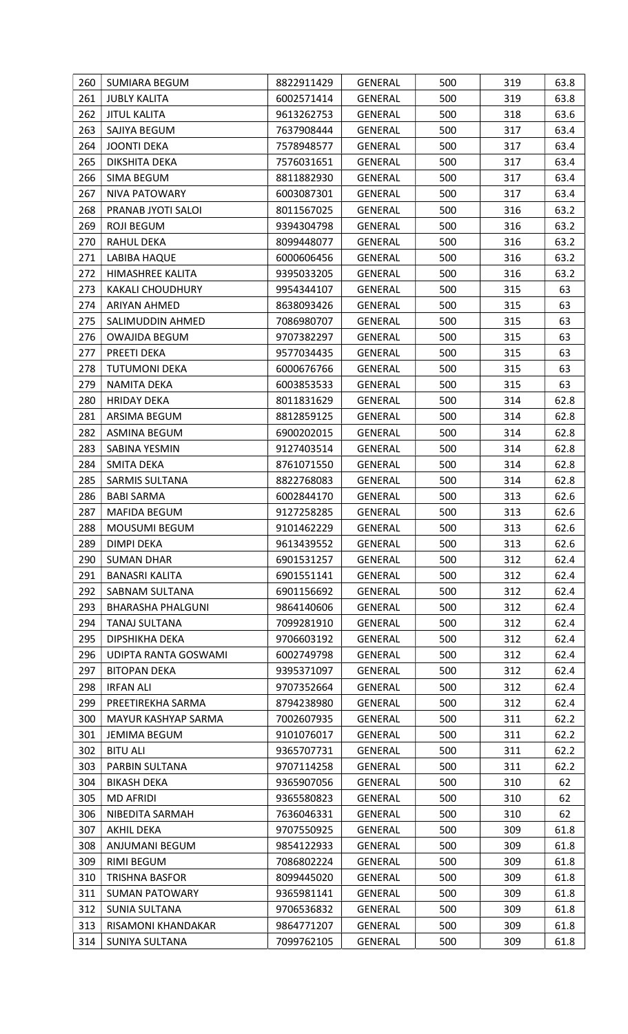| 260 | SUMIARA BEGUM | 8822911429 | GENERAL | 500 | 319 | 63.8 |
|---|---|---|---|---|---|---|
| 261 | JUBLY KALITA | 6002571414 | GENERAL | 500 | 319 | 63.8 |
| 262 | JITUL KALITA | 9613262753 | GENERAL | 500 | 318 | 63.6 |
| 263 | SAJIYA BEGUM | 7637908444 | GENERAL | 500 | 317 | 63.4 |
| 264 | JOONTI DEKA | 7578948577 | GENERAL | 500 | 317 | 63.4 |
| 265 | DIKSHITA DEKA | 7576031651 | GENERAL | 500 | 317 | 63.4 |
| 266 | SIMA BEGUM | 8811882930 | GENERAL | 500 | 317 | 63.4 |
| 267 | NIVA PATOWARY | 6003087301 | GENERAL | 500 | 317 | 63.4 |
| 268 | PRANAB JYOTI SALOI | 8011567025 | GENERAL | 500 | 316 | 63.2 |
| 269 | ROJI BEGUM | 9394304798 | GENERAL | 500 | 316 | 63.2 |
| 270 | RAHUL DEKA | 8099448077 | GENERAL | 500 | 316 | 63.2 |
| 271 | LABIBA HAQUE | 6000606456 | GENERAL | 500 | 316 | 63.2 |
| 272 | HIMASHREE KALITA | 9395033205 | GENERAL | 500 | 316 | 63.2 |
| 273 | KAKALI CHOUDHURY | 9954344107 | GENERAL | 500 | 315 | 63 |
| 274 | ARIYAN AHMED | 8638093426 | GENERAL | 500 | 315 | 63 |
| 275 | SALIMUDDIN AHMED | 7086980707 | GENERAL | 500 | 315 | 63 |
| 276 | OWAJIDA BEGUM | 9707382297 | GENERAL | 500 | 315 | 63 |
| 277 | PREETI DEKA | 9577034435 | GENERAL | 500 | 315 | 63 |
| 278 | TUTUMONI DEKA | 6000676766 | GENERAL | 500 | 315 | 63 |
| 279 | NAMITA DEKA | 6003853533 | GENERAL | 500 | 315 | 63 |
| 280 | HRIDAY DEKA | 8011831629 | GENERAL | 500 | 314 | 62.8 |
| 281 | ARSIMA BEGUM | 8812859125 | GENERAL | 500 | 314 | 62.8 |
| 282 | ASMINA BEGUM | 6900202015 | GENERAL | 500 | 314 | 62.8 |
| 283 | SABINA YESMIN | 9127403514 | GENERAL | 500 | 314 | 62.8 |
| 284 | SMITA DEKA | 8761071550 | GENERAL | 500 | 314 | 62.8 |
| 285 | SARMIS SULTANA | 8822768083 | GENERAL | 500 | 314 | 62.8 |
| 286 | BABI SARMA | 6002844170 | GENERAL | 500 | 313 | 62.6 |
| 287 | MAFIDA BEGUM | 9127258285 | GENERAL | 500 | 313 | 62.6 |
| 288 | MOUSUMI BEGUM | 9101462229 | GENERAL | 500 | 313 | 62.6 |
| 289 | DIMPI DEKA | 9613439552 | GENERAL | 500 | 313 | 62.6 |
| 290 | SUMAN DHAR | 6901531257 | GENERAL | 500 | 312 | 62.4 |
| 291 | BANASRI KALITA | 6901551141 | GENERAL | 500 | 312 | 62.4 |
| 292 | SABNAM SULTANA | 6901156692 | GENERAL | 500 | 312 | 62.4 |
| 293 | BHARASHA PHALGUNI | 9864140606 | GENERAL | 500 | 312 | 62.4 |
| 294 | TANAJ SULTANA | 7099281910 | GENERAL | 500 | 312 | 62.4 |
| 295 | DIPSHIKHA DEKA | 9706603192 | GENERAL | 500 | 312 | 62.4 |
| 296 | UDIPTA RANTA GOSWAMI | 6002749798 | GENERAL | 500 | 312 | 62.4 |
| 297 | BITOPAN DEKA | 9395371097 | GENERAL | 500 | 312 | 62.4 |
| 298 | IRFAN ALI | 9707352664 | GENERAL | 500 | 312 | 62.4 |
| 299 | PREETIREKHA SARMA | 8794238980 | GENERAL | 500 | 312 | 62.4 |
| 300 | MAYUR KASHYAP SARMA | 7002607935 | GENERAL | 500 | 311 | 62.2 |
| 301 | JEMIMA BEGUM | 9101076017 | GENERAL | 500 | 311 | 62.2 |
| 302 | BITU ALI | 9365707731 | GENERAL | 500 | 311 | 62.2 |
| 303 | PARBIN SULTANA | 9707114258 | GENERAL | 500 | 311 | 62.2 |
| 304 | BIKASH DEKA | 9365907056 | GENERAL | 500 | 310 | 62 |
| 305 | MD AFRIDI | 9365580823 | GENERAL | 500 | 310 | 62 |
| 306 | NIBEDITA SARMAH | 7636046331 | GENERAL | 500 | 310 | 62 |
| 307 | AKHIL DEKA | 9707550925 | GENERAL | 500 | 309 | 61.8 |
| 308 | ANJUMANI BEGUM | 9854122933 | GENERAL | 500 | 309 | 61.8 |
| 309 | RIMI BEGUM | 7086802224 | GENERAL | 500 | 309 | 61.8 |
| 310 | TRISHNA BASFOR | 8099445020 | GENERAL | 500 | 309 | 61.8 |
| 311 | SUMAN PATOWARY | 9365981141 | GENERAL | 500 | 309 | 61.8 |
| 312 | SUNIA SULTANA | 9706536832 | GENERAL | 500 | 309 | 61.8 |
| 313 | RISAMONI KHANDAKAR | 9864771207 | GENERAL | 500 | 309 | 61.8 |
| 314 | SUNIYA SULTANA | 7099762105 | GENERAL | 500 | 309 | 61.8 |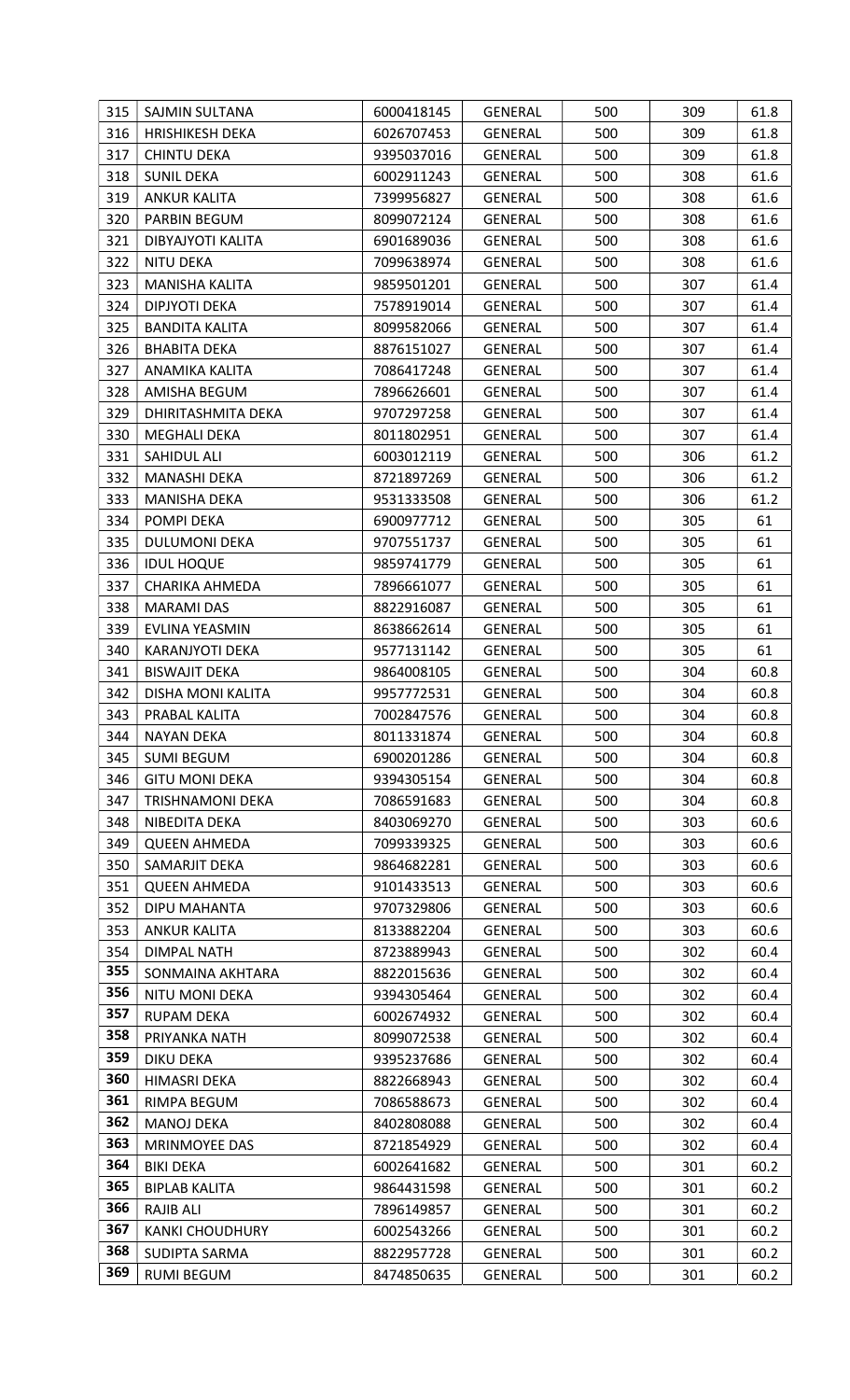| 315 | SAJMIN SULTANA | 6000418145 | GENERAL | 500 | 309 | 61.8 |
|---|---|---|---|---|---|---|
| 316 | HRISHIKESH DEKA | 6026707453 | GENERAL | 500 | 309 | 61.8 |
| 317 | CHINTU DEKA | 9395037016 | GENERAL | 500 | 309 | 61.8 |
| 318 | SUNIL DEKA | 6002911243 | GENERAL | 500 | 308 | 61.6 |
| 319 | ANKUR KALITA | 7399956827 | GENERAL | 500 | 308 | 61.6 |
| 320 | PARBIN BEGUM | 8099072124 | GENERAL | 500 | 308 | 61.6 |
| 321 | DIBYAJYOTI KALITA | 6901689036 | GENERAL | 500 | 308 | 61.6 |
| 322 | NITU DEKA | 7099638974 | GENERAL | 500 | 308 | 61.6 |
| 323 | MANISHA KALITA | 9859501201 | GENERAL | 500 | 307 | 61.4 |
| 324 | DIPJYOTI DEKA | 7578919014 | GENERAL | 500 | 307 | 61.4 |
| 325 | BANDITA KALITA | 8099582066 | GENERAL | 500 | 307 | 61.4 |
| 326 | BHABITA DEKA | 8876151027 | GENERAL | 500 | 307 | 61.4 |
| 327 | ANAMIKA KALITA | 7086417248 | GENERAL | 500 | 307 | 61.4 |
| 328 | AMISHA BEGUM | 7896626601 | GENERAL | 500 | 307 | 61.4 |
| 329 | DHIRITASHMITA DEKA | 9707297258 | GENERAL | 500 | 307 | 61.4 |
| 330 | MEGHALI DEKA | 8011802951 | GENERAL | 500 | 307 | 61.4 |
| 331 | SAHIDUL ALI | 6003012119 | GENERAL | 500 | 306 | 61.2 |
| 332 | MANASHI DEKA | 8721897269 | GENERAL | 500 | 306 | 61.2 |
| 333 | MANISHA DEKA | 9531333508 | GENERAL | 500 | 306 | 61.2 |
| 334 | POMPI DEKA | 6900977712 | GENERAL | 500 | 305 | 61 |
| 335 | DULUMONI DEKA | 9707551737 | GENERAL | 500 | 305 | 61 |
| 336 | IDUL HOQUE | 9859741779 | GENERAL | 500 | 305 | 61 |
| 337 | CHARIKA AHMEDA | 7896661077 | GENERAL | 500 | 305 | 61 |
| 338 | MARAMI DAS | 8822916087 | GENERAL | 500 | 305 | 61 |
| 339 | EVLINA YEASMIN | 8638662614 | GENERAL | 500 | 305 | 61 |
| 340 | KARANJYOTI DEKA | 9577131142 | GENERAL | 500 | 305 | 61 |
| 341 | BISWAJIT DEKA | 9864008105 | GENERAL | 500 | 304 | 60.8 |
| 342 | DISHA MONI KALITA | 9957772531 | GENERAL | 500 | 304 | 60.8 |
| 343 | PRABAL KALITA | 7002847576 | GENERAL | 500 | 304 | 60.8 |
| 344 | NAYAN DEKA | 8011331874 | GENERAL | 500 | 304 | 60.8 |
| 345 | SUMI BEGUM | 6900201286 | GENERAL | 500 | 304 | 60.8 |
| 346 | GITU MONI DEKA | 9394305154 | GENERAL | 500 | 304 | 60.8 |
| 347 | TRISHNAMONI DEKA | 7086591683 | GENERAL | 500 | 304 | 60.8 |
| 348 | NIBEDITA DEKA | 8403069270 | GENERAL | 500 | 303 | 60.6 |
| 349 | QUEEN AHMEDA | 7099339325 | GENERAL | 500 | 303 | 60.6 |
| 350 | SAMARJIT DEKA | 9864682281 | GENERAL | 500 | 303 | 60.6 |
| 351 | QUEEN AHMEDA | 9101433513 | GENERAL | 500 | 303 | 60.6 |
| 352 | DIPU MAHANTA | 9707329806 | GENERAL | 500 | 303 | 60.6 |
| 353 | ANKUR KALITA | 8133882204 | GENERAL | 500 | 303 | 60.6 |
| 354 | DIMPAL NATH | 8723889943 | GENERAL | 500 | 302 | 60.4 |
| 355 | SONMAINA AKHTARA | 8822015636 | GENERAL | 500 | 302 | 60.4 |
| 356 | NITU MONI DEKA | 9394305464 | GENERAL | 500 | 302 | 60.4 |
| 357 | RUPAM DEKA | 6002674932 | GENERAL | 500 | 302 | 60.4 |
| 358 | PRIYANKA NATH | 8099072538 | GENERAL | 500 | 302 | 60.4 |
| 359 | DIKU DEKA | 9395237686 | GENERAL | 500 | 302 | 60.4 |
| 360 | HIMASRI DEKA | 8822668943 | GENERAL | 500 | 302 | 60.4 |
| 361 | RIMPA BEGUM | 7086588673 | GENERAL | 500 | 302 | 60.4 |
| 362 | MANOJ DEKA | 8402808088 | GENERAL | 500 | 302 | 60.4 |
| 363 | MRINMOYEE DAS | 8721854929 | GENERAL | 500 | 302 | 60.4 |
| 364 | BIKI DEKA | 6002641682 | GENERAL | 500 | 301 | 60.2 |
| 365 | BIPLAB KALITA | 9864431598 | GENERAL | 500 | 301 | 60.2 |
| 366 | RAJIB ALI | 7896149857 | GENERAL | 500 | 301 | 60.2 |
| 367 | KANKI CHOUDHURY | 6002543266 | GENERAL | 500 | 301 | 60.2 |
| 368 | SUDIPTA SARMA | 8822957728 | GENERAL | 500 | 301 | 60.2 |
| 369 | RUMI BEGUM | 8474850635 | GENERAL | 500 | 301 | 60.2 |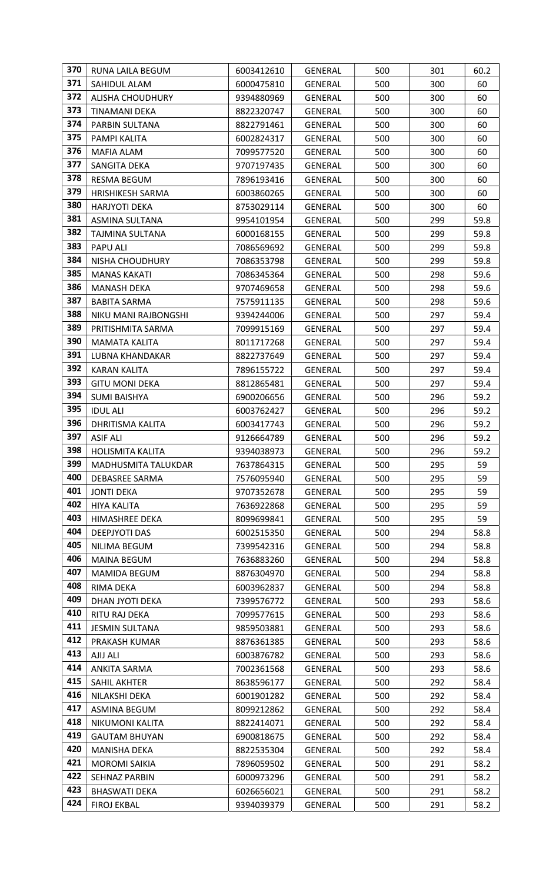| 370 | RUNA LAILA BEGUM | 6003412610 | GENERAL | 500 | 301 | 60.2 |
|---|---|---|---|---|---|---|
| 371 | SAHIDUL ALAM | 6000475810 | GENERAL | 500 | 300 | 60 |
| 372 | ALISHA CHOUDHURY | 9394880969 | GENERAL | 500 | 300 | 60 |
| 373 | TINAMANI DEKA | 8822320747 | GENERAL | 500 | 300 | 60 |
| 374 | PARBIN SULTANA | 8822791461 | GENERAL | 500 | 300 | 60 |
| 375 | PAMPI KALITA | 6002824317 | GENERAL | 500 | 300 | 60 |
| 376 | MAFIA ALAM | 7099577520 | GENERAL | 500 | 300 | 60 |
| 377 | SANGITA DEKA | 9707197435 | GENERAL | 500 | 300 | 60 |
| 378 | RESMA BEGUM | 7896193416 | GENERAL | 500 | 300 | 60 |
| 379 | HRISHIKESH SARMA | 6003860265 | GENERAL | 500 | 300 | 60 |
| 380 | HARJYOTI DEKA | 8753029114 | GENERAL | 500 | 300 | 60 |
| 381 | ASMINA SULTANA | 9954101954 | GENERAL | 500 | 299 | 59.8 |
| 382 | TAJMINA SULTANA | 6000168155 | GENERAL | 500 | 299 | 59.8 |
| 383 | PAPU ALI | 7086569692 | GENERAL | 500 | 299 | 59.8 |
| 384 | NISHA CHOUDHURY | 7086353798 | GENERAL | 500 | 299 | 59.8 |
| 385 | MANAS KAKATI | 7086345364 | GENERAL | 500 | 298 | 59.6 |
| 386 | MANASH DEKA | 9707469658 | GENERAL | 500 | 298 | 59.6 |
| 387 | BABITA SARMA | 7575911135 | GENERAL | 500 | 298 | 59.6 |
| 388 | NIKU MANI RAJBONGSHI | 9394244006 | GENERAL | 500 | 297 | 59.4 |
| 389 | PRITISHMITA SARMA | 7099915169 | GENERAL | 500 | 297 | 59.4 |
| 390 | MAMATA KALITA | 8011717268 | GENERAL | 500 | 297 | 59.4 |
| 391 | LUBNA KHANDAKAR | 8822737649 | GENERAL | 500 | 297 | 59.4 |
| 392 | KARAN KALITA | 7896155722 | GENERAL | 500 | 297 | 59.4 |
| 393 | GITU MONI DEKA | 8812865481 | GENERAL | 500 | 297 | 59.4 |
| 394 | SUMI BAISHYA | 6900206656 | GENERAL | 500 | 296 | 59.2 |
| 395 | IDUL ALI | 6003762427 | GENERAL | 500 | 296 | 59.2 |
| 396 | DHRITISMA KALITA | 6003417743 | GENERAL | 500 | 296 | 59.2 |
| 397 | ASIF ALI | 9126664789 | GENERAL | 500 | 296 | 59.2 |
| 398 | HOLISMITA KALITA | 9394038973 | GENERAL | 500 | 296 | 59.2 |
| 399 | MADHUSMITA TALUKDAR | 7637864315 | GENERAL | 500 | 295 | 59 |
| 400 | DEBASREE SARMA | 7576095940 | GENERAL | 500 | 295 | 59 |
| 401 | JONTI DEKA | 9707352678 | GENERAL | 500 | 295 | 59 |
| 402 | HIYA KALITA | 7636922868 | GENERAL | 500 | 295 | 59 |
| 403 | HIMASHREE DEKA | 8099699841 | GENERAL | 500 | 295 | 59 |
| 404 | DEEPJYOTI DAS | 6002515350 | GENERAL | 500 | 294 | 58.8 |
| 405 | NILIMA BEGUM | 7399542316 | GENERAL | 500 | 294 | 58.8 |
| 406 | MAINA BEGUM | 7636883260 | GENERAL | 500 | 294 | 58.8 |
| 407 | MAMIDA BEGUM | 8876304970 | GENERAL | 500 | 294 | 58.8 |
| 408 | RIMA DEKA | 6003962837 | GENERAL | 500 | 294 | 58.8 |
| 409 | DHAN JYOTI DEKA | 7399576772 | GENERAL | 500 | 293 | 58.6 |
| 410 | RITU RAJ DEKA | 7099577615 | GENERAL | 500 | 293 | 58.6 |
| 411 | JESMIN SULTANA | 9859503881 | GENERAL | 500 | 293 | 58.6 |
| 412 | PRAKASH KUMAR | 8876361385 | GENERAL | 500 | 293 | 58.6 |
| 413 | AJIJ ALI | 6003876782 | GENERAL | 500 | 293 | 58.6 |
| 414 | ANKITA SARMA | 7002361568 | GENERAL | 500 | 293 | 58.6 |
| 415 | SAHIL AKHTER | 8638596177 | GENERAL | 500 | 292 | 58.4 |
| 416 | NILAKSHI DEKA | 6001901282 | GENERAL | 500 | 292 | 58.4 |
| 417 | ASMINA BEGUM | 8099212862 | GENERAL | 500 | 292 | 58.4 |
| 418 | NIKUMONI KALITA | 8822414071 | GENERAL | 500 | 292 | 58.4 |
| 419 | GAUTAM BHUYAN | 6900818675 | GENERAL | 500 | 292 | 58.4 |
| 420 | MANISHA DEKA | 8822535304 | GENERAL | 500 | 292 | 58.4 |
| 421 | MOROMI SAIKIA | 7896059502 | GENERAL | 500 | 291 | 58.2 |
| 422 | SEHNAZ PARBIN | 6000973296 | GENERAL | 500 | 291 | 58.2 |
| 423 | BHASWATI DEKA | 6026656021 | GENERAL | 500 | 291 | 58.2 |
| 424 | FIROJ EKBAL | 9394039379 | GENERAL | 500 | 291 | 58.2 |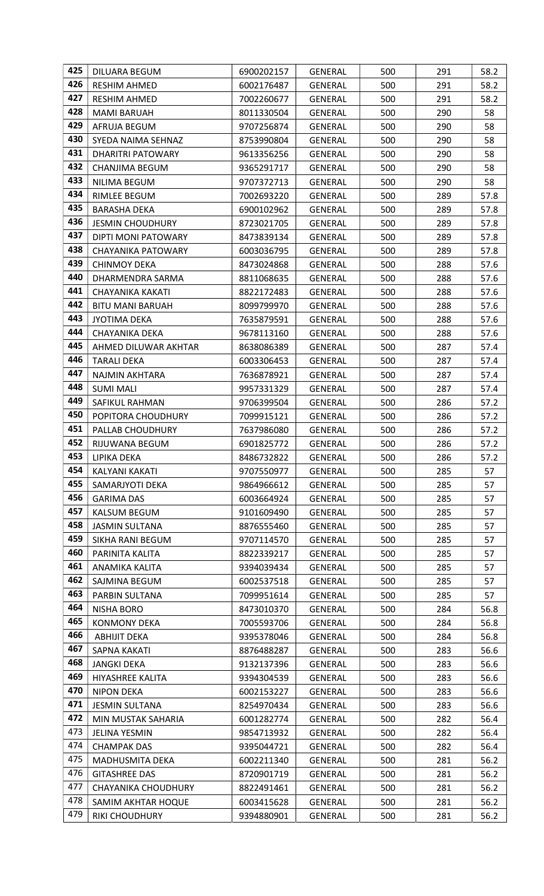| 425 | DILUARA BEGUM | 6900202157 | GENERAL | 500 | 291 | 58.2 |
|---|---|---|---|---|---|---|
| 426 | RESHIM AHMED | 6002176487 | GENERAL | 500 | 291 | 58.2 |
| 427 | RESHIM AHMED | 7002260677 | GENERAL | 500 | 291 | 58.2 |
| 428 | MAMI BARUAH | 8011330504 | GENERAL | 500 | 290 | 58 |
| 429 | AFRUJA BEGUM | 9707256874 | GENERAL | 500 | 290 | 58 |
| 430 | SYEDA NAIMA SEHNAZ | 8753990804 | GENERAL | 500 | 290 | 58 |
| 431 | DHARITRI PATOWARY | 9613356256 | GENERAL | 500 | 290 | 58 |
| 432 | CHANJIMA BEGUM | 9365291717 | GENERAL | 500 | 290 | 58 |
| 433 | NILIMA BEGUM | 9707372713 | GENERAL | 500 | 290 | 58 |
| 434 | RIMLEE BEGUM | 7002693220 | GENERAL | 500 | 289 | 57.8 |
| 435 | BARASHA DEKA | 6900102962 | GENERAL | 500 | 289 | 57.8 |
| 436 | JESMIN CHOUDHURY | 8723021705 | GENERAL | 500 | 289 | 57.8 |
| 437 | DIPTI MONI PATOWARY | 8473839134 | GENERAL | 500 | 289 | 57.8 |
| 438 | CHAYANIKA PATOWARY | 6003036795 | GENERAL | 500 | 289 | 57.8 |
| 439 | CHINMOY DEKA | 8473024868 | GENERAL | 500 | 288 | 57.6 |
| 440 | DHARMENDRA SARMA | 8811068635 | GENERAL | 500 | 288 | 57.6 |
| 441 | CHAYANIKA KAKATI | 8822172483 | GENERAL | 500 | 288 | 57.6 |
| 442 | BITU MANI BARUAH | 8099799970 | GENERAL | 500 | 288 | 57.6 |
| 443 | JYOTIMA DEKA | 7635879591 | GENERAL | 500 | 288 | 57.6 |
| 444 | CHAYANIKA DEKA | 9678113160 | GENERAL | 500 | 288 | 57.6 |
| 445 | AHMED DILUWAR AKHTAR | 8638086389 | GENERAL | 500 | 287 | 57.4 |
| 446 | TARALI DEKA | 6003306453 | GENERAL | 500 | 287 | 57.4 |
| 447 | NAJMIN AKHTARA | 7636878921 | GENERAL | 500 | 287 | 57.4 |
| 448 | SUMI MALI | 9957331329 | GENERAL | 500 | 287 | 57.4 |
| 449 | SAFIKUL RAHMAN | 9706399504 | GENERAL | 500 | 286 | 57.2 |
| 450 | POPITORA CHOUDHURY | 7099915121 | GENERAL | 500 | 286 | 57.2 |
| 451 | PALLAB CHOUDHURY | 7637986080 | GENERAL | 500 | 286 | 57.2 |
| 452 | RIJUWANA BEGUM | 6901825772 | GENERAL | 500 | 286 | 57.2 |
| 453 | LIPIKA DEKA | 8486732822 | GENERAL | 500 | 286 | 57.2 |
| 454 | KALYANI KAKATI | 9707550977 | GENERAL | 500 | 285 | 57 |
| 455 | SAMARJYOTI DEKA | 9864966612 | GENERAL | 500 | 285 | 57 |
| 456 | GARIMA DAS | 6003664924 | GENERAL | 500 | 285 | 57 |
| 457 | KALSUM BEGUM | 9101609490 | GENERAL | 500 | 285 | 57 |
| 458 | JASMIN SULTANA | 8876555460 | GENERAL | 500 | 285 | 57 |
| 459 | SIKHA RANI BEGUM | 9707114570 | GENERAL | 500 | 285 | 57 |
| 460 | PARINITA KALITA | 8822339217 | GENERAL | 500 | 285 | 57 |
| 461 | ANAMIKA KALITA | 9394039434 | GENERAL | 500 | 285 | 57 |
| 462 | SAJMINA BEGUM | 6002537518 | GENERAL | 500 | 285 | 57 |
| 463 | PARBIN SULTANA | 7099951614 | GENERAL | 500 | 285 | 57 |
| 464 | NISHA BORO | 8473010370 | GENERAL | 500 | 284 | 56.8 |
| 465 | KONMONY DEKA | 7005593706 | GENERAL | 500 | 284 | 56.8 |
| 466 | ABHIJIT DEKA | 9395378046 | GENERAL | 500 | 284 | 56.8 |
| 467 | SAPNA KAKATI | 8876488287 | GENERAL | 500 | 283 | 56.6 |
| 468 | JANGKI DEKA | 9132137396 | GENERAL | 500 | 283 | 56.6 |
| 469 | HIYASHREE KALITA | 9394304539 | GENERAL | 500 | 283 | 56.6 |
| 470 | NIPON DEKA | 6002153227 | GENERAL | 500 | 283 | 56.6 |
| 471 | JESMIN SULTANA | 8254970434 | GENERAL | 500 | 283 | 56.6 |
| 472 | MIN MUSTAK SAHARIA | 6001282774 | GENERAL | 500 | 282 | 56.4 |
| 473 | JELINA YESMIN | 9854713932 | GENERAL | 500 | 282 | 56.4 |
| 474 | CHAMPAK DAS | 9395044721 | GENERAL | 500 | 282 | 56.4 |
| 475 | MADHUSMITA DEKA | 6002211340 | GENERAL | 500 | 281 | 56.2 |
| 476 | GITASHREE DAS | 8720901719 | GENERAL | 500 | 281 | 56.2 |
| 477 | CHAYANIKA CHOUDHURY | 8822491461 | GENERAL | 500 | 281 | 56.2 |
| 478 | SAMIM AKHTAR HOQUE | 6003415628 | GENERAL | 500 | 281 | 56.2 |
| 479 | RIKI CHOUDHURY | 9394880901 | GENERAL | 500 | 281 | 56.2 |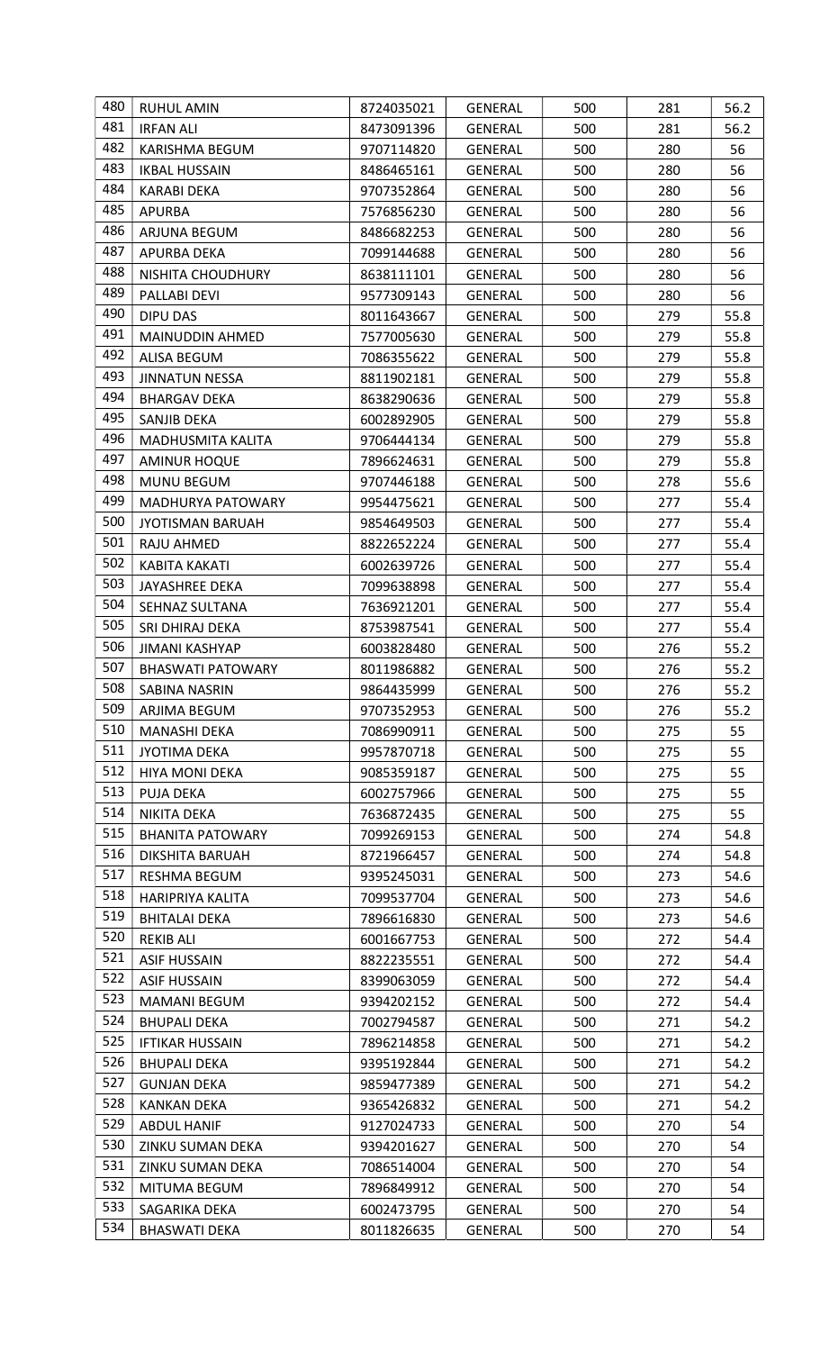| | | | | | | |
|---|---|---|---|---|---|---|
| 480 | RUHUL AMIN | 8724035021 | GENERAL | 500 | 281 | 56.2 |
| 481 | IRFAN ALI | 8473091396 | GENERAL | 500 | 281 | 56.2 |
| 482 | KARISHMA BEGUM | 9707114820 | GENERAL | 500 | 280 | 56 |
| 483 | IKBAL HUSSAIN | 8486465161 | GENERAL | 500 | 280 | 56 |
| 484 | KARABI DEKA | 9707352864 | GENERAL | 500 | 280 | 56 |
| 485 | APURBA | 7576856230 | GENERAL | 500 | 280 | 56 |
| 486 | ARJUNA BEGUM | 8486682253 | GENERAL | 500 | 280 | 56 |
| 487 | APURBA DEKA | 7099144688 | GENERAL | 500 | 280 | 56 |
| 488 | NISHITA CHOUDHURY | 8638111101 | GENERAL | 500 | 280 | 56 |
| 489 | PALLABI DEVI | 9577309143 | GENERAL | 500 | 280 | 56 |
| 490 | DIPU DAS | 8011643667 | GENERAL | 500 | 279 | 55.8 |
| 491 | MAINUDDIN AHMED | 7577005630 | GENERAL | 500 | 279 | 55.8 |
| 492 | ALISA BEGUM | 7086355622 | GENERAL | 500 | 279 | 55.8 |
| 493 | JINNATUN NESSA | 8811902181 | GENERAL | 500 | 279 | 55.8 |
| 494 | BHARGAV DEKA | 8638290636 | GENERAL | 500 | 279 | 55.8 |
| 495 | SANJIB DEKA | 6002892905 | GENERAL | 500 | 279 | 55.8 |
| 496 | MADHUSMITA KALITA | 9706444134 | GENERAL | 500 | 279 | 55.8 |
| 497 | AMINUR HOQUE | 7896624631 | GENERAL | 500 | 279 | 55.8 |
| 498 | MUNU BEGUM | 9707446188 | GENERAL | 500 | 278 | 55.6 |
| 499 | MADHURYA PATOWARY | 9954475621 | GENERAL | 500 | 277 | 55.4 |
| 500 | JYOTISMAN BARUAH | 9854649503 | GENERAL | 500 | 277 | 55.4 |
| 501 | RAJU AHMED | 8822652224 | GENERAL | 500 | 277 | 55.4 |
| 502 | KABITA KAKATI | 6002639726 | GENERAL | 500 | 277 | 55.4 |
| 503 | JAYASHREE DEKA | 7099638898 | GENERAL | 500 | 277 | 55.4 |
| 504 | SEHNAZ SULTANA | 7636921201 | GENERAL | 500 | 277 | 55.4 |
| 505 | SRI DHIRAJ DEKA | 8753987541 | GENERAL | 500 | 277 | 55.4 |
| 506 | JIMANI KASHYAP | 6003828480 | GENERAL | 500 | 276 | 55.2 |
| 507 | BHASWATI PATOWARY | 8011986882 | GENERAL | 500 | 276 | 55.2 |
| 508 | SABINA NASRIN | 9864435999 | GENERAL | 500 | 276 | 55.2 |
| 509 | ARJIMA BEGUM | 9707352953 | GENERAL | 500 | 276 | 55.2 |
| 510 | MANASHI DEKA | 7086990911 | GENERAL | 500 | 275 | 55 |
| 511 | JYOTIMA DEKA | 9957870718 | GENERAL | 500 | 275 | 55 |
| 512 | HIYA MONI DEKA | 9085359187 | GENERAL | 500 | 275 | 55 |
| 513 | PUJA DEKA | 6002757966 | GENERAL | 500 | 275 | 55 |
| 514 | NIKITA DEKA | 7636872435 | GENERAL | 500 | 275 | 55 |
| 515 | BHANITA PATOWARY | 7099269153 | GENERAL | 500 | 274 | 54.8 |
| 516 | DIKSHITA BARUAH | 8721966457 | GENERAL | 500 | 274 | 54.8 |
| 517 | RESHMA BEGUM | 9395245031 | GENERAL | 500 | 273 | 54.6 |
| 518 | HARIPRIYA KALITA | 7099537704 | GENERAL | 500 | 273 | 54.6 |
| 519 | BHITALAI DEKA | 7896616830 | GENERAL | 500 | 273 | 54.6 |
| 520 | REKIB ALI | 6001667753 | GENERAL | 500 | 272 | 54.4 |
| 521 | ASIF HUSSAIN | 8822235551 | GENERAL | 500 | 272 | 54.4 |
| 522 | ASIF HUSSAIN | 8399063059 | GENERAL | 500 | 272 | 54.4 |
| 523 | MAMANI BEGUM | 9394202152 | GENERAL | 500 | 272 | 54.4 |
| 524 | BHUPALI DEKA | 7002794587 | GENERAL | 500 | 271 | 54.2 |
| 525 | IFTIKAR HUSSAIN | 7896214858 | GENERAL | 500 | 271 | 54.2 |
| 526 | BHUPALI DEKA | 9395192844 | GENERAL | 500 | 271 | 54.2 |
| 527 | GUNJAN DEKA | 9859477389 | GENERAL | 500 | 271 | 54.2 |
| 528 | KANKAN DEKA | 9365426832 | GENERAL | 500 | 271 | 54.2 |
| 529 | ABDUL HANIF | 9127024733 | GENERAL | 500 | 270 | 54 |
| 530 | ZINKU SUMAN DEKA | 9394201627 | GENERAL | 500 | 270 | 54 |
| 531 | ZINKU SUMAN DEKA | 7086514004 | GENERAL | 500 | 270 | 54 |
| 532 | MITUMA BEGUM | 7896849912 | GENERAL | 500 | 270 | 54 |
| 533 | SAGARIKA DEKA | 6002473795 | GENERAL | 500 | 270 | 54 |
| 534 | BHASWATI DEKA | 8011826635 | GENERAL | 500 | 270 | 54 |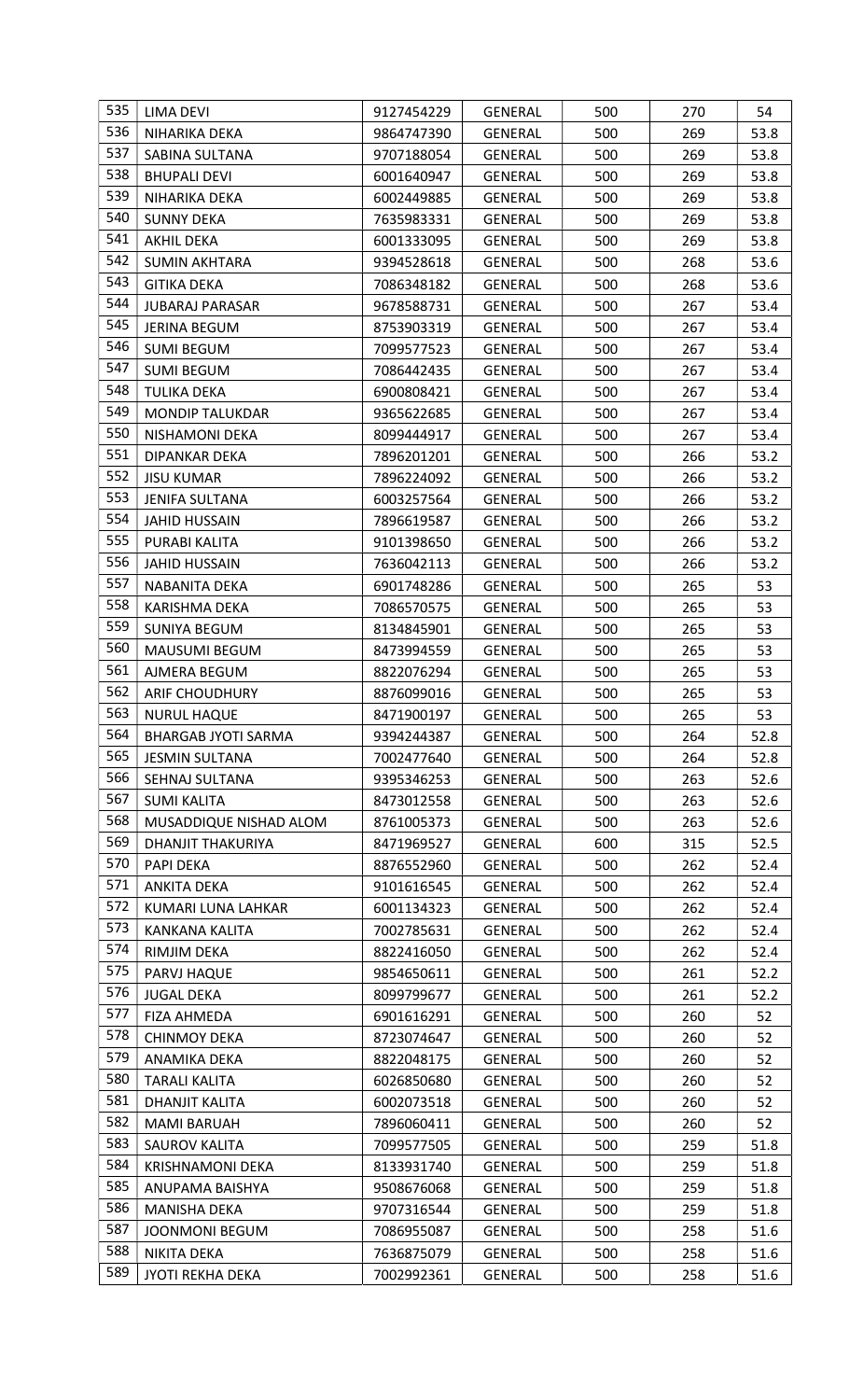| | | | | | | |
|---|---|---|---|---|---|---|
| 535 | LIMA DEVI | 9127454229 | GENERAL | 500 | 270 | 54 |
| 536 | NIHARIKA DEKA | 9864747390 | GENERAL | 500 | 269 | 53.8 |
| 537 | SABINA SULTANA | 9707188054 | GENERAL | 500 | 269 | 53.8 |
| 538 | BHUPALI DEVI | 6001640947 | GENERAL | 500 | 269 | 53.8 |
| 539 | NIHARIKA DEKA | 6002449885 | GENERAL | 500 | 269 | 53.8 |
| 540 | SUNNY DEKA | 7635983331 | GENERAL | 500 | 269 | 53.8 |
| 541 | AKHIL DEKA | 6001333095 | GENERAL | 500 | 269 | 53.8 |
| 542 | SUMIN AKHTARA | 9394528618 | GENERAL | 500 | 268 | 53.6 |
| 543 | GITIKA DEKA | 7086348182 | GENERAL | 500 | 268 | 53.6 |
| 544 | JUBARAJ PARASAR | 9678588731 | GENERAL | 500 | 267 | 53.4 |
| 545 | JERINA BEGUM | 8753903319 | GENERAL | 500 | 267 | 53.4 |
| 546 | SUMI BEGUM | 7099577523 | GENERAL | 500 | 267 | 53.4 |
| 547 | SUMI BEGUM | 7086442435 | GENERAL | 500 | 267 | 53.4 |
| 548 | TULIKA DEKA | 6900808421 | GENERAL | 500 | 267 | 53.4 |
| 549 | MONDIP TALUKDAR | 9365622685 | GENERAL | 500 | 267 | 53.4 |
| 550 | NISHAMONI DEKA | 8099444917 | GENERAL | 500 | 267 | 53.4 |
| 551 | DIPANKAR DEKA | 7896201201 | GENERAL | 500 | 266 | 53.2 |
| 552 | JISU KUMAR | 7896224092 | GENERAL | 500 | 266 | 53.2 |
| 553 | JENIFA SULTANA | 6003257564 | GENERAL | 500 | 266 | 53.2 |
| 554 | JAHID HUSSAIN | 7896619587 | GENERAL | 500 | 266 | 53.2 |
| 555 | PURABI KALITA | 9101398650 | GENERAL | 500 | 266 | 53.2 |
| 556 | JAHID HUSSAIN | 7636042113 | GENERAL | 500 | 266 | 53.2 |
| 557 | NABANITA DEKA | 6901748286 | GENERAL | 500 | 265 | 53 |
| 558 | KARISHMA DEKA | 7086570575 | GENERAL | 500 | 265 | 53 |
| 559 | SUNIYA BEGUM | 8134845901 | GENERAL | 500 | 265 | 53 |
| 560 | MAUSUMI BEGUM | 8473994559 | GENERAL | 500 | 265 | 53 |
| 561 | AJMERA BEGUM | 8822076294 | GENERAL | 500 | 265 | 53 |
| 562 | ARIF CHOUDHURY | 8876099016 | GENERAL | 500 | 265 | 53 |
| 563 | NURUL HAQUE | 8471900197 | GENERAL | 500 | 265 | 53 |
| 564 | BHARGAB JYOTI SARMA | 9394244387 | GENERAL | 500 | 264 | 52.8 |
| 565 | JESMIN SULTANA | 7002477640 | GENERAL | 500 | 264 | 52.8 |
| 566 | SEHNAJ SULTANA | 9395346253 | GENERAL | 500 | 263 | 52.6 |
| 567 | SUMI KALITA | 8473012558 | GENERAL | 500 | 263 | 52.6 |
| 568 | MUSADDIQUE NISHAD ALOM | 8761005373 | GENERAL | 500 | 263 | 52.6 |
| 569 | DHANJIT THAKURIYA | 8471969527 | GENERAL | 600 | 315 | 52.5 |
| 570 | PAPI DEKA | 8876552960 | GENERAL | 500 | 262 | 52.4 |
| 571 | ANKITA DEKA | 9101616545 | GENERAL | 500 | 262 | 52.4 |
| 572 | KUMARI LUNA LAHKAR | 6001134323 | GENERAL | 500 | 262 | 52.4 |
| 573 | KANKANA KALITA | 7002785631 | GENERAL | 500 | 262 | 52.4 |
| 574 | RIMJIM DEKA | 8822416050 | GENERAL | 500 | 262 | 52.4 |
| 575 | PARVJ HAQUE | 9854650611 | GENERAL | 500 | 261 | 52.2 |
| 576 | JUGAL DEKA | 8099799677 | GENERAL | 500 | 261 | 52.2 |
| 577 | FIZA AHMEDA | 6901616291 | GENERAL | 500 | 260 | 52 |
| 578 | CHINMOY DEKA | 8723074647 | GENERAL | 500 | 260 | 52 |
| 579 | ANAMIKA DEKA | 8822048175 | GENERAL | 500 | 260 | 52 |
| 580 | TARALI KALITA | 6026850680 | GENERAL | 500 | 260 | 52 |
| 581 | DHANJIT KALITA | 6002073518 | GENERAL | 500 | 260 | 52 |
| 582 | MAMI BARUAH | 7896060411 | GENERAL | 500 | 260 | 52 |
| 583 | SAUROV KALITA | 7099577505 | GENERAL | 500 | 259 | 51.8 |
| 584 | KRISHNAMONI DEKA | 8133931740 | GENERAL | 500 | 259 | 51.8 |
| 585 | ANUPAMA BAISHYA | 9508676068 | GENERAL | 500 | 259 | 51.8 |
| 586 | MANISHA DEKA | 9707316544 | GENERAL | 500 | 259 | 51.8 |
| 587 | JOONMONI BEGUM | 7086955087 | GENERAL | 500 | 258 | 51.6 |
| 588 | NIKITA DEKA | 7636875079 | GENERAL | 500 | 258 | 51.6 |
| 589 | JYOTI REKHA DEKA | 7002992361 | GENERAL | 500 | 258 | 51.6 |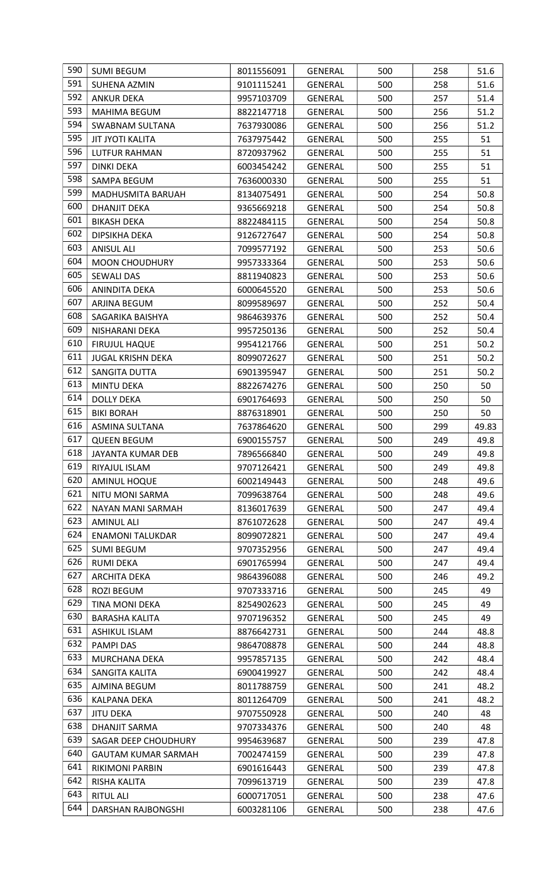| 590 | SUMI BEGUM | 8011556091 | GENERAL | 500 | 258 | 51.6 |
|---|---|---|---|---|---|---|
| 591 | SUHENA AZMIN | 9101115241 | GENERAL | 500 | 258 | 51.6 |
| 592 | ANKUR DEKA | 9957103709 | GENERAL | 500 | 257 | 51.4 |
| 593 | MAHIMA BEGUM | 8822147718 | GENERAL | 500 | 256 | 51.2 |
| 594 | SWABNAM SULTANA | 7637930086 | GENERAL | 500 | 256 | 51.2 |
| 595 | JIT JYOTI KALITA | 7637975442 | GENERAL | 500 | 255 | 51 |
| 596 | LUTFUR RAHMAN | 8720937962 | GENERAL | 500 | 255 | 51 |
| 597 | DINKI DEKA | 6003454242 | GENERAL | 500 | 255 | 51 |
| 598 | SAMPA BEGUM | 7636000330 | GENERAL | 500 | 255 | 51 |
| 599 | MADHUSMITA BARUAH | 8134075491 | GENERAL | 500 | 254 | 50.8 |
| 600 | DHANJIT DEKA | 9365669218 | GENERAL | 500 | 254 | 50.8 |
| 601 | BIKASH DEKA | 8822484115 | GENERAL | 500 | 254 | 50.8 |
| 602 | DIPSIKHA DEKA | 9126727647 | GENERAL | 500 | 254 | 50.8 |
| 603 | ANISUL ALI | 7099577192 | GENERAL | 500 | 253 | 50.6 |
| 604 | MOON CHOUDHURY | 9957333364 | GENERAL | 500 | 253 | 50.6 |
| 605 | SEWALI DAS | 8811940823 | GENERAL | 500 | 253 | 50.6 |
| 606 | ANINDITA DEKA | 6000645520 | GENERAL | 500 | 253 | 50.6 |
| 607 | ARJINA BEGUM | 8099589697 | GENERAL | 500 | 252 | 50.4 |
| 608 | SAGARIKA BAISHYA | 9864639376 | GENERAL | 500 | 252 | 50.4 |
| 609 | NISHARANI DEKA | 9957250136 | GENERAL | 500 | 252 | 50.4 |
| 610 | FIRUJUL HAQUE | 9954121766 | GENERAL | 500 | 251 | 50.2 |
| 611 | JUGAL KRISHN DEKA | 8099072627 | GENERAL | 500 | 251 | 50.2 |
| 612 | SANGITA DUTTA | 6901395947 | GENERAL | 500 | 251 | 50.2 |
| 613 | MINTU DEKA | 8822674276 | GENERAL | 500 | 250 | 50 |
| 614 | DOLLY DEKA | 6901764693 | GENERAL | 500 | 250 | 50 |
| 615 | BIKI BORAH | 8876318901 | GENERAL | 500 | 250 | 50 |
| 616 | ASMINA SULTANA | 7637864620 | GENERAL | 500 | 299 | 49.83 |
| 617 | QUEEN BEGUM | 6900155757 | GENERAL | 500 | 249 | 49.8 |
| 618 | JAYANTA KUMAR DEB | 7896566840 | GENERAL | 500 | 249 | 49.8 |
| 619 | RIYAJUL ISLAM | 9707126421 | GENERAL | 500 | 249 | 49.8 |
| 620 | AMINUL HOQUE | 6002149443 | GENERAL | 500 | 248 | 49.6 |
| 621 | NITU MONI SARMA | 7099638764 | GENERAL | 500 | 248 | 49.6 |
| 622 | NAYAN MANI SARMAH | 8136017639 | GENERAL | 500 | 247 | 49.4 |
| 623 | AMINUL ALI | 8761072628 | GENERAL | 500 | 247 | 49.4 |
| 624 | ENAMONI TALUKDAR | 8099072821 | GENERAL | 500 | 247 | 49.4 |
| 625 | SUMI BEGUM | 9707352956 | GENERAL | 500 | 247 | 49.4 |
| 626 | RUMI DEKA | 6901765994 | GENERAL | 500 | 247 | 49.4 |
| 627 | ARCHITA DEKA | 9864396088 | GENERAL | 500 | 246 | 49.2 |
| 628 | ROZI BEGUM | 9707333716 | GENERAL | 500 | 245 | 49 |
| 629 | TINA MONI DEKA | 8254902623 | GENERAL | 500 | 245 | 49 |
| 630 | BARASHA KALITA | 9707196352 | GENERAL | 500 | 245 | 49 |
| 631 | ASHIKUL ISLAM | 8876642731 | GENERAL | 500 | 244 | 48.8 |
| 632 | PAMPI DAS | 9864708878 | GENERAL | 500 | 244 | 48.8 |
| 633 | MURCHANA DEKA | 9957857135 | GENERAL | 500 | 242 | 48.4 |
| 634 | SANGITA KALITA | 6900419927 | GENERAL | 500 | 242 | 48.4 |
| 635 | AJMINA BEGUM | 8011788759 | GENERAL | 500 | 241 | 48.2 |
| 636 | KALPANA DEKA | 8011264709 | GENERAL | 500 | 241 | 48.2 |
| 637 | JITU DEKA | 9707550928 | GENERAL | 500 | 240 | 48 |
| 638 | DHANJIT SARMA | 9707334376 | GENERAL | 500 | 240 | 48 |
| 639 | SAGAR DEEP CHOUDHURY | 9954639687 | GENERAL | 500 | 239 | 47.8 |
| 640 | GAUTAM KUMAR SARMAH | 7002474159 | GENERAL | 500 | 239 | 47.8 |
| 641 | RIKIMONI PARBIN | 6901616443 | GENERAL | 500 | 239 | 47.8 |
| 642 | RISHA KALITA | 7099613719 | GENERAL | 500 | 239 | 47.8 |
| 643 | RITUL ALI | 6000717051 | GENERAL | 500 | 238 | 47.6 |
| 644 | DARSHAN RAJBONGSHI | 6003281106 | GENERAL | 500 | 238 | 47.6 |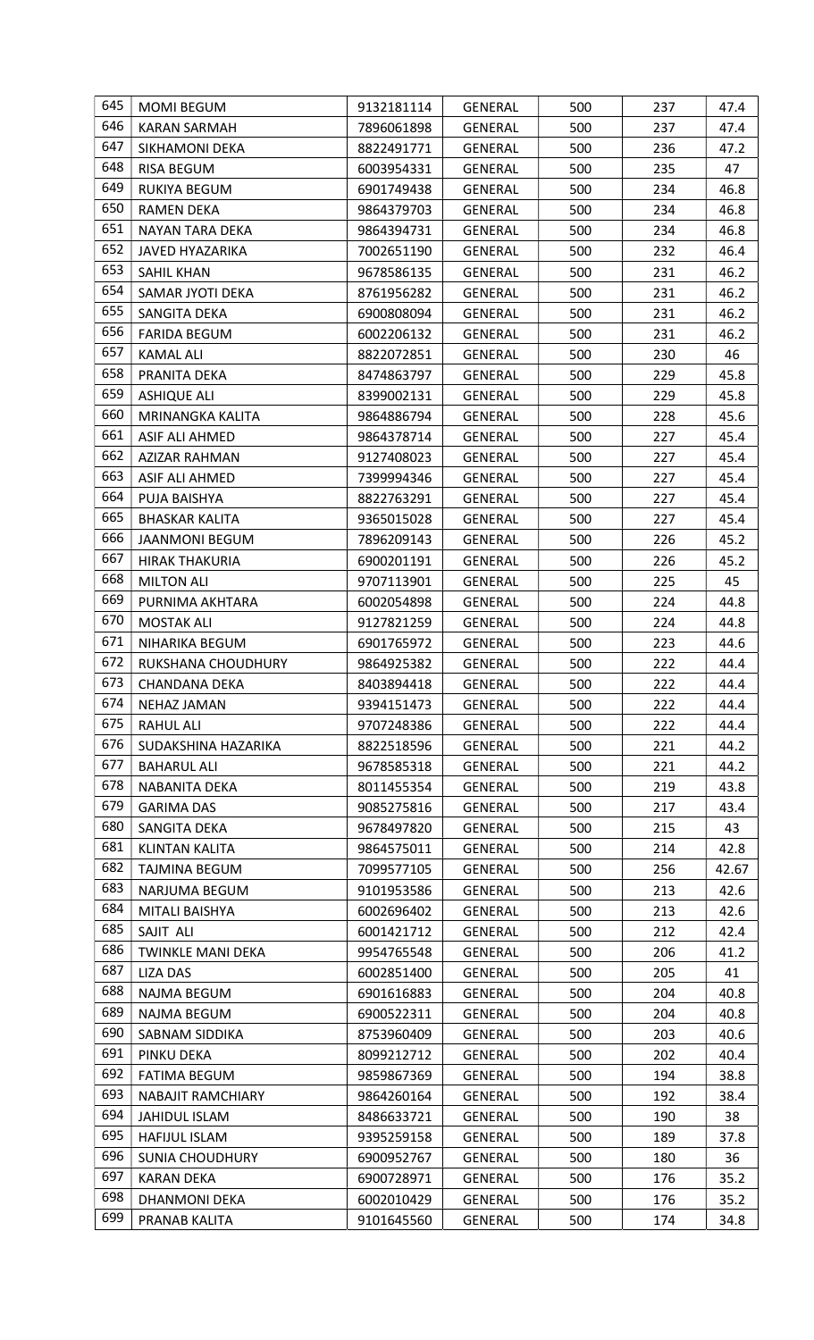| | | | | | | |
|---|---|---|---|---|---|---|
| 645 | MOMI BEGUM | 9132181114 | GENERAL | 500 | 237 | 47.4 |
| 646 | KARAN SARMAH | 7896061898 | GENERAL | 500 | 237 | 47.4 |
| 647 | SIKHAMONI DEKA | 8822491771 | GENERAL | 500 | 236 | 47.2 |
| 648 | RISA BEGUM | 6003954331 | GENERAL | 500 | 235 | 47 |
| 649 | RUKIYA BEGUM | 6901749438 | GENERAL | 500 | 234 | 46.8 |
| 650 | RAMEN DEKA | 9864379703 | GENERAL | 500 | 234 | 46.8 |
| 651 | NAYAN TARA DEKA | 9864394731 | GENERAL | 500 | 234 | 46.8 |
| 652 | JAVED HYAZARIKA | 7002651190 | GENERAL | 500 | 232 | 46.4 |
| 653 | SAHIL KHAN | 9678586135 | GENERAL | 500 | 231 | 46.2 |
| 654 | SAMAR JYOTI DEKA | 8761956282 | GENERAL | 500 | 231 | 46.2 |
| 655 | SANGITA DEKA | 6900808094 | GENERAL | 500 | 231 | 46.2 |
| 656 | FARIDA BEGUM | 6002206132 | GENERAL | 500 | 231 | 46.2 |
| 657 | KAMAL ALI | 8822072851 | GENERAL | 500 | 230 | 46 |
| 658 | PRANITA DEKA | 8474863797 | GENERAL | 500 | 229 | 45.8 |
| 659 | ASHIQUE ALI | 8399002131 | GENERAL | 500 | 229 | 45.8 |
| 660 | MRINANGKA KALITA | 9864886794 | GENERAL | 500 | 228 | 45.6 |
| 661 | ASIF ALI AHMED | 9864378714 | GENERAL | 500 | 227 | 45.4 |
| 662 | AZIZAR RAHMAN | 9127408023 | GENERAL | 500 | 227 | 45.4 |
| 663 | ASIF ALI AHMED | 7399994346 | GENERAL | 500 | 227 | 45.4 |
| 664 | PUJA BAISHYA | 8822763291 | GENERAL | 500 | 227 | 45.4 |
| 665 | BHASKAR KALITA | 9365015028 | GENERAL | 500 | 227 | 45.4 |
| 666 | JAANMONI BEGUM | 7896209143 | GENERAL | 500 | 226 | 45.2 |
| 667 | HIRAK THAKURIA | 6900201191 | GENERAL | 500 | 226 | 45.2 |
| 668 | MILTON ALI | 9707113901 | GENERAL | 500 | 225 | 45 |
| 669 | PURNIMA AKHTARA | 6002054898 | GENERAL | 500 | 224 | 44.8 |
| 670 | MOSTAK ALI | 9127821259 | GENERAL | 500 | 224 | 44.8 |
| 671 | NIHARIKA BEGUM | 6901765972 | GENERAL | 500 | 223 | 44.6 |
| 672 | RUKSHANA CHOUDHURY | 9864925382 | GENERAL | 500 | 222 | 44.4 |
| 673 | CHANDANA DEKA | 8403894418 | GENERAL | 500 | 222 | 44.4 |
| 674 | NEHAZ JAMAN | 9394151473 | GENERAL | 500 | 222 | 44.4 |
| 675 | RAHUL ALI | 9707248386 | GENERAL | 500 | 222 | 44.4 |
| 676 | SUDAKSHINA HAZARIKA | 8822518596 | GENERAL | 500 | 221 | 44.2 |
| 677 | BAHARUL ALI | 9678585318 | GENERAL | 500 | 221 | 44.2 |
| 678 | NABANITA DEKA | 8011455354 | GENERAL | 500 | 219 | 43.8 |
| 679 | GARIMA DAS | 9085275816 | GENERAL | 500 | 217 | 43.4 |
| 680 | SANGITA DEKA | 9678497820 | GENERAL | 500 | 215 | 43 |
| 681 | KLINTAN KALITA | 9864575011 | GENERAL | 500 | 214 | 42.8 |
| 682 | TAJMINA BEGUM | 7099577105 | GENERAL | 500 | 256 | 42.67 |
| 683 | NARJUMA BEGUM | 9101953586 | GENERAL | 500 | 213 | 42.6 |
| 684 | MITALI BAISHYA | 6002696402 | GENERAL | 500 | 213 | 42.6 |
| 685 | SAJIT ALI | 6001421712 | GENERAL | 500 | 212 | 42.4 |
| 686 | TWINKLE MANI DEKA | 9954765548 | GENERAL | 500 | 206 | 41.2 |
| 687 | LIZA DAS | 6002851400 | GENERAL | 500 | 205 | 41 |
| 688 | NAJMA BEGUM | 6901616883 | GENERAL | 500 | 204 | 40.8 |
| 689 | NAJMA BEGUM | 6900522311 | GENERAL | 500 | 204 | 40.8 |
| 690 | SABNAM SIDDIKA | 8753960409 | GENERAL | 500 | 203 | 40.6 |
| 691 | PINKU DEKA | 8099212712 | GENERAL | 500 | 202 | 40.4 |
| 692 | FATIMA BEGUM | 9859867369 | GENERAL | 500 | 194 | 38.8 |
| 693 | NABAJIT RAMCHIARY | 9864260164 | GENERAL | 500 | 192 | 38.4 |
| 694 | JAHIDUL ISLAM | 8486633721 | GENERAL | 500 | 190 | 38 |
| 695 | HAFIJUL ISLAM | 9395259158 | GENERAL | 500 | 189 | 37.8 |
| 696 | SUNIA CHOUDHURY | 6900952767 | GENERAL | 500 | 180 | 36 |
| 697 | KARAN DEKA | 6900728971 | GENERAL | 500 | 176 | 35.2 |
| 698 | DHANMONI DEKA | 6002010429 | GENERAL | 500 | 176 | 35.2 |
| 699 | PRANAB KALITA | 9101645560 | GENERAL | 500 | 174 | 34.8 |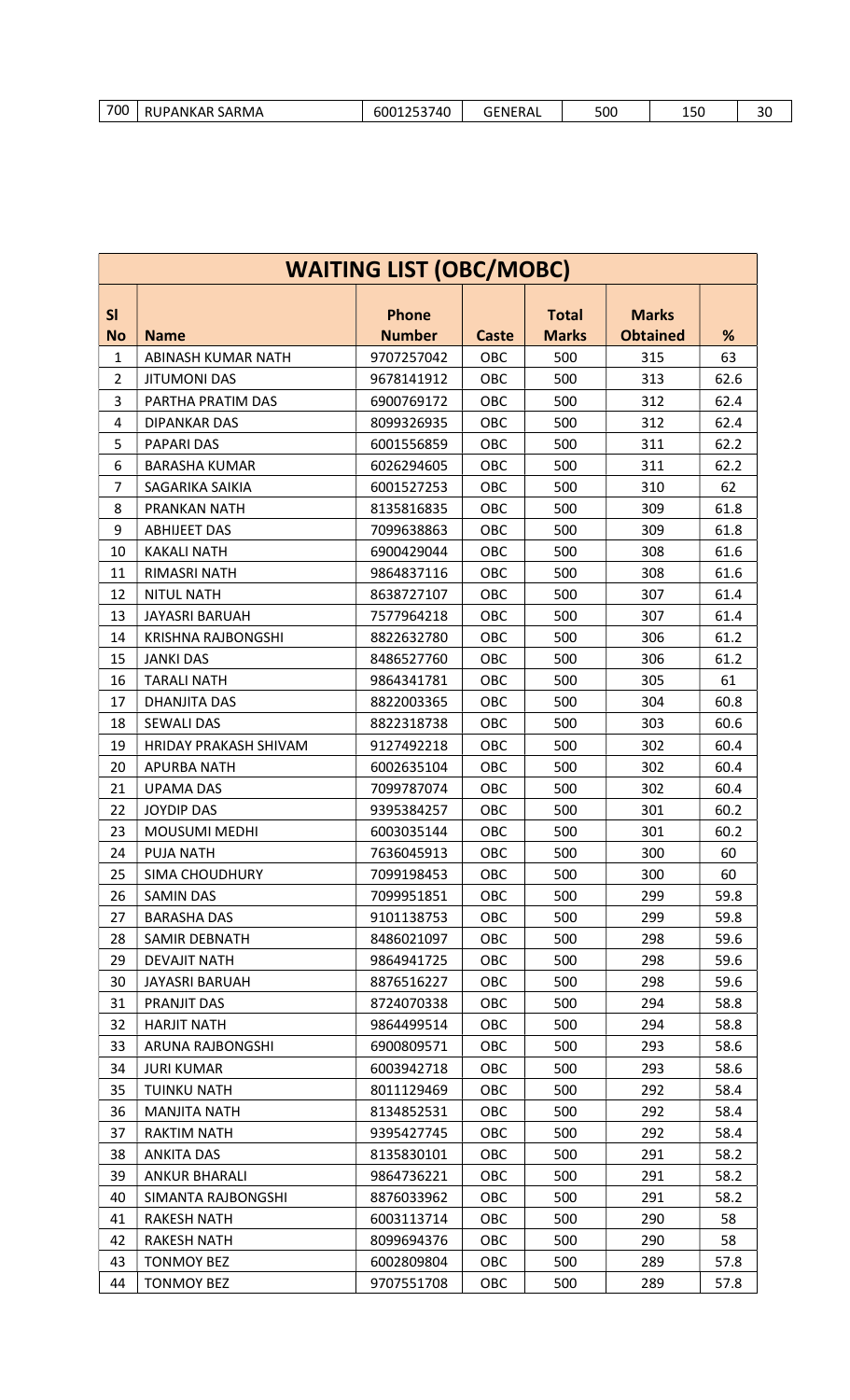| 700 | RUPANKAR SARMA | 6001253740 | GENERAL | 500 | 150 | 30 |
|---|---|---|---|---|---|---|

## WAITING LIST (OBC/MOBC)

| Sl No | Name | Phone Number | Caste | Total Marks | Marks Obtained | % |
|---|---|---|---|---|---|---|
| 1 | ABINASH KUMAR NATH | 9707257042 | OBC | 500 | 315 | 63 |
| 2 | JITUMONI DAS | 9678141912 | OBC | 500 | 313 | 62.6 |
| 3 | PARTHA PRATIM DAS | 6900769172 | OBC | 500 | 312 | 62.4 |
| 4 | DIPANKAR DAS | 8099326935 | OBC | 500 | 312 | 62.4 |
| 5 | PAPARI DAS | 6001556859 | OBC | 500 | 311 | 62.2 |
| 6 | BARASHA KUMAR | 6026294605 | OBC | 500 | 311 | 62.2 |
| 7 | SAGARIKA SAIKIA | 6001527253 | OBC | 500 | 310 | 62 |
| 8 | PRANKAN NATH | 8135816835 | OBC | 500 | 309 | 61.8 |
| 9 | ABHIJEET DAS | 7099638863 | OBC | 500 | 309 | 61.8 |
| 10 | KAKALI NATH | 6900429044 | OBC | 500 | 308 | 61.6 |
| 11 | RIMASRI NATH | 9864837116 | OBC | 500 | 308 | 61.6 |
| 12 | NITUL NATH | 8638727107 | OBC | 500 | 307 | 61.4 |
| 13 | JAYASRI BARUAH | 7577964218 | OBC | 500 | 307 | 61.4 |
| 14 | KRISHNA RAJBONGSHI | 8822632780 | OBC | 500 | 306 | 61.2 |
| 15 | JANKI DAS | 8486527760 | OBC | 500 | 306 | 61.2 |
| 16 | TARALI NATH | 9864341781 | OBC | 500 | 305 | 61 |
| 17 | DHANJITA DAS | 8822003365 | OBC | 500 | 304 | 60.8 |
| 18 | SEWALI DAS | 8822318738 | OBC | 500 | 303 | 60.6 |
| 19 | HRIDAY PRAKASH SHIVAM | 9127492218 | OBC | 500 | 302 | 60.4 |
| 20 | APURBA NATH | 6002635104 | OBC | 500 | 302 | 60.4 |
| 21 | UPAMA DAS | 7099787074 | OBC | 500 | 302 | 60.4 |
| 22 | JOYDIP DAS | 9395384257 | OBC | 500 | 301 | 60.2 |
| 23 | MOUSUMI MEDHI | 6003035144 | OBC | 500 | 301 | 60.2 |
| 24 | PUJA NATH | 7636045913 | OBC | 500 | 300 | 60 |
| 25 | SIMA CHOUDHURY | 7099198453 | OBC | 500 | 300 | 60 |
| 26 | SAMIN DAS | 7099951851 | OBC | 500 | 299 | 59.8 |
| 27 | BARASHA DAS | 9101138753 | OBC | 500 | 299 | 59.8 |
| 28 | SAMIR DEBNATH | 8486021097 | OBC | 500 | 298 | 59.6 |
| 29 | DEVAJIT NATH | 9864941725 | OBC | 500 | 298 | 59.6 |
| 30 | JAYASRI BARUAH | 8876516227 | OBC | 500 | 298 | 59.6 |
| 31 | PRANJIT DAS | 8724070338 | OBC | 500 | 294 | 58.8 |
| 32 | HARJIT NATH | 9864499514 | OBC | 500 | 294 | 58.8 |
| 33 | ARUNA RAJBONGSHI | 6900809571 | OBC | 500 | 293 | 58.6 |
| 34 | JURI KUMAR | 6003942718 | OBC | 500 | 293 | 58.6 |
| 35 | TUINKU NATH | 8011129469 | OBC | 500 | 292 | 58.4 |
| 36 | MANJITA NATH | 8134852531 | OBC | 500 | 292 | 58.4 |
| 37 | RAKTIM NATH | 9395427745 | OBC | 500 | 292 | 58.4 |
| 38 | ANKITA DAS | 8135830101 | OBC | 500 | 291 | 58.2 |
| 39 | ANKUR BHARALI | 9864736221 | OBC | 500 | 291 | 58.2 |
| 40 | SIMANTA RAJBONGSHI | 8876033962 | OBC | 500 | 291 | 58.2 |
| 41 | RAKESH NATH | 6003113714 | OBC | 500 | 290 | 58 |
| 42 | RAKESH NATH | 8099694376 | OBC | 500 | 290 | 58 |
| 43 | TONMOY BEZ | 6002809804 | OBC | 500 | 289 | 57.8 |
| 44 | TONMOY BEZ | 9707551708 | OBC | 500 | 289 | 57.8 |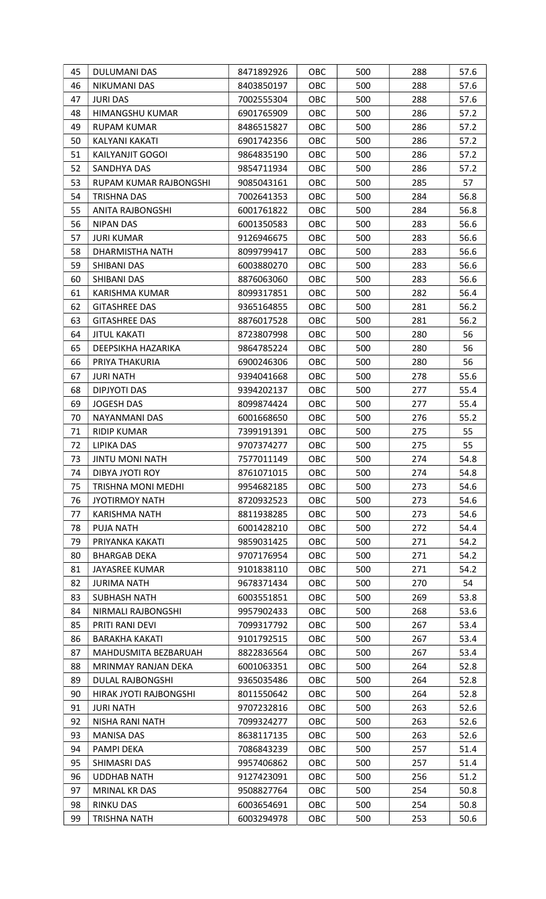| 45 | DULUMANI DAS | 8471892926 | OBC | 500 | 288 | 57.6 |
|---|---|---|---|---|---|---|
| 46 | NIKUMANI DAS | 8403850197 | OBC | 500 | 288 | 57.6 |
| 47 | JURI DAS | 7002555304 | OBC | 500 | 288 | 57.6 |
| 48 | HIMANGSHU KUMAR | 6901765909 | OBC | 500 | 286 | 57.2 |
| 49 | RUPAM KUMAR | 8486515827 | OBC | 500 | 286 | 57.2 |
| 50 | KALYANI KAKATI | 6901742356 | OBC | 500 | 286 | 57.2 |
| 51 | KAILYANJIT GOGOI | 9864835190 | OBC | 500 | 286 | 57.2 |
| 52 | SANDHYA DAS | 9854711934 | OBC | 500 | 286 | 57.2 |
| 53 | RUPAM KUMAR RAJBONGSHI | 9085043161 | OBC | 500 | 285 | 57 |
| 54 | TRISHNA DAS | 7002641353 | OBC | 500 | 284 | 56.8 |
| 55 | ANITA RAJBONGSHI | 6001761822 | OBC | 500 | 284 | 56.8 |
| 56 | NIPAN DAS | 6001350583 | OBC | 500 | 283 | 56.6 |
| 57 | JURI KUMAR | 9126946675 | OBC | 500 | 283 | 56.6 |
| 58 | DHARMISTHA NATH | 8099799417 | OBC | 500 | 283 | 56.6 |
| 59 | SHIBANI DAS | 6003880270 | OBC | 500 | 283 | 56.6 |
| 60 | SHIBANI DAS | 8876063060 | OBC | 500 | 283 | 56.6 |
| 61 | KARISHMA KUMAR | 8099317851 | OBC | 500 | 282 | 56.4 |
| 62 | GITASHREE DAS | 9365164855 | OBC | 500 | 281 | 56.2 |
| 63 | GITASHREE DAS | 8876017528 | OBC | 500 | 281 | 56.2 |
| 64 | JITUL KAKATI | 8723807998 | OBC | 500 | 280 | 56 |
| 65 | DEEPSIKHA HAZARIKA | 9864785224 | OBC | 500 | 280 | 56 |
| 66 | PRIYA THAKURIA | 6900246306 | OBC | 500 | 280 | 56 |
| 67 | JURI NATH | 9394041668 | OBC | 500 | 278 | 55.6 |
| 68 | DIPJYOTI DAS | 9394202137 | OBC | 500 | 277 | 55.4 |
| 69 | JOGESH DAS | 8099874424 | OBC | 500 | 277 | 55.4 |
| 70 | NAYANMANI DAS | 6001668650 | OBC | 500 | 276 | 55.2 |
| 71 | RIDIP KUMAR | 7399191391 | OBC | 500 | 275 | 55 |
| 72 | LIPIKA DAS | 9707374277 | OBC | 500 | 275 | 55 |
| 73 | JINTU MONI NATH | 7577011149 | OBC | 500 | 274 | 54.8 |
| 74 | DIBYA JYOTI ROY | 8761071015 | OBC | 500 | 274 | 54.8 |
| 75 | TRISHNA MONI MEDHI | 9954682185 | OBC | 500 | 273 | 54.6 |
| 76 | JYOTIRMOY NATH | 8720932523 | OBC | 500 | 273 | 54.6 |
| 77 | KARISHMA NATH | 8811938285 | OBC | 500 | 273 | 54.6 |
| 78 | PUJA NATH | 6001428210 | OBC | 500 | 272 | 54.4 |
| 79 | PRIYANKA KAKATI | 9859031425 | OBC | 500 | 271 | 54.2 |
| 80 | BHARGAB DEKA | 9707176954 | OBC | 500 | 271 | 54.2 |
| 81 | JAYASREE KUMAR | 9101838110 | OBC | 500 | 271 | 54.2 |
| 82 | JURIMA NATH | 9678371434 | OBC | 500 | 270 | 54 |
| 83 | SUBHASH NATH | 6003551851 | OBC | 500 | 269 | 53.8 |
| 84 | NIRMALI RAJBONGSHI | 9957902433 | OBC | 500 | 268 | 53.6 |
| 85 | PRITI RANI DEVI | 7099317792 | OBC | 500 | 267 | 53.4 |
| 86 | BARAKHA KAKATI | 9101792515 | OBC | 500 | 267 | 53.4 |
| 87 | MAHDUSMITA BEZBARUAH | 8822836564 | OBC | 500 | 267 | 53.4 |
| 88 | MRINMAY RANJAN DEKA | 6001063351 | OBC | 500 | 264 | 52.8 |
| 89 | DULAL RAJBONGSHI | 9365035486 | OBC | 500 | 264 | 52.8 |
| 90 | HIRAK JYOTI RAJBONGSHI | 8011550642 | OBC | 500 | 264 | 52.8 |
| 91 | JURI NATH | 9707232816 | OBC | 500 | 263 | 52.6 |
| 92 | NISHA RANI NATH | 7099324277 | OBC | 500 | 263 | 52.6 |
| 93 | MANISA DAS | 8638117135 | OBC | 500 | 263 | 52.6 |
| 94 | PAMPI DEKA | 7086843239 | OBC | 500 | 257 | 51.4 |
| 95 | SHIMASRI DAS | 9957406862 | OBC | 500 | 257 | 51.4 |
| 96 | UDDHAB NATH | 9127423091 | OBC | 500 | 256 | 51.2 |
| 97 | MRINAL KR DAS | 9508827764 | OBC | 500 | 254 | 50.8 |
| 98 | RINKU DAS | 6003654691 | OBC | 500 | 254 | 50.8 |
| 99 | TRISHNA NATH | 6003294978 | OBC | 500 | 253 | 50.6 |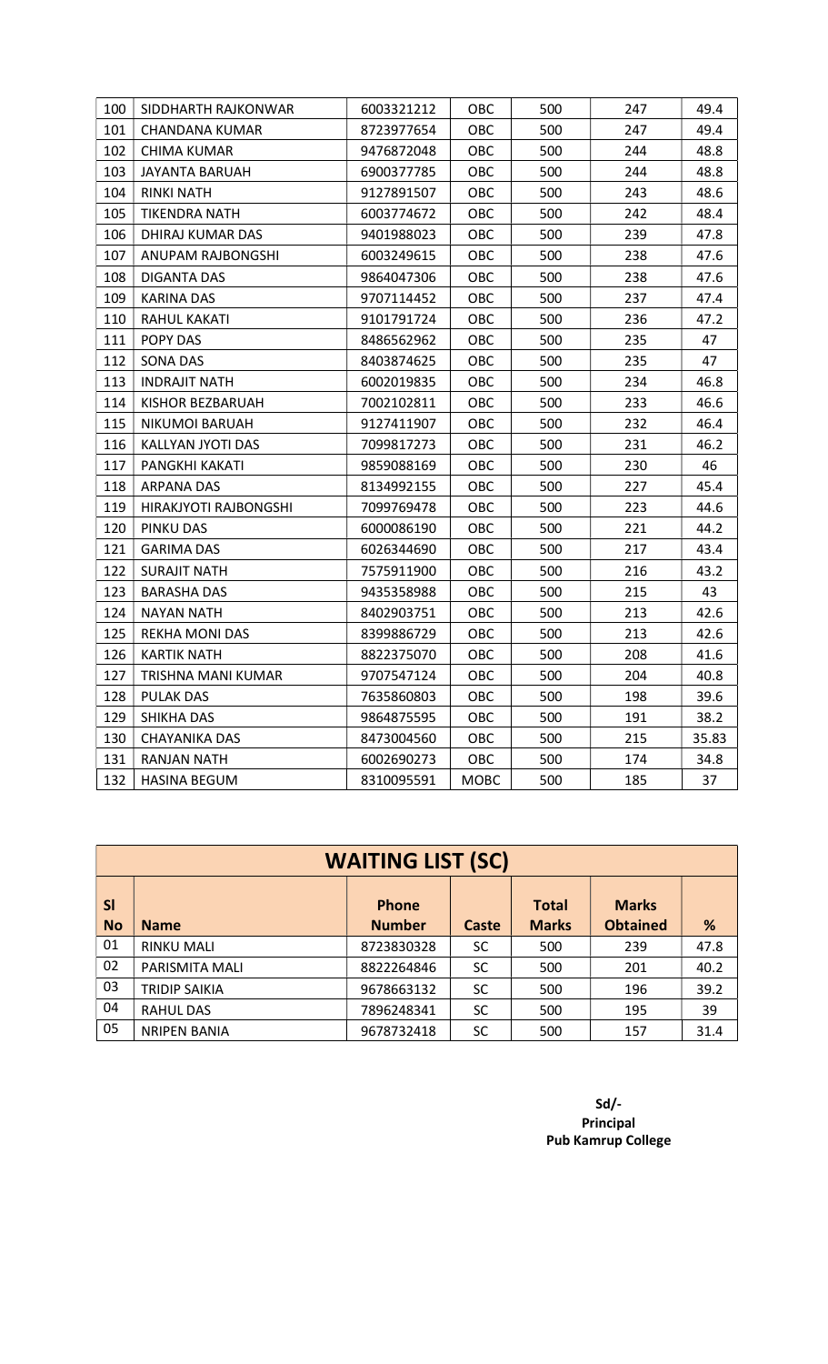| | | | | | | |
|---|---|---|---|---|---|---|
| 100 | SIDDHARTH RAJKONWAR | 6003321212 | OBC | 500 | 247 | 49.4 |
| 101 | CHANDANA KUMAR | 8723977654 | OBC | 500 | 247 | 49.4 |
| 102 | CHIMA KUMAR | 9476872048 | OBC | 500 | 244 | 48.8 |
| 103 | JAYANTA BARUAH | 6900377785 | OBC | 500 | 244 | 48.8 |
| 104 | RINKI NATH | 9127891507 | OBC | 500 | 243 | 48.6 |
| 105 | TIKENDRA NATH | 6003774672 | OBC | 500 | 242 | 48.4 |
| 106 | DHIRAJ KUMAR DAS | 9401988023 | OBC | 500 | 239 | 47.8 |
| 107 | ANUPAM RAJBONGSHI | 6003249615 | OBC | 500 | 238 | 47.6 |
| 108 | DIGANTA DAS | 9864047306 | OBC | 500 | 238 | 47.6 |
| 109 | KARINA DAS | 9707114452 | OBC | 500 | 237 | 47.4 |
| 110 | RAHUL KAKATI | 9101791724 | OBC | 500 | 236 | 47.2 |
| 111 | POPY DAS | 8486562962 | OBC | 500 | 235 | 47 |
| 112 | SONA DAS | 8403874625 | OBC | 500 | 235 | 47 |
| 113 | INDRAJIT NATH | 6002019835 | OBC | 500 | 234 | 46.8 |
| 114 | KISHOR BEZBARUAH | 7002102811 | OBC | 500 | 233 | 46.6 |
| 115 | NIKUMOI BARUAH | 9127411907 | OBC | 500 | 232 | 46.4 |
| 116 | KALLYAN JYOTI DAS | 7099817273 | OBC | 500 | 231 | 46.2 |
| 117 | PANGKHI KAKATI | 9859088169 | OBC | 500 | 230 | 46 |
| 118 | ARPANA DAS | 8134992155 | OBC | 500 | 227 | 45.4 |
| 119 | HIRAKJYOTI RAJBONGSHI | 7099769478 | OBC | 500 | 223 | 44.6 |
| 120 | PINKU DAS | 6000086190 | OBC | 500 | 221 | 44.2 |
| 121 | GARIMA DAS | 6026344690 | OBC | 500 | 217 | 43.4 |
| 122 | SURAJIT NATH | 7575911900 | OBC | 500 | 216 | 43.2 |
| 123 | BARASHA DAS | 9435358988 | OBC | 500 | 215 | 43 |
| 124 | NAYAN NATH | 8402903751 | OBC | 500 | 213 | 42.6 |
| 125 | REKHA MONI DAS | 8399886729 | OBC | 500 | 213 | 42.6 |
| 126 | KARTIK NATH | 8822375070 | OBC | 500 | 208 | 41.6 |
| 127 | TRISHNA MANI KUMAR | 9707547124 | OBC | 500 | 204 | 40.8 |
| 128 | PULAK DAS | 7635860803 | OBC | 500 | 198 | 39.6 |
| 129 | SHIKHA DAS | 9864875595 | OBC | 500 | 191 | 38.2 |
| 130 | CHAYANIKA DAS | 8473004560 | OBC | 500 | 215 | 35.83 |
| 131 | RANJAN NATH | 6002690273 | OBC | 500 | 174 | 34.8 |
| 132 | HASINA BEGUM | 8310095591 | MOBC | 500 | 185 | 37 |

## WAITING LIST (SC)

| Sl No | Name | Phone Number | Caste | Total Marks | Marks Obtained | % |
|---|---|---|---|---|---|---|
| 01 | RINKU MALI | 8723830328 | SC | 500 | 239 | 47.8 |
| 02 | PARISMITA MALI | 8822264846 | SC | 500 | 201 | 40.2 |
| 03 | TRIDIP SAIKIA | 9678663132 | SC | 500 | 196 | 39.2 |
| 04 | RAHUL DAS | 7896248341 | SC | 500 | 195 | 39 |
| 05 | NRIPEN BANIA | 9678732418 | SC | 500 | 157 | 31.4 |

**Sd/-**
**Principal**
**Pub Kamrup College**